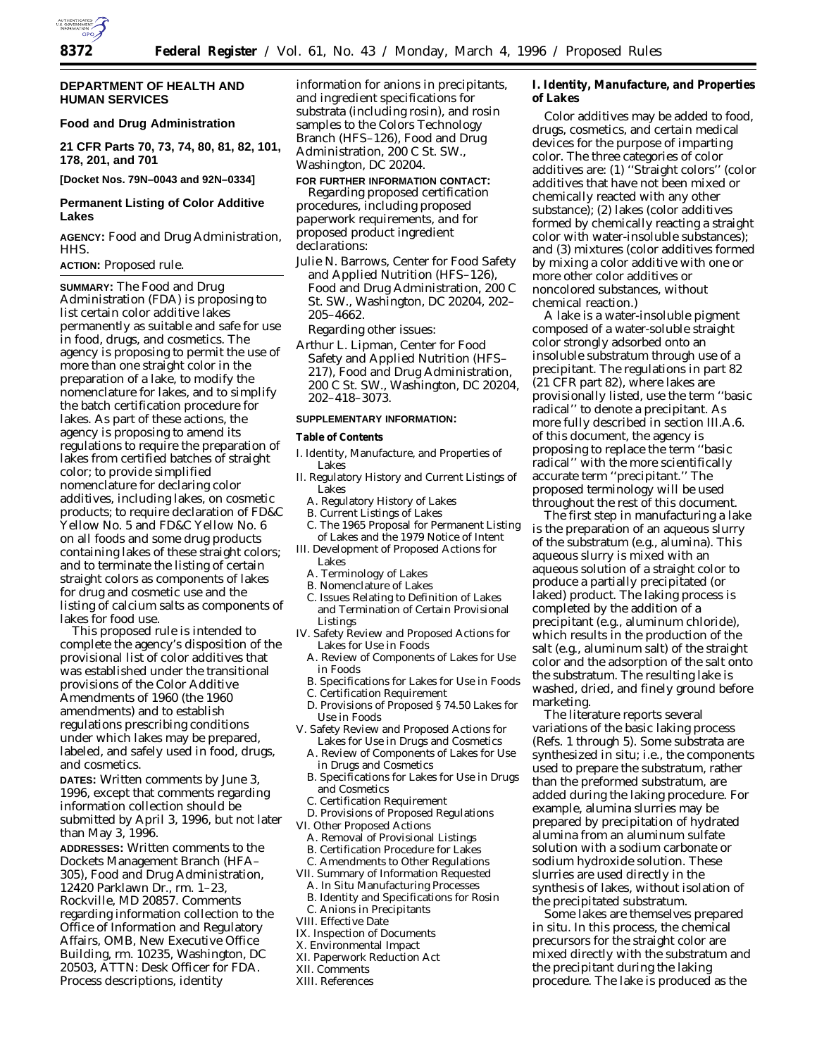**DEPARTMENT OF HEALTH AND HUMAN SERVICES**

**Food and Drug Administration**

**21 CFR Parts 70, 73, 74, 80, 81, 82, 101, 178, 201, and 701**

**[Docket Nos. 79N–0043 and 92N–0334]**

## Permanent Listing of Color Additive Lakes

**AGENCY:** Food and Drug Administration, HHS.

**ACTION:** Proposed rule.

**SUMMARY:** The Food and Drug Administration (FDA) is proposing to list certain color additive lakes permanently as suitable and safe for use in food, drugs, and cosmetics. The agency is proposing to permit the use of more than one straight color in the preparation of a lake, to modify the nomenclature for lakes, and to simplify the batch certification procedure for lakes. As part of these actions, the agency is proposing to amend its regulations to require the preparation of lakes from certified batches of straight color; to provide simplified nomenclature for declaring color additives, including lakes, on cosmetic products; to require declaration of FD&C Yellow No. 5 and FD&C Yellow No. 6 on all foods and some drug products containing lakes of these straight colors; and to terminate the listing of certain straight colors as components of lakes for drug and cosmetic use and the listing of calcium salts as components of lakes for food use.

This proposed rule is intended to complete the agency's disposition of the provisional list of color additives that was established under the transitional provisions of the Color Additive Amendments of 1960 (the 1960 amendments) and to establish regulations prescribing conditions under which lakes may be prepared, labeled, and safely used in food, drugs, and cosmetics.

**DATES:** Written comments by June 3, 1996, except that comments regarding information collection should be submitted by April 3, 1996, but not later than May 3, 1996.

**ADDRESSES:** Written comments to the Dockets Management Branch (HFA–305), Food and Drug Administration, 12420 Parklawn Dr., rm. 1–23, Rockville, MD 20857. Comments regarding information collection to the Office of Information and Regulatory Affairs, OMB, New Executive Office Building, rm. 10235, Washington, DC 20503, ATTN: Desk Officer for FDA. Process descriptions, identity information for anions in precipitants, and ingredient specifications for substrata (including rosin), and rosin samples to the Colors Technology Branch (HFS–126), Food and Drug Administration, 200 C St. SW., Washington, DC 20204.

**FOR FURTHER INFORMATION CONTACT:**

Regarding proposed certification procedures, including proposed paperwork requirements, and for proposed product ingredient declarations:

Julie N. Barrows, Center for Food Safety and Applied Nutrition (HFS–126), Food and Drug Administration, 200 C St. SW., Washington, DC 20204, 202–205–4662.

Regarding other issues:

Arthur L. Lipman, Center for Food Safety and Applied Nutrition (HFS–217), Food and Drug Administration, 200 C St. SW., Washington, DC 20204, 202–418–3073.

**SUPPLEMENTARY INFORMATION:**

**Table of Contents**

- I. Identity, Manufacture, and Properties of Lakes
- II. Regulatory History and Current Listings of Lakes
  - A. Regulatory History of Lakes
  - B. Current Listings of Lakes
  - C. The 1965 Proposal for Permanent Listing of Lakes and the 1979 Notice of Intent
- III. Development of Proposed Actions for Lakes
  - A. Terminology of Lakes
  - B. Nomenclature of Lakes
  - C. Issues Relating to Definition of Lakes and Termination of Certain Provisional Listings
- IV. Safety Review and Proposed Actions for Lakes for Use in Foods
  - A. Review of Components of Lakes for Use in Foods
  - B. Specifications for Lakes for Use in Foods
  - C. Certification Requirement
  - D. Provisions of Proposed § 74.50 Lakes for Use in Foods
- V. Safety Review and Proposed Actions for Lakes for Use in Drugs and Cosmetics
  - A. Review of Components of Lakes for Use in Drugs and Cosmetics
  - B. Specifications for Lakes for Use in Drugs and Cosmetics
  - C. Certification Requirement
  - D. Provisions of Proposed Regulations
- VI. Other Proposed Actions
  - A. Removal of Provisional Listings
  - B. Certification Procedure for Lakes
  - C. Amendments to Other Regulations
- VII. Summary of Information Requested
  - A. In Situ Manufacturing Processes
  - B. Identity and Specifications for Rosin
  - C. Anions in Precipitants
- VIII. Effective Date
- IX. Inspection of Documents
- X. Environmental Impact
- XI. Paperwork Reduction Act
- XII. Comments
- XIII. References

## I. Identity, Manufacture, and Properties of Lakes

Color additives may be added to food, drugs, cosmetics, and certain medical devices for the purpose of imparting color. The three categories of color additives are: (1) ''Straight colors'' (color additives that have not been mixed or chemically reacted with any other substance); (2) lakes (color additives formed by chemically reacting a straight color with water-insoluble substances); and (3) mixtures (color additives formed by mixing a color additive with one or more other color additives or noncolored substances, without chemical reaction.)

A lake is a water-insoluble pigment composed of a water-soluble straight color strongly adsorbed onto an insoluble substratum through use of a precipitant. The regulations in part 82 (21 CFR part 82), where lakes are provisionally listed, use the term ''basic radical'' to denote a precipitant. As more fully described in section III.A.6. of this document, the agency is proposing to replace the term ''basic radical'' with the more scientifically accurate term ''precipitant.'' The proposed terminology will be used throughout the rest of this document.

The first step in manufacturing a lake is the preparation of an aqueous slurry of the substratum (e.g., alumina). This aqueous slurry is mixed with an aqueous solution of a straight color to produce a partially precipitated (or laked) product. The laking process is completed by the addition of a precipitant (e.g., aluminum chloride), which results in the production of the salt (e.g., aluminum salt) of the straight color and the adsorption of the salt onto the substratum. The resulting lake is washed, dried, and finely ground before marketing.

The literature reports several variations of the basic laking process (Refs. 1 through 5). Some substrata are synthesized in situ; i.e., the components used to prepare the substratum, rather than the preformed substratum, are added during the laking procedure. For example, alumina slurries may be prepared by precipitation of hydrated alumina from an aluminum sulfate solution with a sodium carbonate or sodium hydroxide solution. These slurries are used directly in the synthesis of lakes, without isolation of the precipitated substratum.

Some lakes are themselves prepared in situ. In this process, the chemical precursors for the straight color are mixed directly with the substratum and the precipitant during the laking procedure. The lake is produced as the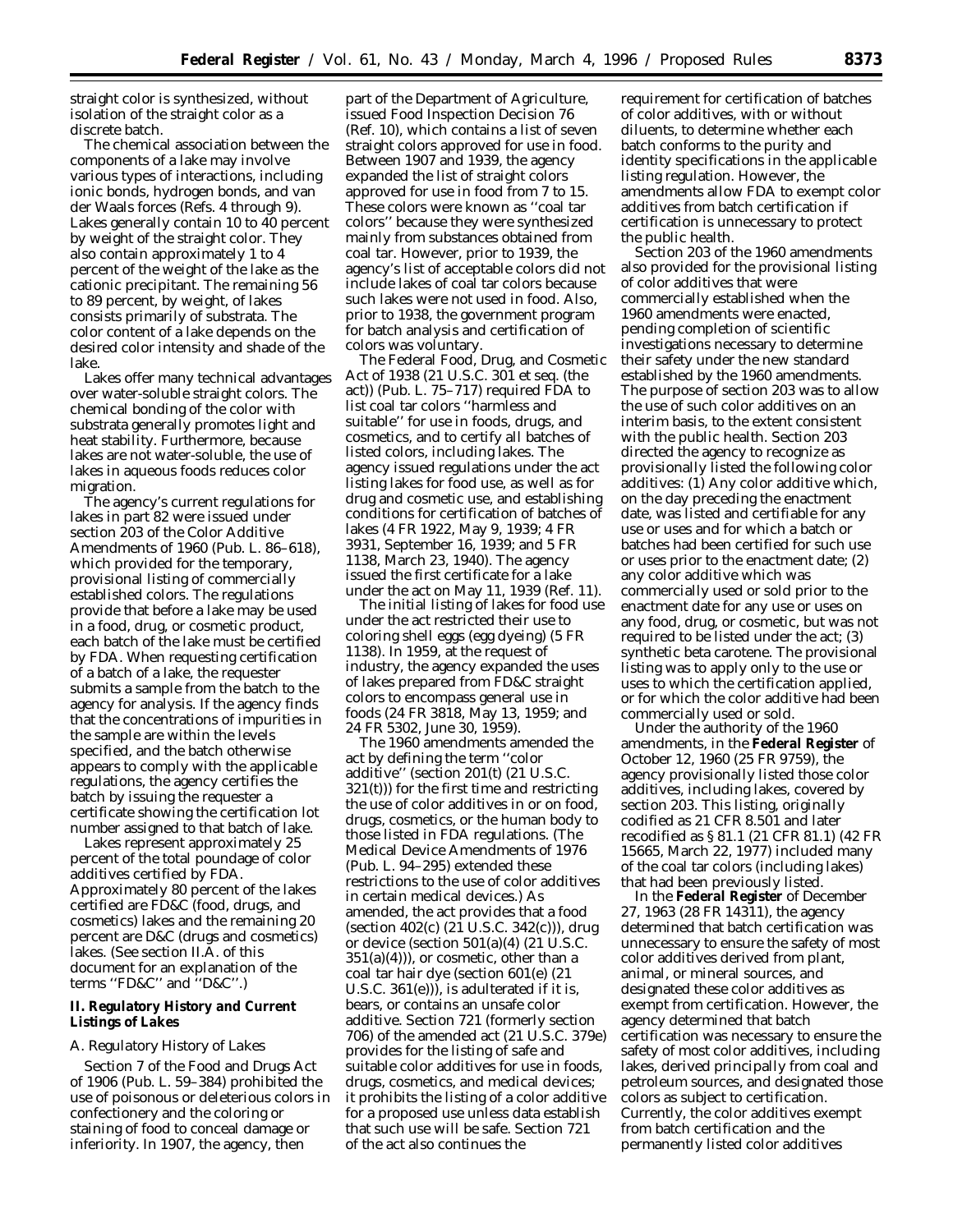straight color is synthesized, without isolation of the straight color as a discrete batch.

The chemical association between the components of a lake may involve various types of interactions, including ionic bonds, hydrogen bonds, and van der Waals forces (Refs. 4 through 9). Lakes generally contain 10 to 40 percent by weight of the straight color. They also contain approximately 1 to 4 percent of the weight of the lake as the cationic precipitant. The remaining 56 to 89 percent, by weight, of lakes consists primarily of substrata. The color content of a lake depends on the desired color intensity and shade of the lake.

Lakes offer many technical advantages over water-soluble straight colors. The chemical bonding of the color with substrata generally promotes light and heat stability. Furthermore, because lakes are not water-soluble, the use of lakes in aqueous foods reduces color migration.

The agency's current regulations for lakes in part 82 were issued under section 203 of the Color Additive Amendments of 1960 (Pub. L. 86–618), which provided for the temporary, provisional listing of commercially established colors. The regulations provide that before a lake may be used in a food, drug, or cosmetic product, each batch of the lake must be certified by FDA. When requesting certification of a batch of a lake, the requester submits a sample from the batch to the agency for analysis. If the agency finds that the concentrations of impurities in the sample are within the levels specified, and the batch otherwise appears to comply with the applicable regulations, the agency certifies the batch by issuing the requester a certificate showing the certification lot number assigned to that batch of lake.

Lakes represent approximately 25 percent of the total poundage of color additives certified by FDA. Approximately 80 percent of the lakes certified are FD&C (food, drugs, and cosmetics) lakes and the remaining 20 percent are D&C (drugs and cosmetics) lakes. (See section II.A. of this document for an explanation of the terms ''FD&C'' and ''D&C''.)

## II. Regulatory History and Current Listings of Lakes

### A. Regulatory History of Lakes

Section 7 of the Food and Drugs Act of 1906 (Pub. L. 59–384) prohibited the use of poisonous or deleterious colors in confectionery and the coloring or staining of food to conceal damage or inferiority. In 1907, the agency, then part of the Department of Agriculture, issued Food Inspection Decision 76 (Ref. 10), which contains a list of seven straight colors approved for use in food. Between 1907 and 1939, the agency expanded the list of straight colors approved for use in food from 7 to 15. These colors were known as ''coal tar colors'' because they were synthesized mainly from substances obtained from coal tar. However, prior to 1939, the agency's list of acceptable colors did not include lakes of coal tar colors because such lakes were not used in food. Also, prior to 1938, the government program for batch analysis and certification of colors was voluntary.

The Federal Food, Drug, and Cosmetic Act of 1938 (21 U.S.C. 301 et seq. (the act)) (Pub. L. 75–717) required FDA to list coal tar colors ''harmless and suitable'' for use in foods, drugs, and cosmetics, and to certify all batches of listed colors, including lakes. The agency issued regulations under the act listing lakes for food use, as well as for drug and cosmetic use, and establishing conditions for certification of batches of lakes (4 FR 1922, May 9, 1939; 4 FR 3931, September 16, 1939; and 5 FR 1138, March 23, 1940). The agency issued the first certificate for a lake under the act on May 11, 1939 (Ref. 11).

The initial listing of lakes for food use under the act restricted their use to coloring shell eggs (egg dyeing) (5 FR 1138). In 1959, at the request of industry, the agency expanded the uses of lakes prepared from FD&C straight colors to encompass general use in foods (24 FR 3818, May 13, 1959; and 24 FR 5302, June 30, 1959).

The 1960 amendments amended the act by defining the term ''color additive'' (section 201(t) (21 U.S.C. 321(t))) for the first time and restricting the use of color additives in or on food, drugs, cosmetics, or the human body to those listed in FDA regulations. (The Medical Device Amendments of 1976 (Pub. L. 94–295) extended these restrictions to the use of color additives in certain medical devices.) As amended, the act provides that a food (section 402(c) (21 U.S.C. 342(c))), drug or device (section 501(a)(4) (21 U.S.C. 351(a)(4))), or cosmetic, other than a coal tar hair dye (section 601(e) (21 U.S.C. 361(e))), is adulterated if it is, bears, or contains an unsafe color additive. Section 721 (formerly section 706) of the amended act (21 U.S.C. 379e) provides for the listing of safe and suitable color additives for use in foods, drugs, cosmetics, and medical devices; it prohibits the listing of a color additive for a proposed use unless data establish that such use will be safe. Section 721 of the act also continues the requirement for certification of batches of color additives, with or without diluents, to determine whether each batch conforms to the purity and identity specifications in the applicable listing regulation. However, the amendments allow FDA to exempt color additives from batch certification if certification is unnecessary to protect the public health.

Section 203 of the 1960 amendments also provided for the provisional listing of color additives that were commercially established when the 1960 amendments were enacted, pending completion of scientific investigations necessary to determine their safety under the new standard established by the 1960 amendments. The purpose of section 203 was to allow the use of such color additives on an interim basis, to the extent consistent with the public health. Section 203 directed the agency to recognize as provisionally listed the following color additives: (1) Any color additive which, on the day preceding the enactment date, was listed and certifiable for any use or uses and for which a batch or batches had been certified for such use or uses prior to the enactment date; (2) any color additive which was commercially used or sold prior to the enactment date for any use or uses on any food, drug, or cosmetic, but was not required to be listed under the act; (3) synthetic beta carotene. The provisional listing was to apply only to the use or uses to which the certification applied, or for which the color additive had been commercially used or sold.

Under the authority of the 1960 amendments, in the **Federal Register** of October 12, 1960 (25 FR 9759), the agency provisionally listed those color additives, including lakes, covered by section 203. This listing, originally codified as 21 CFR 8.501 and later recodified as § 81.1 (21 CFR 81.1) (42 FR 15665, March 22, 1977) included many of the coal tar colors (including lakes) that had been previously listed.

In the **Federal Register** of December 27, 1963 (28 FR 14311), the agency determined that batch certification was unnecessary to ensure the safety of most color additives derived from plant, animal, or mineral sources, and designated these color additives as exempt from certification. However, the agency determined that batch certification was necessary to ensure the safety of most color additives, including lakes, derived principally from coal and petroleum sources, and designated those colors as subject to certification. Currently, the color additives exempt from batch certification and the permanently listed color additives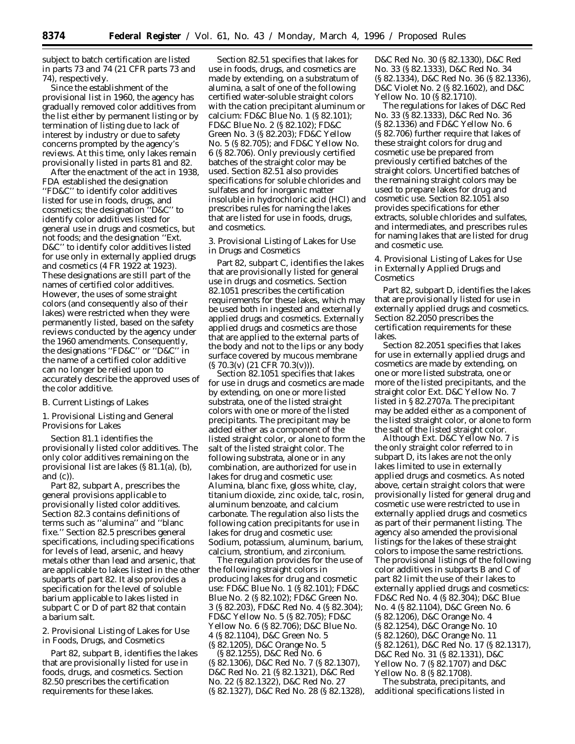subject to batch certification are listed in parts 73 and 74 (21 CFR parts 73 and 74), respectively.

Since the establishment of the provisional list in 1960, the agency has gradually removed color additives from the list either by permanent listing or by termination of listing due to lack of interest by industry or due to safety concerns prompted by the agency's reviews. At this time, only lakes remain provisionally listed in parts 81 and 82.

After the enactment of the act in 1938, FDA established the designation ''FD&C'' to identify color additives listed for use in foods, drugs, and cosmetics; the designation ''D&C'' to identify color additives listed for general use in drugs and cosmetics, but not foods; and the designation ''Ext. D&C'' to identify color additives listed for use only in externally applied drugs and cosmetics (4 FR 1922 at 1923). These designations are still part of the names of certified color additives. However, the uses of some straight colors (and consequently also of their lakes) were restricted when they were permanently listed, based on the safety reviews conducted by the agency under the 1960 amendments. Consequently, the designations ''FD&C'' or ''D&C'' in the name of a certified color additive can no longer be relied upon to accurately describe the approved uses of the color additive.

*B. Current Listings of Lakes*

*1. Provisional Listing and General Provisions for Lakes*

Section 81.1 identifies the provisionally listed color additives. The only color additives remaining on the provisional list are lakes (§ 81.1(a), (b), and (c)).

Part 82, subpart A, prescribes the general provisions applicable to provisionally listed color additives. Section 82.3 contains definitions of terms such as ''alumina'' and ''blanc fixe.'' Section 82.5 prescribes general specifications, including specifications for levels of lead, arsenic, and heavy metals other than lead and arsenic, that are applicable to lakes listed in the other subparts of part 82. It also provides a specification for the level of soluble barium applicable to lakes listed in subpart C or D of part 82 that contain a barium salt.

*2. Provisional Listing of Lakes for Use in Foods, Drugs, and Cosmetics*

Part 82, subpart B, identifies the lakes that are provisionally listed for use in foods, drugs, and cosmetics. Section 82.50 prescribes the certification requirements for these lakes.

Section 82.51 specifies that lakes for use in foods, drugs, and cosmetics are made by extending, on a substratum of alumina, a salt of one of the following certified water-soluble straight colors with the cation precipitant aluminum or calcium: FD&C Blue No. 1 (§ 82.101); FD&C Blue No. 2 (§ 82.102); FD&C Green No. 3 (§ 82.203); FD&C Yellow No. 5 (§ 82.705); and FD&C Yellow No. 6 (§ 82.706). Only previously certified batches of the straight color may be used. Section 82.51 also provides specifications for soluble chlorides and sulfates and for inorganic matter insoluble in hydrochloric acid (HCl) and prescribes rules for naming the lakes that are listed for use in foods, drugs, and cosmetics.

*3. Provisional Listing of Lakes for Use in Drugs and Cosmetics*

Part 82, subpart C, identifies the lakes that are provisionally listed for general use in drugs and cosmetics. Section 82.1051 prescribes the certification requirements for these lakes, which may be used both in ingested and externally applied drugs and cosmetics. Externally applied drugs and cosmetics are those that are applied to the external parts of the body and not to the lips or any body surface covered by mucous membrane (§ 70.3(v) (21 CFR 70.3(v))).

Section 82.1051 specifies that lakes for use in drugs and cosmetics are made by extending, on one or more listed substrata, one of the listed straight colors with one or more of the listed precipitants. The precipitant may be added either as a component of the listed straight color, or alone to form the salt of the listed straight color. The following substrata, alone or in any combination, are authorized for use in lakes for drug and cosmetic use: Alumina, blanc fixe, gloss white, clay, titanium dioxide, zinc oxide, talc, rosin, aluminum benzoate, and calcium carbonate. The regulation also lists the following cation precipitants for use in lakes for drug and cosmetic use: Sodium, potassium, aluminum, barium, calcium, strontium, and zirconium.

The regulation provides for the use of the following straight colors in producing lakes for drug and cosmetic use: FD&C Blue No. 1 (§ 82.101); FD&C Blue No. 2 (§ 82.102); FD&C Green No. 3 (§ 82.203), FD&C Red No. 4 (§ 82.304); FD&C Yellow No. 5 (§ 82.705); FD&C Yellow No. 6 (§ 82.706); D&C Blue No. 4 (§ 82.1104), D&C Green No. 5 (§ 82.1205), D&C Orange No. 5 (§ 82.1255), D&C Red No. 6 (§ 82.1306), D&C Red No. 7 (§ 82.1307), D&C Red No. 21 (§ 82.1321), D&C Red No. 22 (§ 82.1322), D&C Red No. 27 (§ 82.1327), D&C Red No. 28 (§ 82.1328), D&C Red No. 30 (§ 82.1330), D&C Red No. 33 (§ 82.1333), D&C Red No. 34 (§ 82.1334), D&C Red No. 36 (§ 82.1336), D&C Violet No. 2 (§ 82.1602), and D&C Yellow No. 10 (§ 82.1710).

The regulations for lakes of D&C Red No. 33 (§ 82.1333), D&C Red No. 36 (§ 82.1336) and FD&C Yellow No. 6 (§ 82.706) further require that lakes of these straight colors for drug and cosmetic use be prepared from previously certified batches of the straight colors. Uncertified batches of the remaining straight colors may be used to prepare lakes for drug and cosmetic use. Section 82.1051 also provides specifications for ether extracts, soluble chlorides and sulfates, and intermediates, and prescribes rules for naming lakes that are listed for drug and cosmetic use.

*4. Provisional Listing of Lakes for Use in Externally Applied Drugs and Cosmetics*

Part 82, subpart D, identifies the lakes that are provisionally listed for use in externally applied drugs and cosmetics. Section 82.2050 prescribes the certification requirements for these lakes.

Section 82.2051 specifies that lakes for use in externally applied drugs and cosmetics are made by extending, on one or more listed substrata, one or more of the listed precipitants, and the straight color Ext. D&C Yellow No. 7 listed in § 82.2707a. The precipitant may be added either as a component of the listed straight color, or alone to form the salt of the listed straight color.

Although Ext. D&C Yellow No. 7 is the only straight color referred to in subpart D, its lakes are not the only lakes limited to use in externally applied drugs and cosmetics. As noted above, certain straight colors that were provisionally listed for general drug and cosmetic use were restricted to use in externally applied drugs and cosmetics as part of their permanent listing. The agency also amended the provisional listings for the lakes of these straight colors to impose the same restrictions. The provisional listings of the following color additives in subparts B and C of part 82 limit the use of their lakes to externally applied drugs and cosmetics: FD&C Red No. 4 (§ 82.304); D&C Blue No. 4 (§ 82.1104), D&C Green No. 6 (§ 82.1206), D&C Orange No. 4 (§ 82.1254), D&C Orange No. 10 (§ 82.1260), D&C Orange No. 11 (§ 82.1261), D&C Red No. 17 (§ 82.1317), D&C Red No. 31 (§ 82.1331), D&C Yellow No. 7 (§ 82.1707) and D&C Yellow No. 8 (§ 82.1708).

The substrata, precipitants, and additional specifications listed in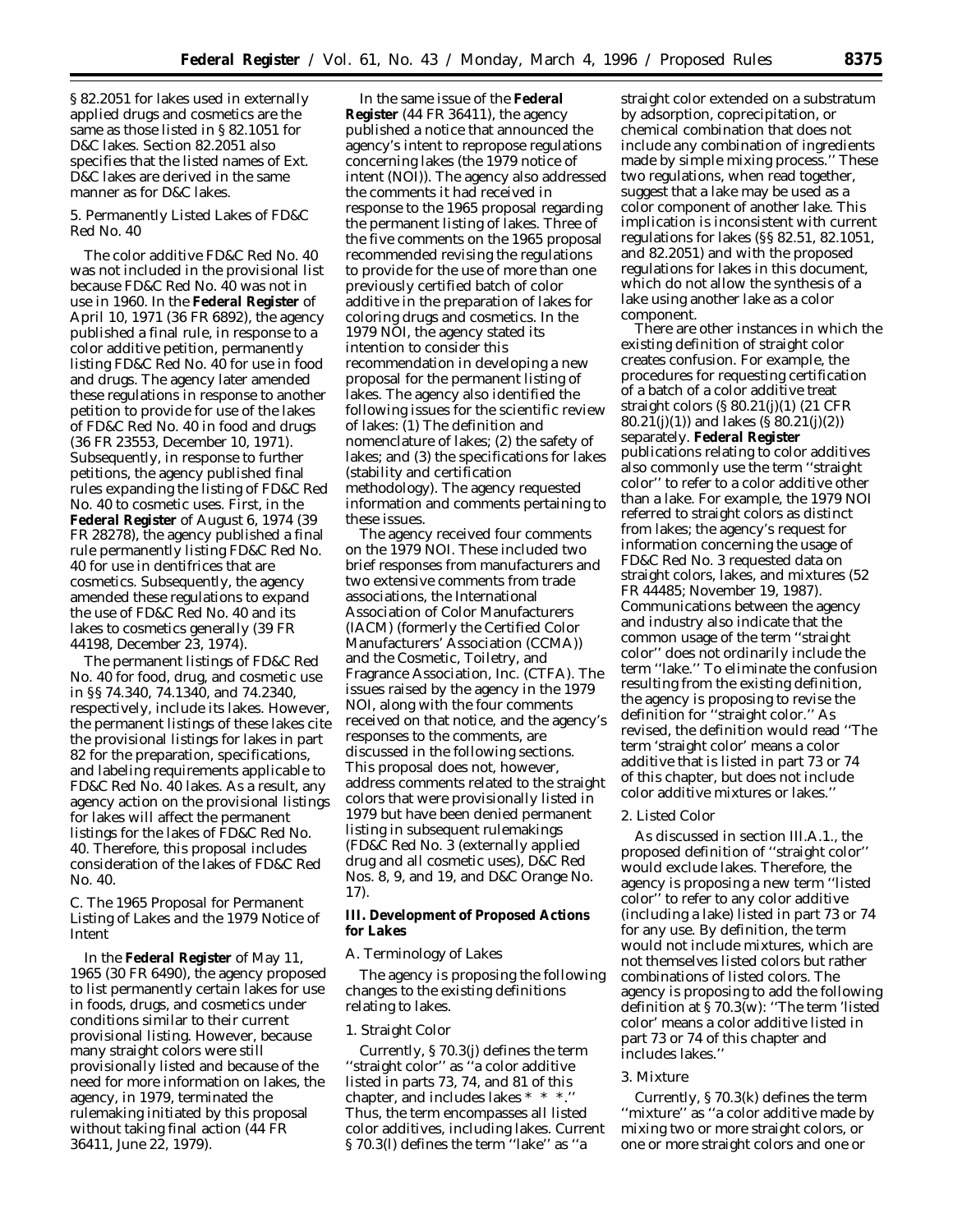§ 82.2051 for lakes used in externally applied drugs and cosmetics are the same as those listed in § 82.1051 for D&C lakes. Section 82.2051 also specifies that the listed names of Ext. D&C lakes are derived in the same manner as for D&C lakes.

### 5. Permanently Listed Lakes of FD&C Red No. 40

The color additive FD&C Red No. 40 was not included in the provisional list because FD&C Red No. 40 was not in use in 1960. In the **Federal Register** of April 10, 1971 (36 FR 6892), the agency published a final rule, in response to a color additive petition, permanently listing FD&C Red No. 40 for use in food and drugs. The agency later amended these regulations in response to another petition to provide for use of the lakes of FD&C Red No. 40 in food and drugs (36 FR 23553, December 10, 1971). Subsequently, in response to further petitions, the agency published final rules expanding the listing of FD&C Red No. 40 to cosmetic uses. First, in the **Federal Register** of August 6, 1974 (39 FR 28278), the agency published a final rule permanently listing FD&C Red No. 40 for use in dentifrices that are cosmetics. Subsequently, the agency amended these regulations to expand the use of FD&C Red No. 40 and its lakes to cosmetics generally (39 FR 44198, December 23, 1974).

The permanent listings of FD&C Red No. 40 for food, drug, and cosmetic use in §§ 74.340, 74.1340, and 74.2340, respectively, include its lakes. However, the permanent listings of these lakes cite the provisional listings for lakes in part 82 for the preparation, specifications, and labeling requirements applicable to FD&C Red No. 40 lakes. As a result, any agency action on the provisional listings for lakes will affect the permanent listings for the lakes of FD&C Red No. 40. Therefore, this proposal includes consideration of the lakes of FD&C Red No. 40.

### C. The 1965 Proposal for Permanent Listing of Lakes and the 1979 Notice of Intent

In the **Federal Register** of May 11, 1965 (30 FR 6490), the agency proposed to list permanently certain lakes for use in foods, drugs, and cosmetics under conditions similar to their current provisional listing. However, because many straight colors were still provisionally listed and because of the need for more information on lakes, the agency, in 1979, terminated the rulemaking initiated by this proposal without taking final action (44 FR 36411, June 22, 1979).

In the same issue of the **Federal Register** (44 FR 36411), the agency published a notice that announced the agency's intent to repropose regulations concerning lakes (the 1979 notice of intent (NOI)). The agency also addressed the comments it had received in response to the 1965 proposal regarding the permanent listing of lakes. Three of the five comments on the 1965 proposal recommended revising the regulations to provide for the use of more than one previously certified batch of color additive in the preparation of lakes for coloring drugs and cosmetics. In the 1979 NOI, the agency stated its intention to consider this recommendation in developing a new proposal for the permanent listing of lakes. The agency also identified the following issues for the scientific review of lakes: (1) The definition and nomenclature of lakes; (2) the safety of lakes; and (3) the specifications for lakes (stability and certification methodology). The agency requested information and comments pertaining to these issues.

The agency received four comments on the 1979 NOI. These included two brief responses from manufacturers and two extensive comments from trade associations, the International Association of Color Manufacturers (IACM) (formerly the Certified Color Manufacturers' Association (CCMA)) and the Cosmetic, Toiletry, and Fragrance Association, Inc. (CTFA). The issues raised by the agency in the 1979 NOI, along with the four comments received on that notice, and the agency's responses to the comments, are discussed in the following sections. This proposal does not, however, address comments related to the straight colors that were provisionally listed in 1979 but have been denied permanent listing in subsequent rulemakings (FD&C Red No. 3 (externally applied drug and all cosmetic uses), D&C Red Nos. 8, 9, and 19, and D&C Orange No. 17).

## III. Development of Proposed Actions for Lakes

### A. Terminology of Lakes

The agency is proposing the following changes to the existing definitions relating to lakes.

#### 1. Straight Color

Currently, § 70.3(j) defines the term ''straight color'' as ''a color additive listed in parts 73, 74, and 81 of this chapter, and includes lakes * * *.'' Thus, the term encompasses all listed color additives, including lakes. Current § 70.3(l) defines the term ''lake'' as ''a straight color extended on a substratum by adsorption, coprecipitation, or chemical combination that does not include any combination of ingredients made by simple mixing process.'' These two regulations, when read together, suggest that a lake may be used as a color component of another lake. This implication is inconsistent with current regulations for lakes (§§ 82.51, 82.1051, and 82.2051) and with the proposed regulations for lakes in this document, which do not allow the synthesis of a lake using another lake as a color component.

There are other instances in which the existing definition of straight color creates confusion. For example, the procedures for requesting certification of a batch of a color additive treat straight colors (§ 80.21(j)(1) (21 CFR 80.21(j)(1)) and lakes (§ 80.21(j)(2)) separately. **Federal Register** publications relating to color additives also commonly use the term ''straight color'' to refer to a color additive other than a lake. For example, the 1979 NOI referred to straight colors as distinct from lakes; the agency's request for information concerning the usage of FD&C Red No. 3 requested data on straight colors, lakes, and mixtures (52 FR 44485; November 19, 1987). Communications between the agency and industry also indicate that the common usage of the term ''straight color'' does not ordinarily include the term ''lake.'' To eliminate the confusion resulting from the existing definition, the agency is proposing to revise the definition for ''straight color.'' As revised, the definition would read ''The term 'straight color' means a color additive that is listed in part 73 or 74 of this chapter, but does not include color additive mixtures or lakes.''

#### 2. Listed Color

As discussed in section III.A.1., the proposed definition of ''straight color'' would exclude lakes. Therefore, the agency is proposing a new term ''listed color'' to refer to any color additive (including a lake) listed in part 73 or 74 for any use. By definition, the term would not include mixtures, which are not themselves listed colors but rather combinations of listed colors. The agency is proposing to add the following definition at § 70.3(w): ''The term 'listed color' means a color additive listed in part 73 or 74 of this chapter and includes lakes.''

#### 3. Mixture

Currently, § 70.3(k) defines the term ''mixture'' as ''a color additive made by mixing two or more straight colors, or one or more straight colors and one or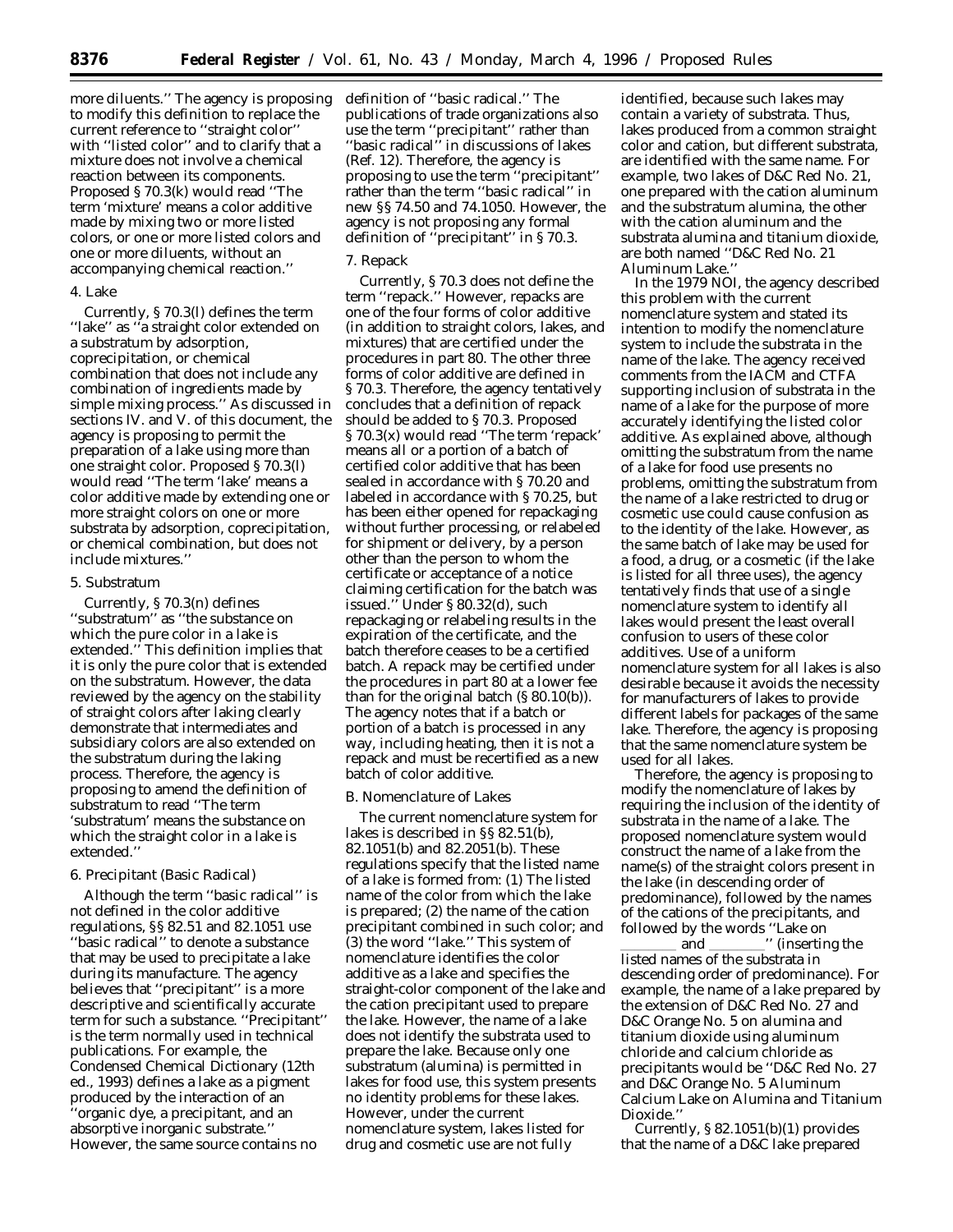more diluents.'' The agency is proposing to modify this definition to replace the current reference to ''straight color'' with ''listed color'' and to clarify that a mixture does not involve a chemical reaction between its components. Proposed § 70.3(k) would read ''The term 'mixture' means a color additive made by mixing two or more listed colors, or one or more listed colors and one or more diluents, without an accompanying chemical reaction.''

4. Lake

Currently, § 70.3(l) defines the term ''lake'' as ''a straight color extended on a substratum by adsorption, coprecipitation, or chemical combination that does not include any combination of ingredients made by simple mixing process.'' As discussed in sections IV. and V. of this document, the agency is proposing to permit the preparation of a lake using more than one straight color. Proposed § 70.3(l) would read ''The term 'lake' means a color additive made by extending one or more straight colors on one or more substrata by adsorption, coprecipitation, or chemical combination, but does not include mixtures.''

5. Substratum

Currently, § 70.3(n) defines ''substratum'' as ''the substance on which the pure color in a lake is extended.'' This definition implies that it is only the pure color that is extended on the substratum. However, the data reviewed by the agency on the stability of straight colors after laking clearly demonstrate that intermediates and subsidiary colors are also extended on the substratum during the laking process. Therefore, the agency is proposing to amend the definition of substratum to read ''The term 'substratum' means the substance on which the straight color in a lake is extended.''

6. Precipitant (Basic Radical)

Although the term ''basic radical'' is not defined in the color additive regulations, §§ 82.51 and 82.1051 use ''basic radical'' to denote a substance that may be used to precipitate a lake during its manufacture. The agency believes that ''precipitant'' is a more descriptive and scientifically accurate term for such a substance. ''Precipitant'' is the term normally used in technical publications. For example, the Condensed Chemical Dictionary (12th ed., 1993) defines a lake as a pigment produced by the interaction of an ''organic dye, a precipitant, and an absorptive inorganic substrate.'' However, the same source contains no definition of ''basic radical.'' The publications of trade organizations also use the term ''precipitant'' rather than ''basic radical'' in discussions of lakes (Ref. 12). Therefore, the agency is proposing to use the term ''precipitant'' rather than the term ''basic radical'' in new §§ 74.50 and 74.1050. However, the agency is not proposing any formal definition of ''precipitant'' in § 70.3.

7. Repack

Currently, § 70.3 does not define the term ''repack.'' However, repacks are one of the four forms of color additive (in addition to straight colors, lakes, and mixtures) that are certified under the procedures in part 80. The other three forms of color additive are defined in § 70.3. Therefore, the agency tentatively concludes that a definition of repack should be added to § 70.3. Proposed § 70.3(x) would read ''The term 'repack' means all or a portion of a batch of certified color additive that has been sealed in accordance with § 70.20 and labeled in accordance with § 70.25, but has been either opened for repackaging without further processing, or relabeled for shipment or delivery, by a person other than the person to whom the certificate or acceptance of a notice claiming certification for the batch was issued.'' Under § 80.32(d), such repackaging or relabeling results in the expiration of the certificate, and the batch therefore ceases to be a certified batch. A repack may be certified under the procedures in part 80 at a lower fee than for the original batch (§ 80.10(b)). The agency notes that if a batch or portion of a batch is processed in any way, including heating, then it is not a repack and must be recertified as a new batch of color additive.

B. Nomenclature of Lakes

The current nomenclature system for lakes is described in §§ 82.51(b), 82.1051(b) and 82.2051(b). These regulations specify that the listed name of a lake is formed from: (1) The listed name of the color from which the lake is prepared; (2) the name of the cation precipitant combined in such color; and (3) the word ''lake.'' This system of nomenclature identifies the color additive as a lake and specifies the straight-color component of the lake and the cation precipitant used to prepare the lake. However, the name of a lake does not identify the substrata used to prepare the lake. Because only one substratum (alumina) is permitted in lakes for food use, this system presents no identity problems for these lakes. However, under the current nomenclature system, lakes listed for drug and cosmetic use are not fully identified, because such lakes may contain a variety of substrata. Thus, lakes produced from a common straight color and cation, but different substrata, are identified with the same name. For example, two lakes of D&C Red No. 21, one prepared with the cation aluminum and the substratum alumina, the other with the cation aluminum and the substrata alumina and titanium dioxide, are both named ''D&C Red No. 21 Aluminum Lake.''

In the 1979 NOI, the agency described this problem with the current nomenclature system and stated its intention to modify the nomenclature system to include the substrata in the name of the lake. The agency received comments from the IACM and CTFA supporting inclusion of substrata in the name of a lake for the purpose of more accurately identifying the listed color additive. As explained above, although omitting the substratum from the name of a lake for food use presents no problems, omitting the substratum from the name of a lake restricted to drug or cosmetic use could cause confusion as to the identity of the lake. However, as the same batch of lake may be used for a food, a drug, or a cosmetic (if the lake is listed for all three uses), the agency tentatively finds that use of a single nomenclature system to identify all lakes would present the least overall confusion to users of these color additives. Use of a uniform nomenclature system for all lakes is also desirable because it avoids the necessity for manufacturers of lakes to provide different labels for packages of the same lake. Therefore, the agency is proposing that the same nomenclature system be used for all lakes.

Therefore, the agency is proposing to modify the nomenclature of lakes by requiring the inclusion of the identity of substrata in the name of a lake. The proposed nomenclature system would construct the name of a lake from the name(s) of the straight colors present in the lake (in descending order of predominance), followed by the names of the cations of the precipitants, and followed by the words ''Lake on ________ and ________'' (inserting the listed names of the substrata in descending order of predominance). For example, the name of a lake prepared by the extension of D&C Red No. 27 and D&C Orange No. 5 on alumina and titanium dioxide using aluminum chloride and calcium chloride as precipitants would be ''D&C Red No. 27 and D&C Orange No. 5 Aluminum Calcium Lake on Alumina and Titanium Dioxide.''

Currently, § 82.1051(b)(1) provides that the name of a D&C lake prepared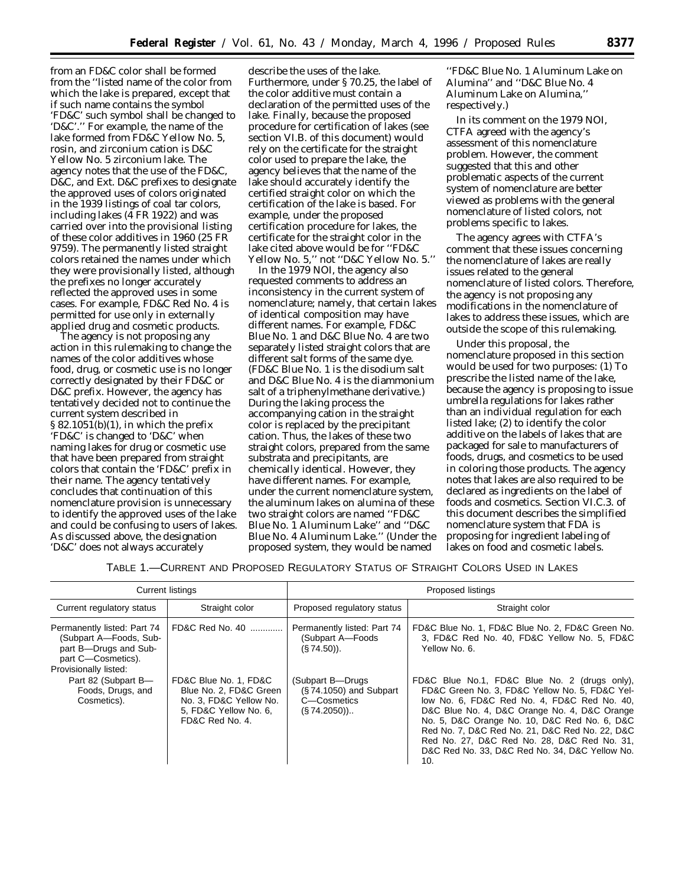from an FD&C color shall be formed from the ''listed name of the color from which the lake is prepared, except that if such name contains the symbol 'FD&C' such symbol shall be changed to 'D&C'.'' For example, the name of the lake formed from FD&C Yellow No. 5, rosin, and zirconium cation is D&C Yellow No. 5 zirconium lake. The agency notes that the use of the FD&C, D&C, and Ext. D&C prefixes to designate the approved uses of colors originated in the 1939 listings of coal tar colors, including lakes (4 FR 1922) and was carried over into the provisional listing of these color additives in 1960 (25 FR 9759). The permanently listed straight colors retained the names under which they were provisionally listed, although the prefixes no longer accurately reflected the approved uses in some cases. For example, FD&C Red No. 4 is permitted for use only in externally applied drug and cosmetic products.

The agency is not proposing any action in this rulemaking to change the names of the color additives whose food, drug, or cosmetic use is no longer correctly designated by their FD&C or D&C prefix. However, the agency has tentatively decided not to continue the current system described in § 82.1051(b)(1), in which the prefix 'FD&C' is changed to 'D&C' when naming lakes for drug or cosmetic use that have been prepared from straight colors that contain the 'FD&C' prefix in their name. The agency tentatively concludes that continuation of this nomenclature provision is unnecessary to identify the approved uses of the lake and could be confusing to users of lakes. As discussed above, the designation 'D&C' does not always accurately describe the uses of the lake. Furthermore, under § 70.25, the label of the color additive must contain a declaration of the permitted uses of the lake. Finally, because the proposed procedure for certification of lakes (see section VI.B. of this document) would rely on the certificate for the straight color used to prepare the lake, the agency believes that the name of the lake should accurately identify the certified straight color on which the certification of the lake is based. For example, under the proposed certification procedure for lakes, the certificate for the straight color in the lake cited above would be for ''FD&C Yellow No. 5,'' not ''D&C Yellow No. 5.''

In the 1979 NOI, the agency also requested comments to address an inconsistency in the current system of nomenclature; namely, that certain lakes of identical composition may have different names. For example, FD&C Blue No. 1 and D&C Blue No. 4 are two separately listed straight colors that are different salt forms of the same dye. (FD&C Blue No. 1 is the disodium salt and D&C Blue No. 4 is the diammonium salt of a triphenylmethane derivative.) During the laking process the accompanying cation in the straight color is replaced by the precipitant cation. Thus, the lakes of these two straight colors, prepared from the same substrata and precipitants, are chemically identical. However, they have different names. For example, under the current nomenclature system, the aluminum lakes on alumina of these two straight colors are named ''FD&C Blue No. 1 Aluminum Lake'' and ''D&C Blue No. 4 Aluminum Lake.'' (Under the proposed system, they would be named ''FD&C Blue No. 1 Aluminum Lake on Alumina'' and ''D&C Blue No. 4 Aluminum Lake on Alumina,'' respectively.)

In its comment on the 1979 NOI, CTFA agreed with the agency's assessment of this nomenclature problem. However, the comment suggested that this and other problematic aspects of the current system of nomenclature are better viewed as problems with the general nomenclature of listed colors, not problems specific to lakes.

The agency agrees with CTFA's comment that these issues concerning the nomenclature of lakes are really issues related to the general nomenclature of listed colors. Therefore, the agency is not proposing any modifications in the nomenclature of lakes to address these issues, which are outside the scope of this rulemaking.

Under this proposal, the nomenclature proposed in this section would be used for two purposes: (1) To prescribe the listed name of the lake, because the agency is proposing to issue umbrella regulations for lakes rather than an individual regulation for each listed lake; (2) to identify the color additive on the labels of lakes that are packaged for sale to manufacturers of foods, drugs, and cosmetics to be used in coloring those products. The agency notes that lakes are also required to be declared as ingredients on the label of foods and cosmetics. Section VI.C.3. of this document describes the simplified nomenclature system that FDA is proposing for ingredient labeling of lakes on food and cosmetic labels.

TABLE 1.—CURRENT AND PROPOSED REGULATORY STATUS OF STRAIGHT COLORS USED IN LAKES

| Current listings | | Proposed listings | |
|---|---|---|---|
| Current regulatory status | Straight color | Proposed regulatory status | Straight color |
| Permanently listed: Part 74 (Subpart A—Foods, Subpart B—Drugs and Subpart C—Cosmetics). | FD&C Red No. 40 | Permanently listed: Part 74 (Subpart A—Foods (§ 74.50)). | FD&C Blue No. 1, FD&C Blue No. 2, FD&C Green No. 3, FD&C Red No. 40, FD&C Yellow No. 5, FD&C Yellow No. 6. |
| Provisionally listed: Part 82 (Subpart B—Foods, Drugs, and Cosmetics). | FD&C Blue No. 1, FD&C Blue No. 2, FD&C Green No. 3, FD&C Yellow No. 5, FD&C Yellow No. 6, FD&C Red No. 4. | (Subpart B—Drugs (§ 74.1050) and Subpart C—Cosmetics (§ 74.2050)).. | FD&C Blue No.1, FD&C Blue No. 2 (drugs only), FD&C Green No. 3, FD&C Yellow No. 5, FD&C Yellow No. 6, FD&C Red No. 4, FD&C Red No. 40, D&C Blue No. 4, D&C Orange No. 4, D&C Orange No. 5, D&C Orange No. 10, D&C Red No. 6, D&C Red No. 7, D&C Red No. 21, D&C Red No. 22, D&C Red No. 27, D&C Red No. 28, D&C Red No. 31, D&C Red No. 33, D&C Red No. 34, D&C Yellow No. 10. |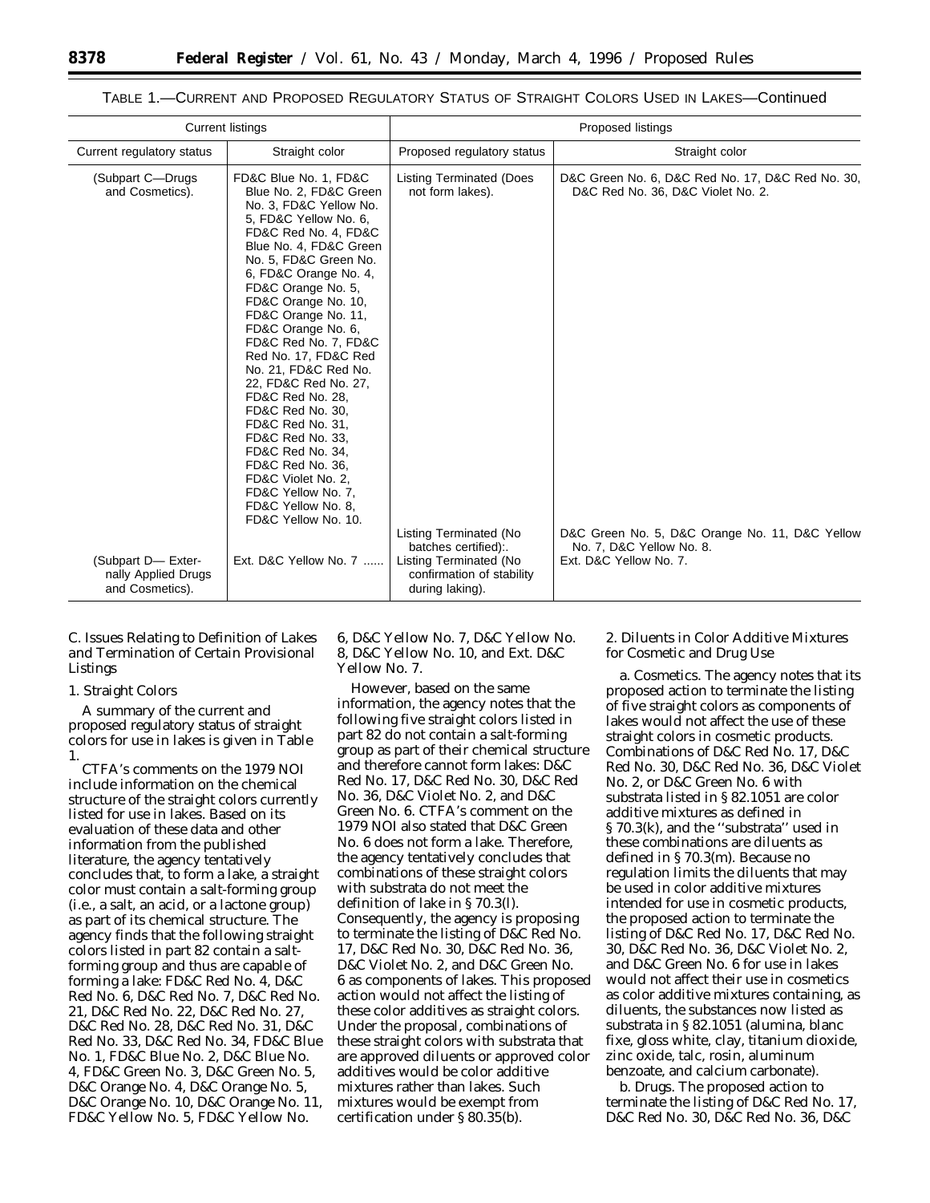TABLE 1.—CURRENT AND PROPOSED REGULATORY STATUS OF STRAIGHT COLORS USED IN LAKES—Continued

| Current listings | | Proposed listings | |
|---|---|---|---|
| Current regulatory status | Straight color | Proposed regulatory status | Straight color |
| (Subpart C—Drugs and Cosmetics). | FD&C Blue No. 1, FD&C Blue No. 2, FD&C Green No. 3, FD&C Yellow No. 5, FD&C Yellow No. 6, FD&C Red No. 4, FD&C Blue No. 4, FD&C Green No. 5, FD&C Green No. 6, FD&C Orange No. 4, FD&C Orange No. 5, FD&C Orange No. 10, FD&C Orange No. 11, FD&C Orange No. 6, FD&C Red No. 7, FD&C Red No. 17, FD&C Red No. 21, FD&C Red No. 22, FD&C Red No. 27, FD&C Red No. 28, FD&C Red No. 30, FD&C Red No. 31, FD&C Red No. 33, FD&C Red No. 34, FD&C Red No. 36, FD&C Violet No. 2, FD&C Yellow No. 7, FD&C Yellow No. 8, FD&C Yellow No. 10. | Listing Terminated (Does not form lakes). | D&C Green No. 6, D&C Red No. 17, D&C Red No. 30, D&C Red No. 36, D&C Violet No. 2. |
| | | Listing Terminated (No batches certified):. | D&C Green No. 5, D&C Orange No. 11, D&C Yellow No. 7, D&C Yellow No. 8. |
| (Subpart D— Externally Applied Drugs and Cosmetics). | Ext. D&C Yellow No. 7 ...... | Listing Terminated (No confirmation of stability during laking). | Ext. D&C Yellow No. 7. |

C. Issues Relating to Definition of Lakes and Termination of Certain Provisional Listings

1. Straight Colors

A summary of the current and proposed regulatory status of straight colors for use in lakes is given in Table 1.

CTFA's comments on the 1979 NOI include information on the chemical structure of the straight colors currently listed for use in lakes. Based on its evaluation of these data and other information from the published literature, the agency tentatively concludes that, to form a lake, a straight color must contain a salt-forming group (i.e., a salt, an acid, or a lactone group) as part of its chemical structure. The agency finds that the following straight colors listed in part 82 contain a salt-forming group and thus are capable of forming a lake: FD&C Red No. 4, D&C Red No. 6, D&C Red No. 7, D&C Red No. 21, D&C Red No. 22, D&C Red No. 27, D&C Red No. 28, D&C Red No. 31, D&C Red No. 33, D&C Red No. 34, FD&C Blue No. 1, FD&C Blue No. 2, D&C Blue No. 4, FD&C Green No. 3, D&C Green No. 5, D&C Orange No. 4, D&C Orange No. 5, D&C Orange No. 10, D&C Orange No. 11, FD&C Yellow No. 5, FD&C Yellow No. 6, D&C Yellow No. 7, D&C Yellow No. 8, D&C Yellow No. 10, and Ext. D&C Yellow No. 7.

However, based on the same information, the agency notes that the following five straight colors listed in part 82 do not contain a salt-forming group as part of their chemical structure and therefore cannot form lakes: D&C Red No. 17, D&C Red No. 30, D&C Red No. 36, D&C Violet No. 2, and D&C Green No. 6. CTFA's comment on the 1979 NOI also stated that D&C Green No. 6 does not form a lake. Therefore, the agency tentatively concludes that combinations of these straight colors with substrata do not meet the definition of lake in § 70.3(l). Consequently, the agency is proposing to terminate the listing of D&C Red No. 17, D&C Red No. 30, D&C Red No. 36, D&C Violet No. 2, and D&C Green No. 6 as components of lakes. This proposed action would not affect the listing of these color additives as straight colors. Under the proposal, combinations of these straight colors with substrata that are approved diluents or approved color additives would be color additive mixtures rather than lakes. Such mixtures would be exempt from certification under § 80.35(b).

2. Diluents in Color Additive Mixtures for Cosmetic and Drug Use

a. *Cosmetics.* The agency notes that its proposed action to terminate the listing of five straight colors as components of lakes would not affect the use of these straight colors in cosmetic products. Combinations of D&C Red No. 17, D&C Red No. 30, D&C Red No. 36, D&C Violet No. 2, or D&C Green No. 6 with substrata listed in § 82.1051 are color additive mixtures as defined in § 70.3(k), and the "substrata" used in these combinations are diluents as defined in § 70.3(m). Because no regulation limits the diluents that may be used in color additive mixtures intended for use in cosmetic products, the proposed action to terminate the listing of D&C Red No. 17, D&C Red No. 30, D&C Red No. 36, D&C Violet No. 2, and D&C Green No. 6 for use in lakes would not affect their use in cosmetics as color additive mixtures containing, as diluents, the substances now listed as substrata in § 82.1051 (alumina, blanc fixe, gloss white, clay, titanium dioxide, zinc oxide, talc, rosin, aluminum benzoate, and calcium carbonate).

b. *Drugs.* The proposed action to terminate the listing of D&C Red No. 17, D&C Red No. 30, D&C Red No. 36, D&C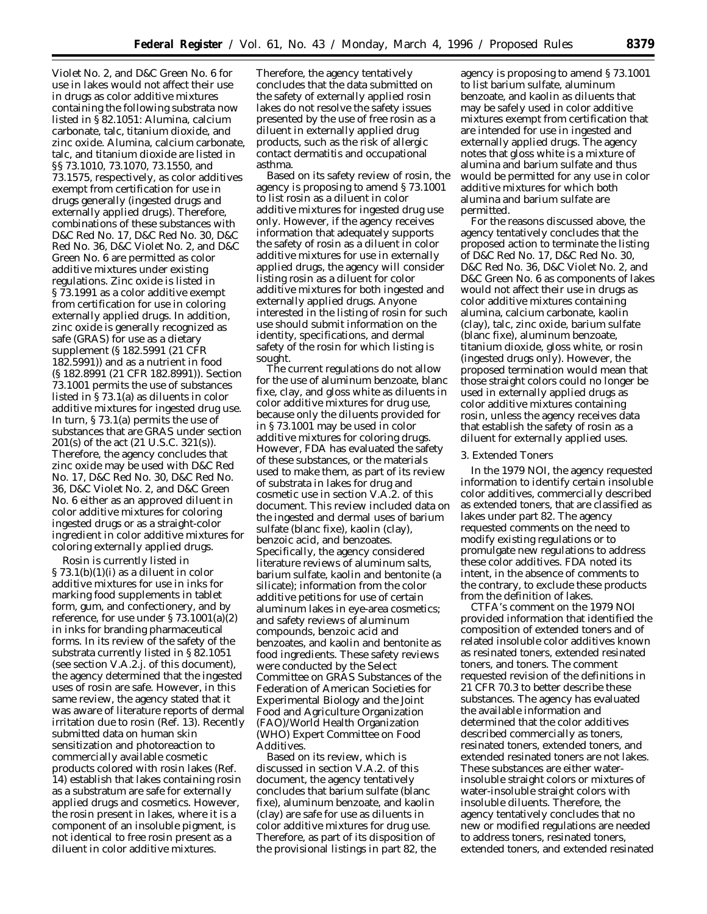Violet No. 2, and D&C Green No. 6 for use in lakes would not affect their use in drugs as color additive mixtures containing the following substrata now listed in § 82.1051: Alumina, calcium carbonate, talc, titanium dioxide, and zinc oxide. Alumina, calcium carbonate, talc, and titanium dioxide are listed in §§ 73.1010, 73.1070, 73.1550, and 73.1575, respectively, as color additives exempt from certification for use in drugs generally (ingested drugs and externally applied drugs). Therefore, combinations of these substances with D&C Red No. 17, D&C Red No. 30, D&C Red No. 36, D&C Violet No. 2, and D&C Green No. 6 are permitted as color additive mixtures under existing regulations. Zinc oxide is listed in § 73.1991 as a color additive exempt from certification for use in coloring externally applied drugs. In addition, zinc oxide is generally recognized as safe (GRAS) for use as a dietary supplement (§ 182.5991 (21 CFR 182.5991)) and as a nutrient in food (§ 182.8991 (21 CFR 182.8991)). Section 73.1001 permits the use of substances listed in § 73.1(a) as diluents in color additive mixtures for ingested drug use. In turn, § 73.1(a) permits the use of substances that are GRAS under section 201(s) of the act (21 U.S.C. 321(s)). Therefore, the agency concludes that zinc oxide may be used with D&C Red No. 17, D&C Red No. 30, D&C Red No. 36, D&C Violet No. 2, and D&C Green No. 6 either as an approved diluent in color additive mixtures for coloring ingested drugs or as a straight-color ingredient in color additive mixtures for coloring externally applied drugs.

Rosin is currently listed in § 73.1(b)(1)(i) as a diluent in color additive mixtures for use in inks for marking food supplements in tablet form, gum, and confectionery, and by reference, for use under § 73.1001(a)(2) in inks for branding pharmaceutical forms. In its review of the safety of the substrata currently listed in § 82.1051 (see section V.A.2.j. of this document), the agency determined that the ingested uses of rosin are safe. However, in this same review, the agency stated that it was aware of literature reports of dermal irritation due to rosin (Ref. 13). Recently submitted data on human skin sensitization and photoreaction to commercially available cosmetic products colored with rosin lakes (Ref. 14) establish that lakes containing rosin as a substratum are safe for externally applied drugs and cosmetics. However, the rosin present in lakes, where it is a component of an insoluble pigment, is not identical to free rosin present as a diluent in color additive mixtures. Therefore, the agency tentatively concludes that the data submitted on the safety of externally applied rosin lakes do not resolve the safety issues presented by the use of free rosin as a diluent in externally applied drug products, such as the risk of allergic contact dermatitis and occupational asthma.

Based on its safety review of rosin, the agency is proposing to amend § 73.1001 to list rosin as a diluent in color additive mixtures for ingested drug use only. However, if the agency receives information that adequately supports the safety of rosin as a diluent in color additive mixtures for use in externally applied drugs, the agency will consider listing rosin as a diluent for color additive mixtures for both ingested and externally applied drugs. Anyone interested in the listing of rosin for such use should submit information on the identity, specifications, and dermal safety of the rosin for which listing is sought.

The current regulations do not allow for the use of aluminum benzoate, blanc fixe, clay, and gloss white as diluents in color additive mixtures for drug use, because only the diluents provided for in § 73.1001 may be used in color additive mixtures for coloring drugs. However, FDA has evaluated the safety of these substances, or the materials used to make them, as part of its review of substrata in lakes for drug and cosmetic use in section V.A.2. of this document. This review included data on the ingested and dermal uses of barium sulfate (blanc fixe), kaolin (clay), benzoic acid, and benzoates. Specifically, the agency considered literature reviews of aluminum salts, barium sulfate, kaolin and bentonite (a silicate); information from the color additive petitions for use of certain aluminum lakes in eye-area cosmetics; and safety reviews of aluminum compounds, benzoic acid and benzoates, and kaolin and bentonite as food ingredients. These safety reviews were conducted by the Select Committee on GRAS Substances of the Federation of American Societies for Experimental Biology and the Joint Food and Agriculture Organization (FAO)/World Health Organization (WHO) Expert Committee on Food Additives.

Based on its review, which is discussed in section V.A.2. of this document, the agency tentatively concludes that barium sulfate (blanc fixe), aluminum benzoate, and kaolin (clay) are safe for use as diluents in color additive mixtures for drug use. Therefore, as part of its disposition of the provisional listings in part 82, the agency is proposing to amend § 73.1001 to list barium sulfate, aluminum benzoate, and kaolin as diluents that may be safely used in color additive mixtures exempt from certification that are intended for use in ingested and externally applied drugs. The agency notes that gloss white is a mixture of alumina and barium sulfate and thus would be permitted for any use in color additive mixtures for which both alumina and barium sulfate are permitted.

For the reasons discussed above, the agency tentatively concludes that the proposed action to terminate the listing of D&C Red No. 17, D&C Red No. 30, D&C Red No. 36, D&C Violet No. 2, and D&C Green No. 6 as components of lakes would not affect their use in drugs as color additive mixtures containing alumina, calcium carbonate, kaolin (clay), talc, zinc oxide, barium sulfate (blanc fixe), aluminum benzoate, titanium dioxide, gloss white, or rosin (ingested drugs only). However, the proposed termination would mean that those straight colors could no longer be used in externally applied drugs as color additive mixtures containing rosin, unless the agency receives data that establish the safety of rosin as a diluent for externally applied uses.

### 3. Extended Toners

In the 1979 NOI, the agency requested information to identify certain insoluble color additives, commercially described as extended toners, that are classified as lakes under part 82. The agency requested comments on the need to modify existing regulations or to promulgate new regulations to address these color additives. FDA noted its intent, in the absence of comments to the contrary, to exclude these products from the definition of lakes.

CTFA's comment on the 1979 NOI provided information that identified the composition of extended toners and of related insoluble color additives known as resinated toners, extended resinated toners, and toners. The comment requested revision of the definitions in 21 CFR 70.3 to better describe these substances. The agency has evaluated the available information and determined that the color additives described commercially as toners, resinated toners, extended toners, and extended resinated toners are not lakes. These substances are either water-insoluble straight colors or mixtures of water-insoluble straight colors with insoluble diluents. Therefore, the agency tentatively concludes that no new or modified regulations are needed to address toners, resinated toners, extended toners, and extended resinated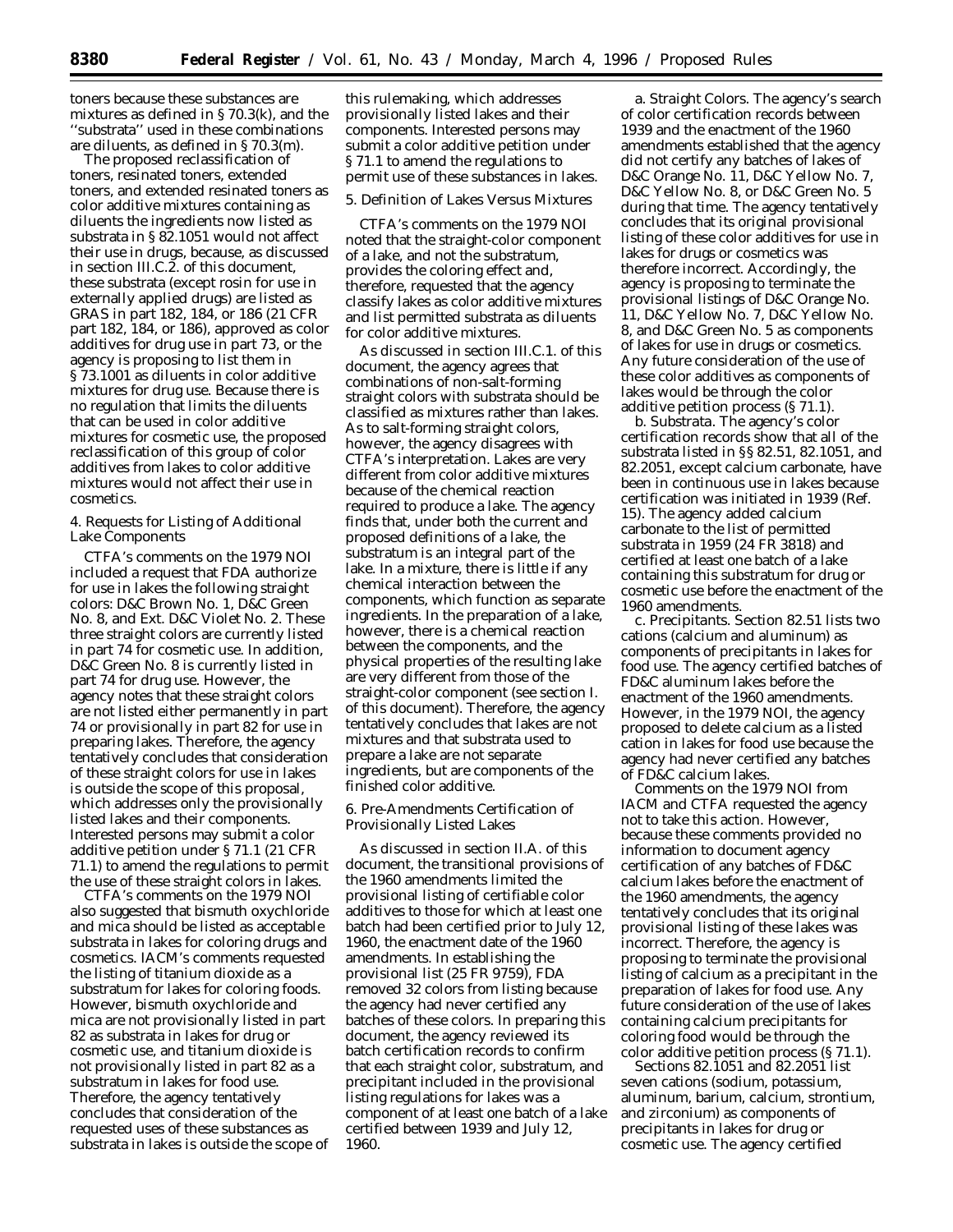toners because these substances are mixtures as defined in § 70.3(k), and the ''substrata'' used in these combinations are diluents, as defined in § 70.3(m).

The proposed reclassification of toners, resinated toners, extended toners, and extended resinated toners as color additive mixtures containing as diluents the ingredients now listed as substrata in § 82.1051 would not affect their use in drugs, because, as discussed in section III.C.2. of this document, these substrata (except rosin for use in externally applied drugs) are listed as GRAS in part 182, 184, or 186 (21 CFR part 182, 184, or 186), approved as color additives for drug use in part 73, or the agency is proposing to list them in § 73.1001 as diluents in color additive mixtures for drug use. Because there is no regulation that limits the diluents that can be used in color additive mixtures for cosmetic use, the proposed reclassification of this group of color additives from lakes to color additive mixtures would not affect their use in cosmetics.

4. Requests for Listing of Additional Lake Components

CTFA's comments on the 1979 NOI included a request that FDA authorize for use in lakes the following straight colors: D&C Brown No. 1, D&C Green No. 8, and Ext. D&C Violet No. 2. These three straight colors are currently listed in part 74 for cosmetic use. In addition, D&C Green No. 8 is currently listed in part 74 for drug use. However, the agency notes that these straight colors are not listed either permanently in part 74 or provisionally in part 82 for use in preparing lakes. Therefore, the agency tentatively concludes that consideration of these straight colors for use in lakes is outside the scope of this proposal, which addresses only the provisionally listed lakes and their components. Interested persons may submit a color additive petition under § 71.1 (21 CFR 71.1) to amend the regulations to permit the use of these straight colors in lakes.

CTFA's comments on the 1979 NOI also suggested that bismuth oxychloride and mica should be listed as acceptable substrata in lakes for coloring drugs and cosmetics. IACM's comments requested the listing of titanium dioxide as a substratum for lakes for coloring foods. However, bismuth oxychloride and mica are not provisionally listed in part 82 as substrata in lakes for drug or cosmetic use, and titanium dioxide is not provisionally listed in part 82 as a substratum in lakes for food use. Therefore, the agency tentatively concludes that consideration of the requested uses of these substances as substrata in lakes is outside the scope of this rulemaking, which addresses provisionally listed lakes and their components. Interested persons may submit a color additive petition under § 71.1 to amend the regulations to permit use of these substances in lakes.

5. Definition of Lakes Versus Mixtures

CTFA's comments on the 1979 NOI noted that the straight-color component of a lake, and not the substratum, provides the coloring effect and, therefore, requested that the agency classify lakes as color additive mixtures and list permitted substrata as diluents for color additive mixtures.

As discussed in section III.C.1. of this document, the agency agrees that combinations of non-salt-forming straight colors with substrata should be classified as mixtures rather than lakes. As to salt-forming straight colors, however, the agency disagrees with CTFA's interpretation. Lakes are very different from color additive mixtures because of the chemical reaction required to produce a lake. The agency finds that, under both the current and proposed definitions of a lake, the substratum is an integral part of the lake. In a mixture, there is little if any chemical interaction between the components, which function as separate ingredients. In the preparation of a lake, however, there is a chemical reaction between the components, and the physical properties of the resulting lake are very different from those of the straight-color component (see section I. of this document). Therefore, the agency tentatively concludes that lakes are not mixtures and that substrata used to prepare a lake are not separate ingredients, but are components of the finished color additive.

6. Pre-Amendments Certification of Provisionally Listed Lakes

As discussed in section II.A. of this document, the transitional provisions of the 1960 amendments limited the provisional listing of certifiable color additives to those for which at least one batch had been certified prior to July 12, 1960, the enactment date of the 1960 amendments. In establishing the provisional list (25 FR 9759), FDA removed 32 colors from listing because the agency had never certified any batches of these colors. In preparing this document, the agency reviewed its batch certification records to confirm that each straight color, substratum, and precipitant included in the provisional listing regulations for lakes was a component of at least one batch of a lake certified between 1939 and July 12, 1960.

*a. Straight Colors.* The agency's search of color certification records between 1939 and the enactment of the 1960 amendments established that the agency did not certify any batches of lakes of D&C Orange No. 11, D&C Yellow No. 7, D&C Yellow No. 8, or D&C Green No. 5 during that time. The agency tentatively concludes that its original provisional listing of these color additives for use in lakes for drugs or cosmetics was therefore incorrect. Accordingly, the agency is proposing to terminate the provisional listings of D&C Orange No. 11, D&C Yellow No. 7, D&C Yellow No. 8, and D&C Green No. 5 as components of lakes for use in drugs or cosmetics. Any future consideration of the use of these color additives as components of lakes would be through the color additive petition process (§ 71.1).

*b. Substrata.* The agency's color certification records show that all of the substrata listed in §§ 82.51, 82.1051, and 82.2051, except calcium carbonate, have been in continuous use in lakes because certification was initiated in 1939 (Ref. 15). The agency added calcium carbonate to the list of permitted substrata in 1959 (24 FR 3818) and certified at least one batch of a lake containing this substratum for drug or cosmetic use before the enactment of the 1960 amendments.

*c. Precipitants.* Section 82.51 lists two cations (calcium and aluminum) as components of precipitants in lakes for food use. The agency certified batches of FD&C aluminum lakes before the enactment of the 1960 amendments. However, in the 1979 NOI, the agency proposed to delete calcium as a listed cation in lakes for food use because the agency had never certified any batches of FD&C calcium lakes.

Comments on the 1979 NOI from IACM and CTFA requested the agency not to take this action. However, because these comments provided no information to document agency certification of any batches of FD&C calcium lakes before the enactment of the 1960 amendments, the agency tentatively concludes that its original provisional listing of these lakes was incorrect. Therefore, the agency is proposing to terminate the provisional listing of calcium as a precipitant in the preparation of lakes for food use. Any future consideration of the use of lakes containing calcium precipitants for coloring food would be through the color additive petition process (§ 71.1).

Sections 82.1051 and 82.2051 list seven cations (sodium, potassium, aluminum, barium, calcium, strontium, and zirconium) as components of precipitants in lakes for drug or cosmetic use. The agency certified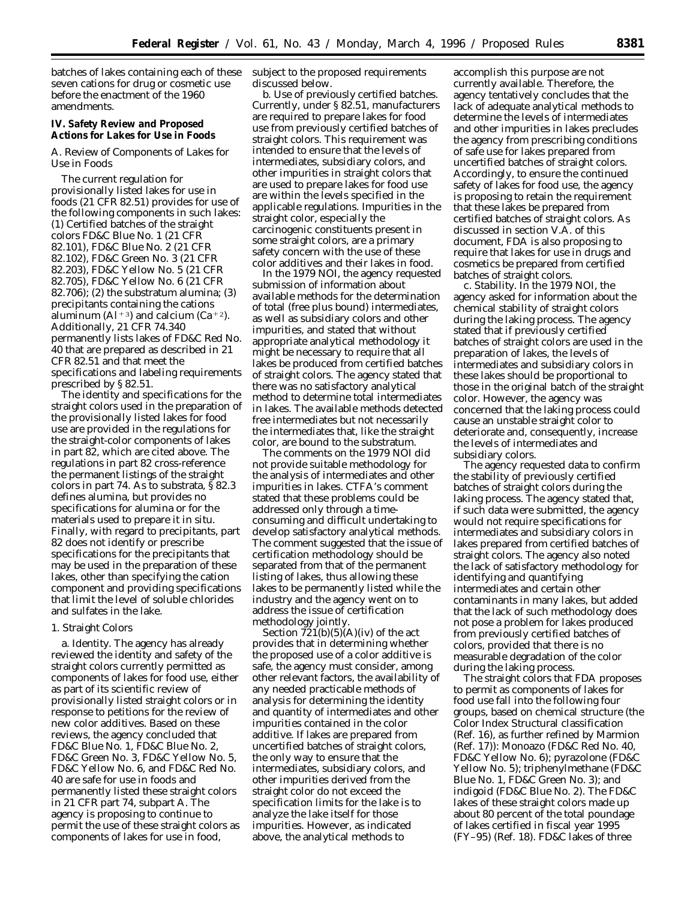batches of lakes containing each of these seven cations for drug or cosmetic use before the enactment of the 1960 amendments.

## IV. Safety Review and Proposed Actions for Lakes for Use in Foods

### A. Review of Components of Lakes for Use in Foods

The current regulation for provisionally listed lakes for use in foods (21 CFR 82.51) provides for use of the following components in such lakes: (1) Certified batches of the straight colors FD&C Blue No. 1 (21 CFR 82.101), FD&C Blue No. 2 (21 CFR 82.102), FD&C Green No. 3 (21 CFR 82.203), FD&C Yellow No. 5 (21 CFR 82.705), FD&C Yellow No. 6 (21 CFR 82.706); (2) the substratum alumina; (3) precipitants containing the cations aluminum ($Al^{+3}$) and calcium ($Ca^{+2}$). Additionally, 21 CFR 74.340 permanently lists lakes of FD&C Red No. 40 that are prepared as described in 21 CFR 82.51 and that meet the specifications and labeling requirements prescribed by § 82.51.

The identity and specifications for the straight colors used in the preparation of the provisionally listed lakes for food use are provided in the regulations for the straight-color components of lakes in part 82, which are cited above. The regulations in part 82 cross-reference the permanent listings of the straight colors in part 74. As to substrata, § 82.3 defines alumina, but provides no specifications for alumina or for the materials used to prepare it in situ. Finally, with regard to precipitants, part 82 does not identify or prescribe specifications for the precipitants that may be used in the preparation of these lakes, other than specifying the cation component and providing specifications that limit the level of soluble chlorides and sulfates in the lake.

#### 1. Straight Colors

a. *Identity.* The agency has already reviewed the identity and safety of the straight colors currently permitted as components of lakes for food use, either as part of its scientific review of provisionally listed straight colors or in response to petitions for the review of new color additives. Based on these reviews, the agency concluded that FD&C Blue No. 1, FD&C Blue No. 2, FD&C Green No. 3, FD&C Yellow No. 5, FD&C Yellow No. 6, and FD&C Red No. 40 are safe for use in foods and permanently listed these straight colors in 21 CFR part 74, subpart A. The agency is proposing to continue to permit the use of these straight colors as components of lakes for use in food, subject to the proposed requirements discussed below.

b. *Use of previously certified batches.* Currently, under § 82.51, manufacturers are required to prepare lakes for food use from previously certified batches of straight colors. This requirement was intended to ensure that the levels of intermediates, subsidiary colors, and other impurities in straight colors that are used to prepare lakes for food use are within the levels specified in the applicable regulations. Impurities in the straight color, especially the carcinogenic constituents present in some straight colors, are a primary safety concern with the use of these color additives and their lakes in food.

In the 1979 NOI, the agency requested submission of information about available methods for the determination of total (free plus bound) intermediates, as well as subsidiary colors and other impurities, and stated that without appropriate analytical methodology it might be necessary to require that all lakes be produced from certified batches of straight colors. The agency stated that there was no satisfactory analytical method to determine total intermediates in lakes. The available methods detected free intermediates but not necessarily the intermediates that, like the straight color, are bound to the substratum.

The comments on the 1979 NOI did not provide suitable methodology for the analysis of intermediates and other impurities in lakes. CTFA's comment stated that these problems could be addressed only through a time-consuming and difficult undertaking to develop satisfactory analytical methods. The comment suggested that the issue of certification methodology should be separated from that of the permanent listing of lakes, thus allowing these lakes to be permanently listed while the industry and the agency went on to address the issue of certification methodology jointly.

Section 721(b)(5)(A)(iv) of the act provides that in determining whether the proposed use of a color additive is safe, the agency must consider, among other relevant factors, the availability of any needed practicable methods of analysis for determining the identity and quantity of intermediates and other impurities contained in the color additive. If lakes are prepared from uncertified batches of straight colors, the only way to ensure that the intermediates, subsidiary colors, and other impurities derived from the straight color do not exceed the specification limits for the lake is to analyze the lake itself for those impurities. However, as indicated above, the analytical methods to accomplish this purpose are not currently available. Therefore, the agency tentatively concludes that the lack of adequate analytical methods to determine the levels of intermediates and other impurities in lakes precludes the agency from prescribing conditions of safe use for lakes prepared from uncertified batches of straight colors. Accordingly, to ensure the continued safety of lakes for food use, the agency is proposing to retain the requirement that these lakes be prepared from certified batches of straight colors. As discussed in section V.A. of this document, FDA is also proposing to require that lakes for use in drugs and cosmetics be prepared from certified batches of straight colors.

c. *Stability.* In the 1979 NOI, the agency asked for information about the chemical stability of straight colors during the laking process. The agency stated that if previously certified batches of straight colors are used in the preparation of lakes, the levels of intermediates and subsidiary colors in these lakes should be proportional to those in the original batch of the straight color. However, the agency was concerned that the laking process could cause an unstable straight color to deteriorate and, consequently, increase the levels of intermediates and subsidiary colors.

The agency requested data to confirm the stability of previously certified batches of straight colors during the laking process. The agency stated that, if such data were submitted, the agency would not require specifications for intermediates and subsidiary colors in lakes prepared from certified batches of straight colors. The agency also noted the lack of satisfactory methodology for identifying and quantifying intermediates and certain other contaminants in many lakes, but added that the lack of such methodology does not pose a problem for lakes produced from previously certified batches of colors, provided that there is no measurable degradation of the color during the laking process.

The straight colors that FDA proposes to permit as components of lakes for food use fall into the following four groups, based on chemical structure (the Color Index Structural classification (Ref. 16), as further refined by Marmion (Ref. 17)): Monoazo (FD&C Red No. 40, FD&C Yellow No. 6); pyrazolone (FD&C Yellow No. 5); triphenylmethane (FD&C Blue No. 1, FD&C Green No. 3); and indigoid (FD&C Blue No. 2). The FD&C lakes of these straight colors made up about 80 percent of the total poundage of lakes certified in fiscal year 1995 (FY–95) (Ref. 18). FD&C lakes of three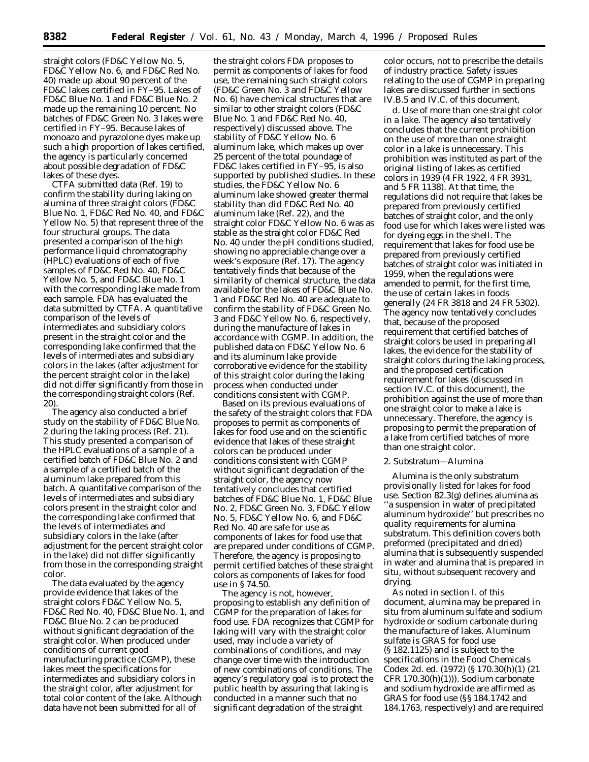straight colors (FD&C Yellow No. 5, FD&C Yellow No. 6, and FD&C Red No. 40) made up about 90 percent of the FD&C lakes certified in FY–95. Lakes of FD&C Blue No. 1 and FD&C Blue No. 2 made up the remaining 10 percent. No batches of FD&C Green No. 3 lakes were certified in FY–95. Because lakes of monoazo and pyrazolone dyes make up such a high proportion of lakes certified, the agency is particularly concerned about possible degradation of FD&C lakes of these dyes.

CTFA submitted data (Ref. 19) to confirm the stability during laking on alumina of three straight colors (FD&C Blue No. 1, FD&C Red No. 40, and FD&C Yellow No. 5) that represent three of the four structural groups. The data presented a comparison of the high performance liquid chromatography (HPLC) evaluations of each of five samples of FD&C Red No. 40, FD&C Yellow No. 5, and FD&C Blue No. 1 with the corresponding lake made from each sample. FDA has evaluated the data submitted by CTFA. A quantitative comparison of the levels of intermediates and subsidiary colors present in the straight color and the corresponding lake confirmed that the levels of intermediates and subsidiary colors in the lakes (after adjustment for the percent straight color in the lake) did not differ significantly from those in the corresponding straight colors (Ref. 20).

The agency also conducted a brief study on the stability of FD&C Blue No. 2 during the laking process (Ref. 21). This study presented a comparison of the HPLC evaluations of a sample of a certified batch of FD&C Blue No. 2 and a sample of a certified batch of the aluminum lake prepared from this batch. A quantitative comparison of the levels of intermediates and subsidiary colors present in the straight color and the corresponding lake confirmed that the levels of intermediates and subsidiary colors in the lake (after adjustment for the percent straight color in the lake) did not differ significantly from those in the corresponding straight color.

The data evaluated by the agency provide evidence that lakes of the straight colors FD&C Yellow No. 5, FD&C Red No. 40, FD&C Blue No. 1, and FD&C Blue No. 2 can be produced without significant degradation of the straight color. When produced under conditions of current good manufacturing practice (CGMP), these lakes meet the specifications for intermediates and subsidiary colors in the straight color, after adjustment for total color content of the lake. Although data have not been submitted for all of the straight colors FDA proposes to permit as components of lakes for food use, the remaining such straight colors (FD&C Green No. 3 and FD&C Yellow No. 6) have chemical structures that are similar to other straight colors (FD&C Blue No. 1 and FD&C Red No. 40, respectively) discussed above. The stability of FD&C Yellow No. 6 aluminum lake, which makes up over 25 percent of the total poundage of FD&C lakes certified in FY–95, is also supported by published studies. In these studies, the FD&C Yellow No. 6 aluminum lake showed greater thermal stability than did FD&C Red No. 40 aluminum lake (Ref. 22), and the straight color FD&C Yellow No. 6 was as stable as the straight color FD&C Red No. 40 under the pH conditions studied, showing no appreciable change over a week's exposure (Ref. 17). The agency tentatively finds that because of the similarity of chemical structure, the data available for the lakes of FD&C Blue No. 1 and FD&C Red No. 40 are adequate to confirm the stability of FD&C Green No. 3 and FD&C Yellow No. 6, respectively, during the manufacture of lakes in accordance with CGMP. In addition, the published data on FD&C Yellow No. 6 and its aluminum lake provide corroborative evidence for the stability of this straight color during the laking process when conducted under conditions consistent with CGMP.

Based on its previous evaluations of the safety of the straight colors that FDA proposes to permit as components of lakes for food use and on the scientific evidence that lakes of these straight colors can be produced under conditions consistent with CGMP without significant degradation of the straight color, the agency now tentatively concludes that certified batches of FD&C Blue No. 1, FD&C Blue No. 2, FD&C Green No. 3, FD&C Yellow No. 5, FD&C Yellow No. 6, and FD&C Red No. 40 are safe for use as components of lakes for food use that are prepared under conditions of CGMP. Therefore, the agency is proposing to permit certified batches of these straight colors as components of lakes for food use in § 74.50.

The agency is not, however, proposing to establish any definition of CGMP for the preparation of lakes for food use. FDA recognizes that CGMP for laking will vary with the straight color used, may include a variety of combinations of conditions, and may change over time with the introduction of new combinations of conditions. The agency's regulatory goal is to protect the public health by assuring that laking is conducted in a manner such that no significant degradation of the straight color occurs, not to prescribe the details of industry practice. Safety issues relating to the use of CGMP in preparing lakes are discussed further in sections IV.B.5 and IV.C. of this document.

*d. Use of more than one straight color in a lake.* The agency also tentatively concludes that the current prohibition on the use of more than one straight color in a lake is unnecessary. This prohibition was instituted as part of the original listing of lakes as certified colors in 1939 (4 FR 1922, 4 FR 3931, and 5 FR 1138). At that time, the regulations did not require that lakes be prepared from previously certified batches of straight color, and the only food use for which lakes were listed was for dyeing eggs in the shell. The requirement that lakes for food use be prepared from previously certified batches of straight color was initiated in 1959, when the regulations were amended to permit, for the first time, the use of certain lakes in foods generally (24 FR 3818 and 24 FR 5302). The agency now tentatively concludes that, because of the proposed requirement that certified batches of straight colors be used in preparing all lakes, the evidence for the stability of straight colors during the laking process, and the proposed certification requirement for lakes (discussed in section IV.C. of this document), the prohibition against the use of more than one straight color to make a lake is unnecessary. Therefore, the agency is proposing to permit the preparation of a lake from certified batches of more than one straight color.

*2. Substratum—Alumina*

Alumina is the only substratum provisionally listed for lakes for food use. Section 82.3(g) defines alumina as ''a suspension in water of precipitated aluminum hydroxide'' but prescribes no quality requirements for alumina substratum. This definition covers both preformed (precipitated and dried) alumina that is subsequently suspended in water and alumina that is prepared in situ, without subsequent recovery and drying.

As noted in section I. of this document, alumina may be prepared in situ from aluminum sulfate and sodium hydroxide or sodium carbonate during the manufacture of lakes. Aluminum sulfate is GRAS for food use (§ 182.1125) and is subject to the specifications in the Food Chemicals Codex 2d. ed. (1972) (§ 170.30(h)(1) (21 CFR 170.30(h)(1))). Sodium carbonate and sodium hydroxide are affirmed as GRAS for food use (§§ 184.1742 and 184.1763, respectively) and are required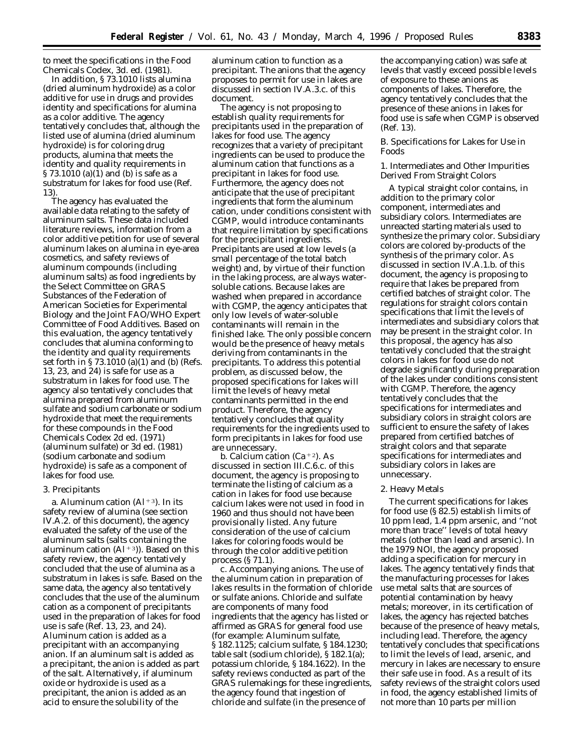to meet the specifications in the Food Chemicals Codex, 3d. ed. (1981).

In addition, § 73.1010 lists alumina (dried aluminum hydroxide) as a color additive for use in drugs and provides identity and specifications for alumina as a color additive. The agency tentatively concludes that, although the listed use of alumina (dried aluminum hydroxide) is for coloring drug products, alumina that meets the identity and quality requirements in § 73.1010 (a)(1) and (b) is safe as a substratum for lakes for food use (Ref. 13).

The agency has evaluated the available data relating to the safety of aluminum salts. These data included literature reviews, information from a color additive petition for use of several aluminum lakes on alumina in eye-area cosmetics, and safety reviews of aluminum compounds (including aluminum salts) as food ingredients by the Select Committee on GRAS Substances of the Federation of American Societies for Experimental Biology and the Joint FAO/WHO Expert Committee of Food Additives. Based on this evaluation, the agency tentatively concludes that alumina conforming to the identity and quality requirements set forth in § 73.1010 (a)(1) and (b) (Refs. 13, 23, and 24) is safe for use as a substratum in lakes for food use. The agency also tentatively concludes that alumina prepared from aluminum sulfate and sodium carbonate or sodium hydroxide that meet the requirements for these compounds in the Food Chemicals Codex 2d ed. (1971) (aluminum sulfate) or 3d ed. (1981) (sodium carbonate and sodium hydroxide) is safe as a component of lakes for food use.

### 3. Precipitants

*a. Aluminum cation* ($Al^{+3}$). In its safety review of alumina (see section IV.A.2. of this document), the agency evaluated the safety of the use of the aluminum salts (salts containing the aluminum cation ($Al^{+3}$)). Based on this safety review, the agency tentatively concluded that the use of alumina as a substratum in lakes is safe. Based on the same data, the agency also tentatively concludes that the use of the aluminum cation as a component of precipitants used in the preparation of lakes for food use is safe (Ref. 13, 23, and 24). Aluminum cation is added as a precipitant with an accompanying anion. If an aluminum salt is added as a precipitant, the anion is added as part of the salt. Alternatively, if aluminum oxide or hydroxide is used as a precipitant, the anion is added as an acid to ensure the solubility of the aluminum cation to function as a precipitant. The anions that the agency proposes to permit for use in lakes are discussed in section IV.A.3.c. of this document.

The agency is not proposing to establish quality requirements for precipitants used in the preparation of lakes for food use. The agency recognizes that a variety of precipitant ingredients can be used to produce the aluminum cation that functions as a precipitant in lakes for food use. Furthermore, the agency does not anticipate that the use of precipitant ingredients that form the aluminum cation, under conditions consistent with CGMP, would introduce contaminants that require limitation by specifications for the precipitant ingredients. Precipitants are used at low levels (a small percentage of the total batch weight) and, by virtue of their function in the laking process, are always water-soluble cations. Because lakes are washed when prepared in accordance with CGMP, the agency anticipates that only low levels of water-soluble contaminants will remain in the finished lake. The only possible concern would be the presence of heavy metals deriving from contaminants in the precipitants. To address this potential problem, as discussed below, the proposed specifications for lakes will limit the levels of heavy metal contaminants permitted in the end product. Therefore, the agency tentatively concludes that quality requirements for the ingredients used to form precipitants in lakes for food use are unnecessary.

*b. Calcium cation* ($Ca^{+2}$). As discussed in section III.C.6.c. of this document, the agency is proposing to terminate the listing of calcium as a cation in lakes for food use because calcium lakes were not used in food in 1960 and thus should not have been provisionally listed. Any future consideration of the use of calcium lakes for coloring foods would be through the color additive petition process (§ 71.1).

*c. Accompanying anions.* The use of the aluminum cation in preparation of lakes results in the formation of chloride or sulfate anions. Chloride and sulfate are components of many food ingredients that the agency has listed or affirmed as GRAS for general food use (for example: Aluminum sulfate, § 182.1125; calcium sulfate, § 184.1230; table salt (sodium chloride), § 182.1(a); potassium chloride, § 184.1622). In the safety reviews conducted as part of the GRAS rulemakings for these ingredients, the agency found that ingestion of chloride and sulfate (in the presence of the accompanying cation) was safe at levels that vastly exceed possible levels of exposure to these anions as components of lakes. Therefore, the agency tentatively concludes that the presence of these anions in lakes for food use is safe when CGMP is observed (Ref. 13).

## B. Specifications for Lakes for Use in Foods

### 1. Intermediates and Other Impurities Derived From Straight Colors

A typical straight color contains, in addition to the primary color component, intermediates and subsidiary colors. Intermediates are unreacted starting materials used to synthesize the primary color. Subsidiary colors are colored by-products of the synthesis of the primary color. As discussed in section IV.A.1.b. of this document, the agency is proposing to require that lakes be prepared from certified batches of straight color. The regulations for straight colors contain specifications that limit the levels of intermediates and subsidiary colors that may be present in the straight color. In this proposal, the agency has also tentatively concluded that the straight colors in lakes for food use do not degrade significantly during preparation of the lakes under conditions consistent with CGMP. Therefore, the agency tentatively concludes that the specifications for intermediates and subsidiary colors in straight colors are sufficient to ensure the safety of lakes prepared from certified batches of straight colors and that separate specifications for intermediates and subsidiary colors in lakes are unnecessary.

### 2. Heavy Metals

The current specifications for lakes for food use (§ 82.5) establish limits of 10 ppm lead, 1.4 ppm arsenic, and ''not more than trace'' levels of total heavy metals (other than lead and arsenic). In the 1979 NOI, the agency proposed adding a specification for mercury in lakes. The agency tentatively finds that the manufacturing processes for lakes use metal salts that are sources of potential contamination by heavy metals; moreover, in its certification of lakes, the agency has rejected batches because of the presence of heavy metals, including lead. Therefore, the agency tentatively concludes that specifications to limit the levels of lead, arsenic, and mercury in lakes are necessary to ensure their safe use in food. As a result of its safety reviews of the straight colors used in food, the agency established limits of not more than 10 parts per million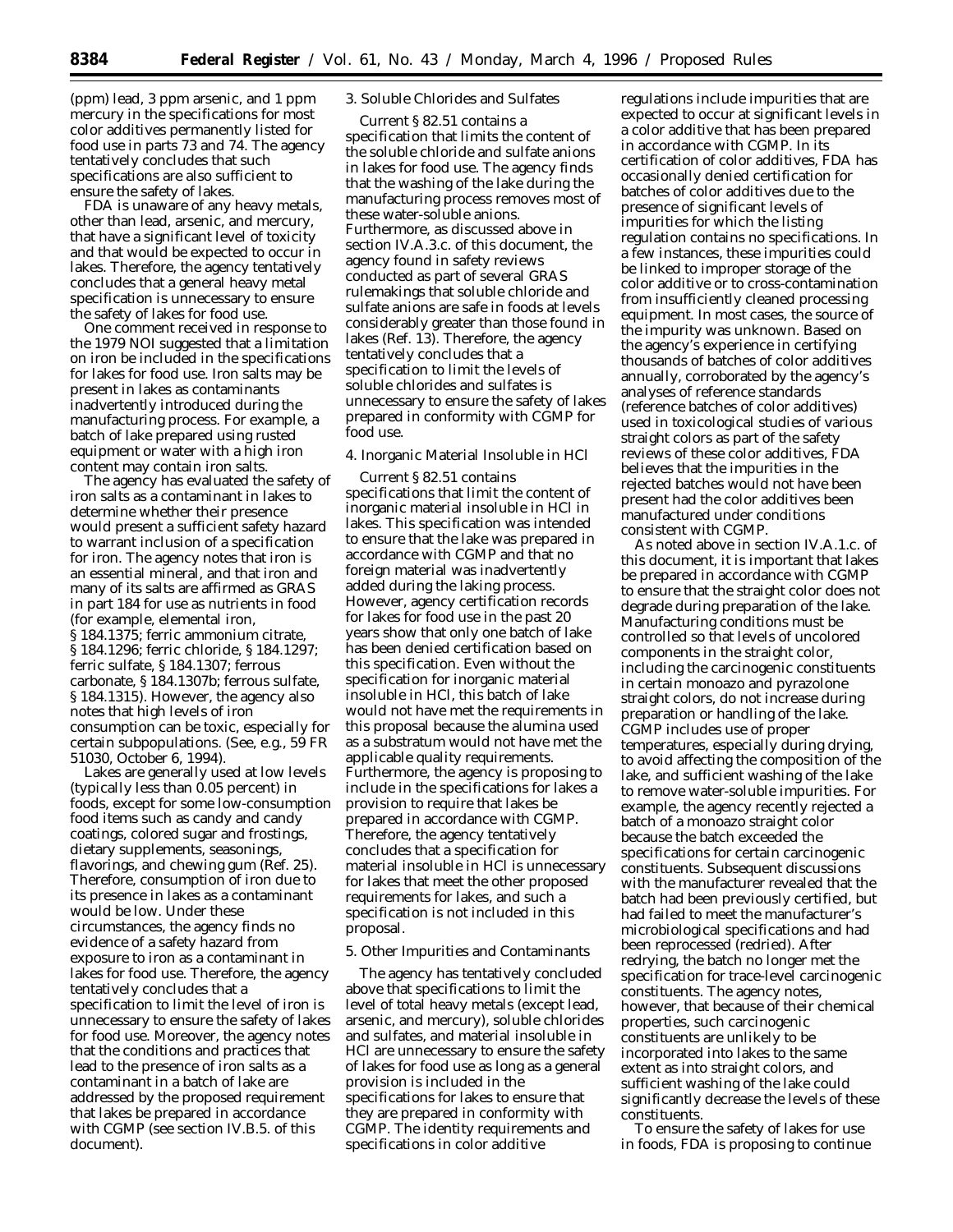(ppm) lead, 3 ppm arsenic, and 1 ppm mercury in the specifications for most color additives permanently listed for food use in parts 73 and 74. The agency tentatively concludes that such specifications are also sufficient to ensure the safety of lakes.

FDA is unaware of any heavy metals, other than lead, arsenic, and mercury, that have a significant level of toxicity and that would be expected to occur in lakes. Therefore, the agency tentatively concludes that a general heavy metal specification is unnecessary to ensure the safety of lakes for food use.

One comment received in response to the 1979 NOI suggested that a limitation on iron be included in the specifications for lakes for food use. Iron salts may be present in lakes as contaminants inadvertently introduced during the manufacturing process. For example, a batch of lake prepared using rusted equipment or water with a high iron content may contain iron salts.

The agency has evaluated the safety of iron salts as a contaminant in lakes to determine whether their presence would present a sufficient safety hazard to warrant inclusion of a specification for iron. The agency notes that iron is an essential mineral, and that iron and many of its salts are affirmed as GRAS in part 184 for use as nutrients in food (for example, elemental iron, § 184.1375; ferric ammonium citrate, § 184.1296; ferric chloride, § 184.1297; ferric sulfate, § 184.1307; ferrous carbonate, § 184.1307b; ferrous sulfate, § 184.1315). However, the agency also notes that high levels of iron consumption can be toxic, especially for certain subpopulations. (See, e.g., 59 FR 51030, October 6, 1994).

Lakes are generally used at low levels (typically less than 0.05 percent) in foods, except for some low-consumption food items such as candy and candy coatings, colored sugar and frostings, dietary supplements, seasonings, flavorings, and chewing gum (Ref. 25). Therefore, consumption of iron due to its presence in lakes as a contaminant would be low. Under these circumstances, the agency finds no evidence of a safety hazard from exposure to iron as a contaminant in lakes for food use. Therefore, the agency tentatively concludes that a specification to limit the level of iron is unnecessary to ensure the safety of lakes for food use. Moreover, the agency notes that the conditions and practices that lead to the presence of iron salts as a contaminant in a batch of lake are addressed by the proposed requirement that lakes be prepared in accordance with CGMP (see section IV.B.5. of this document).

3. Soluble Chlorides and Sulfates

Current § 82.51 contains a specification that limits the content of the soluble chloride and sulfate anions in lakes for food use. The agency finds that the washing of the lake during the manufacturing process removes most of these water-soluble anions. Furthermore, as discussed above in section IV.A.3.c. of this document, the agency found in safety reviews conducted as part of several GRAS rulemakings that soluble chloride and sulfate anions are safe in foods at levels considerably greater than those found in lakes (Ref. 13). Therefore, the agency tentatively concludes that a specification to limit the levels of soluble chlorides and sulfates is unnecessary to ensure the safety of lakes prepared in conformity with CGMP for food use.

4. Inorganic Material Insoluble in HCl

Current § 82.51 contains specifications that limit the content of inorganic material insoluble in HCl in lakes. This specification was intended to ensure that the lake was prepared in accordance with CGMP and that no foreign material was inadvertently added during the laking process. However, agency certification records for lakes for food use in the past 20 years show that only one batch of lake has been denied certification based on this specification. Even without the specification for inorganic material insoluble in HCl, this batch of lake would not have met the requirements in this proposal because the alumina used as a substratum would not have met the applicable quality requirements. Furthermore, the agency is proposing to include in the specifications for lakes a provision to require that lakes be prepared in accordance with CGMP. Therefore, the agency tentatively concludes that a specification for material insoluble in HCl is unnecessary for lakes that meet the other proposed requirements for lakes, and such a specification is not included in this proposal.

5. Other Impurities and Contaminants

The agency has tentatively concluded above that specifications to limit the level of total heavy metals (except lead, arsenic, and mercury), soluble chlorides and sulfates, and material insoluble in HCl are unnecessary to ensure the safety of lakes for food use as long as a general provision is included in the specifications for lakes to ensure that they are prepared in conformity with CGMP. The identity requirements and specifications in color additive regulations include impurities that are expected to occur at significant levels in a color additive that has been prepared in accordance with CGMP. In its certification of color additives, FDA has occasionally denied certification for batches of color additives due to the presence of significant levels of impurities for which the listing regulation contains no specifications. In a few instances, these impurities could be linked to improper storage of the color additive or to cross-contamination from insufficiently cleaned processing equipment. In most cases, the source of the impurity was unknown. Based on the agency's experience in certifying thousands of batches of color additives annually, corroborated by the agency's analyses of reference standards (reference batches of color additives) used in toxicological studies of various straight colors as part of the safety reviews of these color additives, FDA believes that the impurities in the rejected batches would not have been present had the color additives been manufactured under conditions consistent with CGMP.

As noted above in section IV.A.1.c. of this document, it is important that lakes be prepared in accordance with CGMP to ensure that the straight color does not degrade during preparation of the lake. Manufacturing conditions must be controlled so that levels of uncolored components in the straight color, including the carcinogenic constituents in certain monoazo and pyrazolone straight colors, do not increase during preparation or handling of the lake. CGMP includes use of proper temperatures, especially during drying, to avoid affecting the composition of the lake, and sufficient washing of the lake to remove water-soluble impurities. For example, the agency recently rejected a batch of a monoazo straight color because the batch exceeded the specifications for certain carcinogenic constituents. Subsequent discussions with the manufacturer revealed that the batch had been previously certified, but had failed to meet the manufacturer's microbiological specifications and had been reprocessed (redried). After redrying, the batch no longer met the specification for trace-level carcinogenic constituents. The agency notes, however, that because of their chemical properties, such carcinogenic constituents are unlikely to be incorporated into lakes to the same extent as into straight colors, and sufficient washing of the lake could significantly decrease the levels of these constituents.

To ensure the safety of lakes for use in foods, FDA is proposing to continue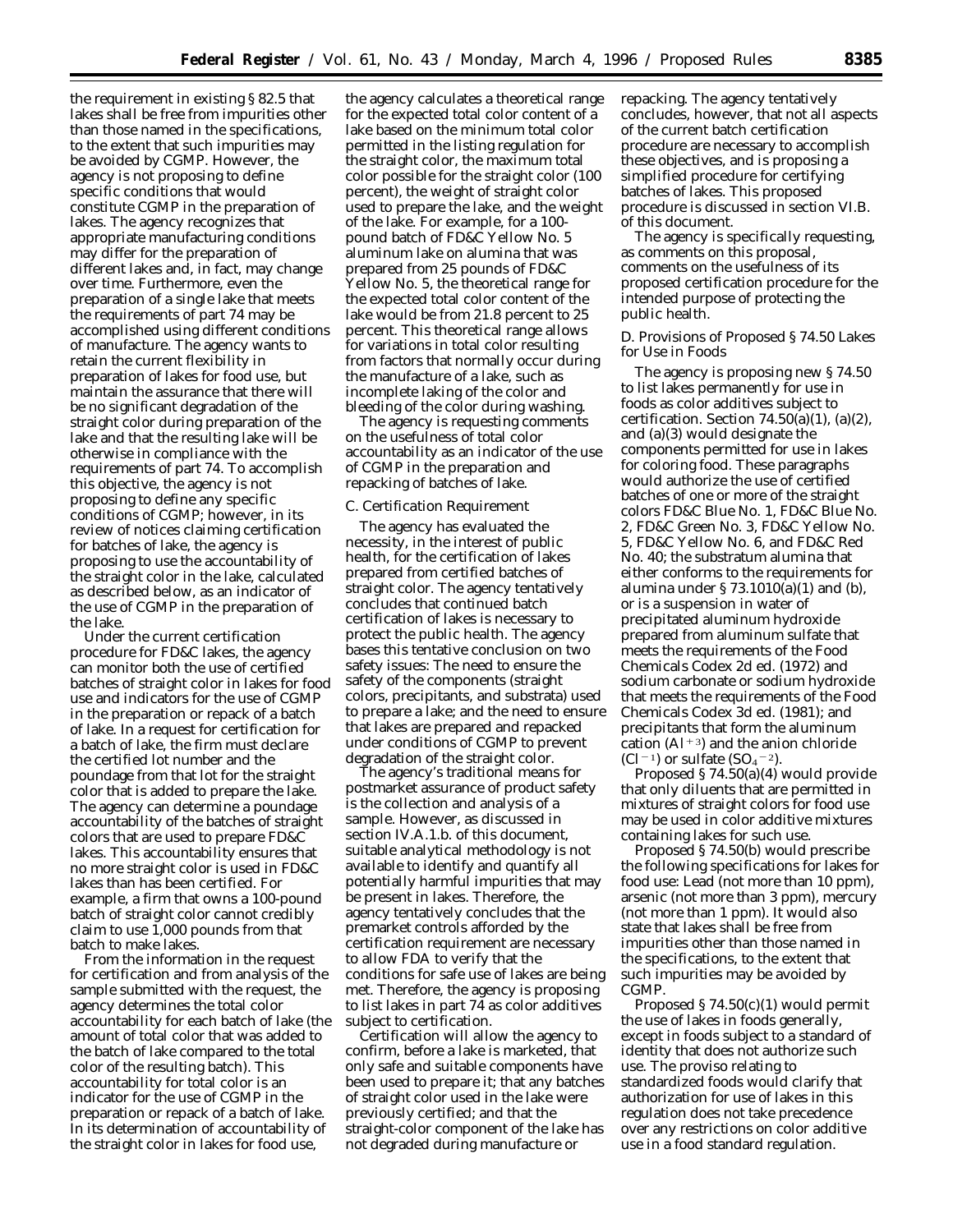the requirement in existing § 82.5 that lakes shall be free from impurities other than those named in the specifications, to the extent that such impurities may be avoided by CGMP. However, the agency is not proposing to define specific conditions that would constitute CGMP in the preparation of lakes. The agency recognizes that appropriate manufacturing conditions may differ for the preparation of different lakes and, in fact, may change over time. Furthermore, even the preparation of a single lake that meets the requirements of part 74 may be accomplished using different conditions of manufacture. The agency wants to retain the current flexibility in preparation of lakes for food use, but maintain the assurance that there will be no significant degradation of the straight color during preparation of the lake and that the resulting lake will be otherwise in compliance with the requirements of part 74. To accomplish this objective, the agency is not proposing to define any specific conditions of CGMP; however, in its review of notices claiming certification for batches of lake, the agency is proposing to use the accountability of the straight color in the lake, calculated as described below, as an indicator of the use of CGMP in the preparation of the lake.

Under the current certification procedure for FD&C lakes, the agency can monitor both the use of certified batches of straight color in lakes for food use and indicators for the use of CGMP in the preparation or repack of a batch of lake. In a request for certification for a batch of lake, the firm must declare the certified lot number and the poundage from that lot for the straight color that is added to prepare the lake. The agency can determine a poundage accountability of the batches of straight colors that are used to prepare FD&C lakes. This accountability ensures that no more straight color is used in FD&C lakes than has been certified. For example, a firm that owns a 100-pound batch of straight color cannot credibly claim to use 1,000 pounds from that batch to make lakes.

From the information in the request for certification and from analysis of the sample submitted with the request, the agency determines the total color accountability for each batch of lake (the amount of total color that was added to the batch of lake compared to the total color of the resulting batch). This accountability for total color is an indicator for the use of CGMP in the preparation or repack of a batch of lake. In its determination of accountability of the straight color in lakes for food use, the agency calculates a theoretical range for the expected total color content of a lake based on the minimum total color permitted in the listing regulation for the straight color, the maximum total color possible for the straight color (100 percent), the weight of straight color used to prepare the lake, and the weight of the lake. For example, for a 100-pound batch of FD&C Yellow No. 5 aluminum lake on alumina that was prepared from 25 pounds of FD&C Yellow No. 5, the theoretical range for the expected total color content of the lake would be from 21.8 percent to 25 percent. This theoretical range allows for variations in total color resulting from factors that normally occur during the manufacture of a lake, such as incomplete laking of the color and bleeding of the color during washing.

The agency is requesting comments on the usefulness of total color accountability as an indicator of the use of CGMP in the preparation and repacking of batches of lake.

*C. Certification Requirement*

The agency has evaluated the necessity, in the interest of public health, for the certification of lakes prepared from certified batches of straight color. The agency tentatively concludes that continued batch certification of lakes is necessary to protect the public health. The agency bases this tentative conclusion on two safety issues: The need to ensure the safety of the components (straight colors, precipitants, and substrata) used to prepare a lake; and the need to ensure that lakes are prepared and repacked under conditions of CGMP to prevent degradation of the straight color.

The agency's traditional means for postmarket assurance of product safety is the collection and analysis of a sample. However, as discussed in section IV.A.1.b. of this document, suitable analytical methodology is not available to identify and quantify all potentially harmful impurities that may be present in lakes. Therefore, the agency tentatively concludes that the premarket controls afforded by the certification requirement are necessary to allow FDA to verify that the conditions for safe use of lakes are being met. Therefore, the agency is proposing to list lakes in part 74 as color additives subject to certification.

Certification will allow the agency to confirm, before a lake is marketed, that only safe and suitable components have been used to prepare it; that any batches of straight color used in the lake were previously certified; and that the straight-color component of the lake has not degraded during manufacture or repacking. The agency tentatively concludes, however, that not all aspects of the current batch certification procedure are necessary to accomplish these objectives, and is proposing a simplified procedure for certifying batches of lakes. This proposed procedure is discussed in section VI.B. of this document.

The agency is specifically requesting, as comments on this proposal, comments on the usefulness of its proposed certification procedure for the intended purpose of protecting the public health.

*D. Provisions of Proposed § 74.50 Lakes for Use in Foods*

The agency is proposing new § 74.50 to list lakes permanently for use in foods as color additives subject to certification. Section 74.50(a)(1), (a)(2), and (a)(3) would designate the components permitted for use in lakes for coloring food. These paragraphs would authorize the use of certified batches of one or more of the straight colors FD&C Blue No. 1, FD&C Blue No. 2, FD&C Green No. 3, FD&C Yellow No. 5, FD&C Yellow No. 6, and FD&C Red No. 40; the substratum alumina that either conforms to the requirements for alumina under § 73.1010(a)(1) and (b), or is a suspension in water of precipitated aluminum hydroxide prepared from aluminum sulfate that meets the requirements of the Food Chemicals Codex 2d ed. (1972) and sodium carbonate or sodium hydroxide that meets the requirements of the Food Chemicals Codex 3d ed. (1981); and precipitants that form the aluminum cation ($Al^{+3}$) and the anion chloride ($Cl^{-1}$) or sulfate ($SO_4{}^{-2}$).

Proposed § 74.50(a)(4) would provide that only diluents that are permitted in mixtures of straight colors for food use may be used in color additive mixtures containing lakes for such use.

Proposed § 74.50(b) would prescribe the following specifications for lakes for food use: Lead (not more than 10 ppm), arsenic (not more than 3 ppm), mercury (not more than 1 ppm). It would also state that lakes shall be free from impurities other than those named in the specifications, to the extent that such impurities may be avoided by CGMP.

Proposed § 74.50(c)(1) would permit the use of lakes in foods generally, except in foods subject to a standard of identity that does not authorize such use. The proviso relating to standardized foods would clarify that authorization for use of lakes in this regulation does not take precedence over any restrictions on color additive use in a food standard regulation.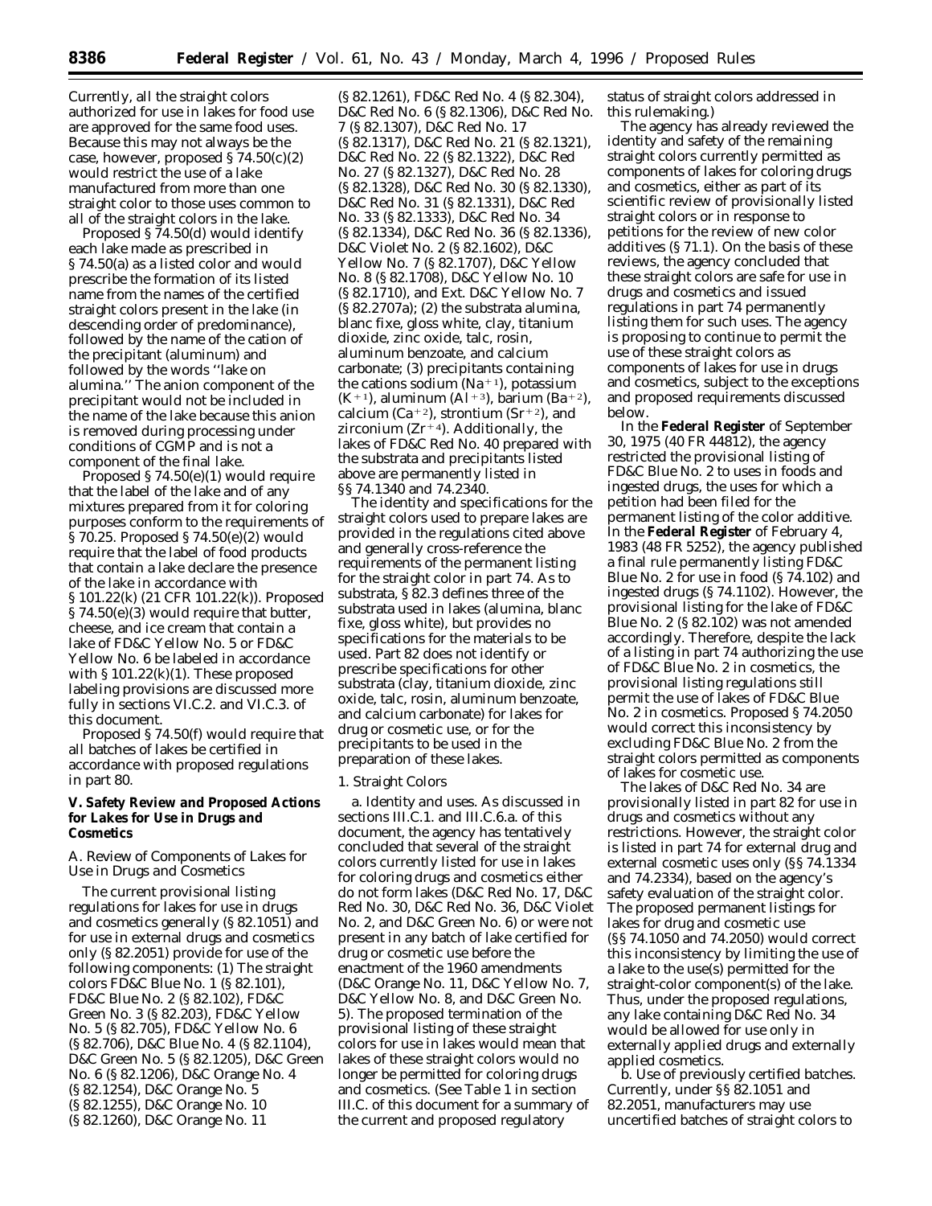Currently, all the straight colors authorized for use in lakes for food use are approved for the same food uses. Because this may not always be the case, however, proposed § 74.50(c)(2) would restrict the use of a lake manufactured from more than one straight color to those uses common to all of the straight colors in the lake.

Proposed § 74.50(d) would identify each lake made as prescribed in § 74.50(a) as a listed color and would prescribe the formation of its listed name from the names of the certified straight colors present in the lake (in descending order of predominance), followed by the name of the cation of the precipitant (aluminum) and followed by the words ''lake on alumina.'' The anion component of the precipitant would not be included in the name of the lake because this anion is removed during processing under conditions of CGMP and is not a component of the final lake.

Proposed § 74.50(e)(1) would require that the label of the lake and of any mixtures prepared from it for coloring purposes conform to the requirements of § 70.25. Proposed § 74.50(e)(2) would require that the label of food products that contain a lake declare the presence of the lake in accordance with § 101.22(k) (21 CFR 101.22(k)). Proposed § 74.50(e)(3) would require that butter, cheese, and ice cream that contain a lake of FD&C Yellow No. 5 or FD&C Yellow No. 6 be labeled in accordance with § 101.22(k)(1). These proposed labeling provisions are discussed more fully in sections VI.C.2. and VI.C.3. of this document.

Proposed § 74.50(f) would require that all batches of lakes be certified in accordance with proposed regulations in part 80.

## V. Safety Review and Proposed Actions for Lakes for Use in Drugs and Cosmetics

### A. Review of Components of Lakes for Use in Drugs and Cosmetics

The current provisional listing regulations for lakes for use in drugs and cosmetics generally (§ 82.1051) and for use in external drugs and cosmetics only (§ 82.2051) provide for use of the following components: (1) The straight colors FD&C Blue No. 1 (§ 82.101), FD&C Blue No. 2 (§ 82.102), FD&C Green No. 3 (§ 82.203), FD&C Yellow No. 5 (§ 82.705), FD&C Yellow No. 6 (§ 82.706), D&C Blue No. 4 (§ 82.1104), D&C Green No. 5 (§ 82.1205), D&C Green No. 6 (§ 82.1206), D&C Orange No. 4 (§ 82.1254), D&C Orange No. 5 (§ 82.1255), D&C Orange No. 10 (§ 82.1260), D&C Orange No. 11 (§ 82.1261), FD&C Red No. 4 (§ 82.304), D&C Red No. 6 (§ 82.1306), D&C Red No. 7 (§ 82.1307), D&C Red No. 17 (§ 82.1317), D&C Red No. 21 (§ 82.1321), D&C Red No. 22 (§ 82.1322), D&C Red No. 27 (§ 82.1327), D&C Red No. 28 (§ 82.1328), D&C Red No. 30 (§ 82.1330), D&C Red No. 31 (§ 82.1331), D&C Red No. 33 (§ 82.1333), D&C Red No. 34 (§ 82.1334), D&C Red No. 36 (§ 82.1336), D&C Violet No. 2 (§ 82.1602), D&C Yellow No. 7 (§ 82.1707), D&C Yellow No. 8 (§ 82.1708), D&C Yellow No. 10 (§ 82.1710), and Ext. D&C Yellow No. 7 (§ 82.2707a); (2) the substrata alumina, blanc fixe, gloss white, clay, titanium dioxide, zinc oxide, talc, rosin, aluminum benzoate, and calcium carbonate; (3) precipitants containing the cations sodium ($Na^{+1}$), potassium ($K^{+1}$), aluminum ($Al^{+3}$), barium ($Ba^{+2}$), calcium ($Ca^{+2}$), strontium ($Sr^{+2}$), and zirconium ($Zr^{+4}$). Additionally, the lakes of FD&C Red No. 40 prepared with the substrata and precipitants listed above are permanently listed in §§ 74.1340 and 74.2340.

The identity and specifications for the straight colors used to prepare lakes are provided in the regulations cited above and generally cross-reference the requirements of the permanent listing for the straight color in part 74. As to substrata, § 82.3 defines three of the substrata used in lakes (alumina, blanc fixe, gloss white), but provides no specifications for the materials to be used. Part 82 does not identify or prescribe specifications for other substrata (clay, titanium dioxide, zinc oxide, talc, rosin, aluminum benzoate, and calcium carbonate) for lakes for drug or cosmetic use, or for the precipitants to be used in the preparation of these lakes.

#### 1. Straight Colors

*a. Identity and uses.* As discussed in sections III.C.1. and III.C.6.a. of this document, the agency has tentatively concluded that several of the straight colors currently listed for use in lakes for coloring drugs and cosmetics either do not form lakes (D&C Red No. 17, D&C Red No. 30, D&C Red No. 36, D&C Violet No. 2, and D&C Green No. 6) or were not present in any batch of lake certified for drug or cosmetic use before the enactment of the 1960 amendments (D&C Orange No. 11, D&C Yellow No. 7, D&C Yellow No. 8, and D&C Green No. 5). The proposed termination of the provisional listing of these straight colors for use in lakes would mean that lakes of these straight colors would no longer be permitted for coloring drugs and cosmetics. (See Table 1 in section III.C. of this document for a summary of the current and proposed regulatory status of straight colors addressed in this rulemaking.)

The agency has already reviewed the identity and safety of the remaining straight colors currently permitted as components of lakes for coloring drugs and cosmetics, either as part of its scientific review of provisionally listed straight colors or in response to petitions for the review of new color additives (§ 71.1). On the basis of these reviews, the agency concluded that these straight colors are safe for use in drugs and cosmetics and issued regulations in part 74 permanently listing them for such uses. The agency is proposing to continue to permit the use of these straight colors as components of lakes for use in drugs and cosmetics, subject to the exceptions and proposed requirements discussed below.

In the **Federal Register** of September 30, 1975 (40 FR 44812), the agency restricted the provisional listing of FD&C Blue No. 2 to uses in foods and ingested drugs, the uses for which a petition had been filed for the permanent listing of the color additive. In the **Federal Register** of February 4, 1983 (48 FR 5252), the agency published a final rule permanently listing FD&C Blue No. 2 for use in food (§ 74.102) and ingested drugs (§ 74.1102). However, the provisional listing for the lake of FD&C Blue No. 2 (§ 82.102) was not amended accordingly. Therefore, despite the lack of a listing in part 74 authorizing the use of FD&C Blue No. 2 in cosmetics, the provisional listing regulations still permit the use of lakes of FD&C Blue No. 2 in cosmetics. Proposed § 74.2050 would correct this inconsistency by excluding FD&C Blue No. 2 from the straight colors permitted as components of lakes for cosmetic use.

The lakes of D&C Red No. 34 are provisionally listed in part 82 for use in drugs and cosmetics without any restrictions. However, the straight color is listed in part 74 for external drug and external cosmetic uses only (§§ 74.1334 and 74.2334), based on the agency's safety evaluation of the straight color. The proposed permanent listings for lakes for drug and cosmetic use (§§ 74.1050 and 74.2050) would correct this inconsistency by limiting the use of a lake to the use(s) permitted for the straight-color component(s) of the lake. Thus, under the proposed regulations, any lake containing D&C Red No. 34 would be allowed for use only in externally applied drugs and externally applied cosmetics.

*b. Use of previously certified batches.* Currently, under §§ 82.1051 and 82.2051, manufacturers may use uncertified batches of straight colors to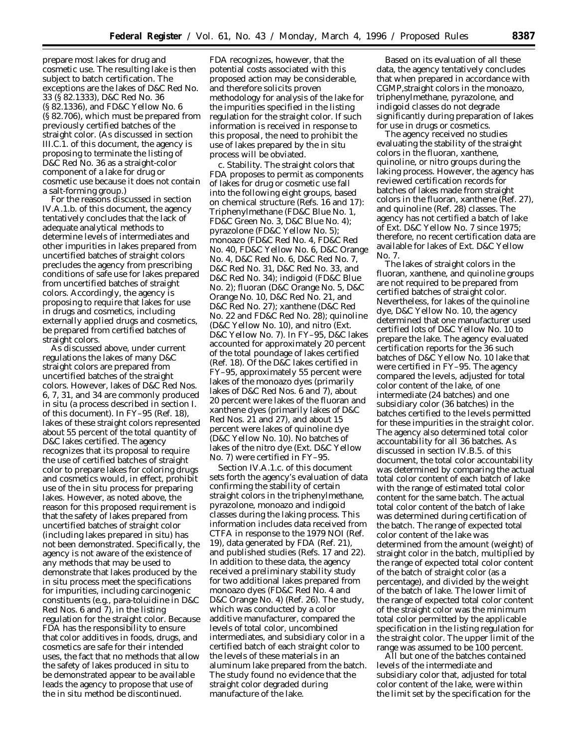prepare most lakes for drug and cosmetic use. The resulting lake is then subject to batch certification. The exceptions are the lakes of D&C Red No. 33 (§ 82.1333), D&C Red No. 36 (§ 82.1336), and FD&C Yellow No. 6 (§ 82.706), which must be prepared from previously certified batches of the straight color. (As discussed in section III.C.1. of this document, the agency is proposing to terminate the listing of D&C Red No. 36 as a straight-color component of a lake for drug or cosmetic use because it does not contain a salt-forming group.)

For the reasons discussed in section IV.A.1.b. of this document, the agency tentatively concludes that the lack of adequate analytical methods to determine levels of intermediates and other impurities in lakes prepared from uncertified batches of straight colors precludes the agency from prescribing conditions of safe use for lakes prepared from uncertified batches of straight colors. Accordingly, the agency is proposing to require that lakes for use in drugs and cosmetics, including externally applied drugs and cosmetics, be prepared from certified batches of straight colors.

As discussed above, under current regulations the lakes of many D&C straight colors are prepared from uncertified batches of the straight colors. However, lakes of D&C Red Nos. 6, 7, 31, and 34 are commonly produced in situ (a process described in section I. of this document). In FY–95 (Ref. 18), lakes of these straight colors represented about 55 percent of the total quantity of D&C lakes certified. The agency recognizes that its proposal to require the use of certified batches of straight color to prepare lakes for coloring drugs and cosmetics would, in effect, prohibit use of the in situ process for preparing lakes. However, as noted above, the reason for this proposed requirement is that the safety of lakes prepared from uncertified batches of straight color (including lakes prepared in situ) has not been demonstrated. Specifically, the agency is not aware of the existence of any methods that may be used to demonstrate that lakes produced by the in situ process meet the specifications for impurities, including carcinogenic constituents (e.g., para-toluidine in D&C Red Nos. 6 and 7), in the listing regulation for the straight color. Because FDA has the responsibility to ensure that color additives in foods, drugs, and cosmetics are safe for their intended uses, the fact that no methods that allow the safety of lakes produced in situ to be demonstrated appear to be available leads the agency to propose that use of the in situ method be discontinued.

FDA recognizes, however, that the potential costs associated with this proposed action may be considerable, and therefore solicits proven methodology for analysis of the lake for the impurities specified in the listing regulation for the straight color. If such information is received in response to this proposal, the need to prohibit the use of lakes prepared by the in situ process will be obviated.

*c. Stability.* The straight colors that FDA proposes to permit as components of lakes for drug or cosmetic use fall into the following eight groups, based on chemical structure (Refs. 16 and 17): Triphenylmethane (FD&C Blue No. 1, FD&C Green No. 3, D&C Blue No. 4); pyrazolone (FD&C Yellow No. 5); monoazo (FD&C Red No. 4, FD&C Red No. 40, FD&C Yellow No. 6, D&C Orange No. 4, D&C Red No. 6, D&C Red No. 7, D&C Red No. 31, D&C Red No. 33, and D&C Red No. 34); indigoid (FD&C Blue No. 2); fluoran (D&C Orange No. 5, D&C Orange No. 10, D&C Red No. 21, and D&C Red No. 27); xanthene (D&C Red No. 22 and FD&C Red No. 28); quinoline (D&C Yellow No. 10), and nitro (Ext. D&C Yellow No. 7). In FY–95, D&C lakes accounted for approximately 20 percent of the total poundage of lakes certified (Ref. 18). Of the D&C lakes certified in FY–95, approximately 55 percent were lakes of the monoazo dyes (primarily lakes of D&C Red Nos. 6 and 7), about 20 percent were lakes of the fluoran and xanthene dyes (primarily lakes of D&C Red Nos. 21 and 27), and about 15 percent were lakes of quinoline dye (D&C Yellow No. 10). No batches of lakes of the nitro dye (Ext. D&C Yellow No. 7) were certified in FY–95.

Section IV.A.1.c. of this document sets forth the agency's evaluation of data confirming the stability of certain straight colors in the triphenylmethane, pyrazolone, monoazo and indigoid classes during the laking process. This information includes data received from CTFA in response to the 1979 NOI (Ref. 19), data generated by FDA (Ref. 21), and published studies (Refs. 17 and 22). In addition to these data, the agency received a preliminary stability study for two additional lakes prepared from monoazo dyes (FD&C Red No. 4 and D&C Orange No. 4) (Ref. 26). The study, which was conducted by a color additive manufacturer, compared the levels of total color, uncombined intermediates, and subsidiary color in a certified batch of each straight color to the levels of these materials in an aluminum lake prepared from the batch. The study found no evidence that the straight color degraded during manufacture of the lake.

Based on its evaluation of all these data, the agency tentatively concludes that when prepared in accordance with CGMP,straight colors in the monoazo, triphenylmethane, pyrazolone, and indigoid classes do not degrade significantly during preparation of lakes for use in drugs or cosmetics.

The agency received no studies evaluating the stability of the straight colors in the fluoran, xanthene, quinoline, or nitro groups during the laking process. However, the agency has reviewed certification records for batches of lakes made from straight colors in the fluoran, xanthene (Ref. 27), and quinoline (Ref. 28) classes. The agency has not certified a batch of lake of Ext. D&C Yellow No. 7 since 1975; therefore, no recent certification data are available for lakes of Ext. D&C Yellow No. 7.

The lakes of straight colors in the fluoran, xanthene, and quinoline groups are not required to be prepared from certified batches of straight color. Nevertheless, for lakes of the quinoline dye, D&C Yellow No. 10, the agency determined that one manufacturer used certified lots of D&C Yellow No. 10 to prepare the lake. The agency evaluated certification reports for the 36 such batches of D&C Yellow No. 10 lake that were certified in FY–95. The agency compared the levels, adjusted for total color content of the lake, of one intermediate (24 batches) and one subsidiary color (36 batches) in the batches certified to the levels permitted for these impurities in the straight color. The agency also determined total color accountability for all 36 batches. As discussed in section IV.B.5. of this document, the total color accountability was determined by comparing the actual total color content of each batch of lake with the range of estimated total color content for the same batch. The actual total color content of the batch of lake was determined during certification of the batch. The range of expected total color content of the lake was determined from the amount (weight) of straight color in the batch, multiplied by the range of expected total color content of the batch of straight color (as a percentage), and divided by the weight of the batch of lake. The lower limit of the range of expected total color content of the straight color was the minimum total color permitted by the applicable specification in the listing regulation for the straight color. The upper limit of the range was assumed to be 100 percent.

All but one of the batches contained levels of the intermediate and subsidiary color that, adjusted for total color content of the lake, were within the limit set by the specification for the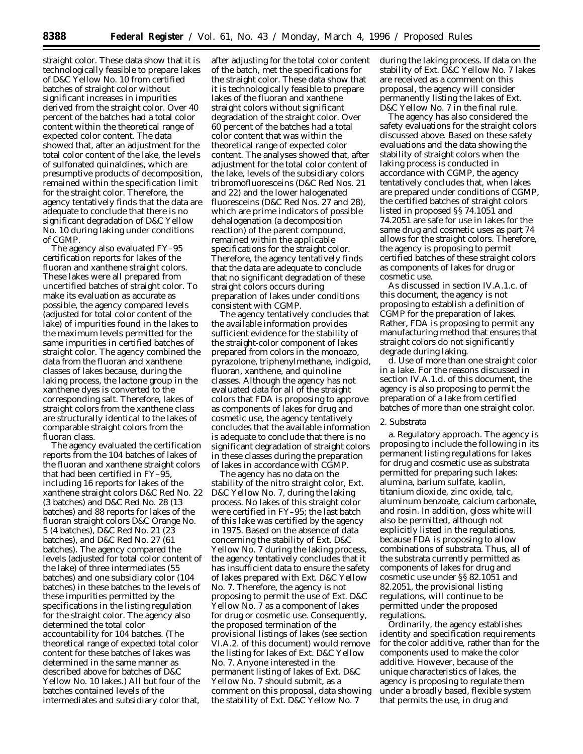straight color. These data show that it is technologically feasible to prepare lakes of D&C Yellow No. 10 from certified batches of straight color without significant increases in impurities derived from the straight color. Over 40 percent of the batches had a total color content within the theoretical range of expected color content. The data showed that, after an adjustment for the total color content of the lake, the levels of sulfonated quinaldines, which are presumptive products of decomposition, remained within the specification limit for the straight color. Therefore, the agency tentatively finds that the data are adequate to conclude that there is no significant degradation of D&C Yellow No. 10 during laking under conditions of CGMP.

The agency also evaluated FY–95 certification reports for lakes of the fluoran and xanthene straight colors. These lakes were all prepared from uncertified batches of straight color. To make its evaluation as accurate as possible, the agency compared levels (adjusted for total color content of the lake) of impurities found in the lakes to the maximum levels permitted for the same impurities in certified batches of straight color. The agency combined the data from the fluoran and xanthene classes of lakes because, during the laking process, the lactone group in the xanthene dyes is converted to the corresponding salt. Therefore, lakes of straight colors from the xanthene class are structurally identical to the lakes of comparable straight colors from the fluoran class.

The agency evaluated the certification reports from the 104 batches of lakes of the fluoran and xanthene straight colors that had been certified in FY–95, including 16 reports for lakes of the xanthene straight colors D&C Red No. 22 (3 batches) and D&C Red No. 28 (13 batches) and 88 reports for lakes of the fluoran straight colors D&C Orange No. 5 (4 batches), D&C Red No. 21 (23 batches), and D&C Red No. 27 (61 batches). The agency compared the levels (adjusted for total color content of the lake) of three intermediates (55 batches) and one subsidiary color (104 batches) in these batches to the levels of these impurities permitted by the specifications in the listing regulation for the straight color. The agency also determined the total color accountability for 104 batches. (The theoretical range of expected total color content for these batches of lakes was determined in the same manner as described above for batches of D&C Yellow No. 10 lakes.) All but four of the batches contained levels of the intermediates and subsidiary color that, after adjusting for the total color content of the batch, met the specifications for the straight color. These data show that it is technologically feasible to prepare lakes of the fluoran and xanthene straight colors without significant degradation of the straight color. Over 60 percent of the batches had a total color content that was within the theoretical range of expected color content. The analyses showed that, after adjustment for the total color content of the lake, levels of the subsidiary colors tribromofluoresceins (D&C Red Nos. 21 and 22) and the lower halogenated fluoresceins (D&C Red Nos. 27 and 28), which are prime indicators of possible dehalogenation (a decomposition reaction) of the parent compound, remained within the applicable specifications for the straight color. Therefore, the agency tentatively finds that the data are adequate to conclude that no significant degradation of these straight colors occurs during preparation of lakes under conditions consistent with CGMP.

The agency tentatively concludes that the available information provides sufficient evidence for the stability of the straight-color component of lakes prepared from colors in the monoazo, pyrazolone, triphenylmethane, indigoid, fluoran, xanthene, and quinoline classes. Although the agency has not evaluated data for all of the straight colors that FDA is proposing to approve as components of lakes for drug and cosmetic use, the agency tentatively concludes that the available information is adequate to conclude that there is no significant degradation of straight colors in these classes during the preparation of lakes in accordance with CGMP.

The agency has no data on the stability of the nitro straight color, Ext. D&C Yellow No. 7, during the laking process. No lakes of this straight color were certified in FY–95; the last batch of this lake was certified by the agency in 1975. Based on the absence of data concerning the stability of Ext. D&C Yellow No. 7 during the laking process, the agency tentatively concludes that it has insufficient data to ensure the safety of lakes prepared with Ext. D&C Yellow No. 7. Therefore, the agency is not proposing to permit the use of Ext. D&C Yellow No. 7 as a component of lakes for drug or cosmetic use. Consequently, the proposed termination of the provisional listings of lakes (see section VI.A.2. of this document) would remove the listing for lakes of Ext. D&C Yellow No. 7. Anyone interested in the permanent listing of lakes of Ext. D&C Yellow No. 7 should submit, as a comment on this proposal, data showing the stability of Ext. D&C Yellow No. 7 during the laking process. If data on the stability of Ext. D&C Yellow No. 7 lakes are received as a comment on this proposal, the agency will consider permanently listing the lakes of Ext. D&C Yellow No. 7 in the final rule.

The agency has also considered the safety evaluations for the straight colors discussed above. Based on these safety evaluations and the data showing the stability of straight colors when the laking process is conducted in accordance with CGMP, the agency tentatively concludes that, when lakes are prepared under conditions of CGMP, the certified batches of straight colors listed in proposed §§ 74.1051 and 74.2051 are safe for use in lakes for the same drug and cosmetic uses as part 74 allows for the straight colors. Therefore, the agency is proposing to permit certified batches of these straight colors as components of lakes for drug or cosmetic use.

As discussed in section IV.A.1.c. of this document, the agency is not proposing to establish a definition of CGMP for the preparation of lakes. Rather, FDA is proposing to permit any manufacturing method that ensures that straight colors do not significantly degrade during laking.

*d. Use of more than one straight color in a lake.* For the reasons discussed in section IV.A.1.d. of this document, the agency is also proposing to permit the preparation of a lake from certified batches of more than one straight color.

*2. Substrata*

*a. Regulatory approach.* The agency is proposing to include the following in its permanent listing regulations for lakes for drug and cosmetic use as substrata permitted for preparing such lakes: alumina, barium sulfate, kaolin, titanium dioxide, zinc oxide, talc, aluminum benzoate, calcium carbonate, and rosin. In addition, gloss white will also be permitted, although not explicitly listed in the regulations, because FDA is proposing to allow combinations of substrata. Thus, all of the substrata currently permitted as components of lakes for drug and cosmetic use under §§ 82.1051 and 82.2051, the provisional listing regulations, will continue to be permitted under the proposed regulations.

Ordinarily, the agency establishes identity and specification requirements for the color additive, rather than for the components used to make the color additive. However, because of the unique characteristics of lakes, the agency is proposing to regulate them under a broadly based, flexible system that permits the use, in drug and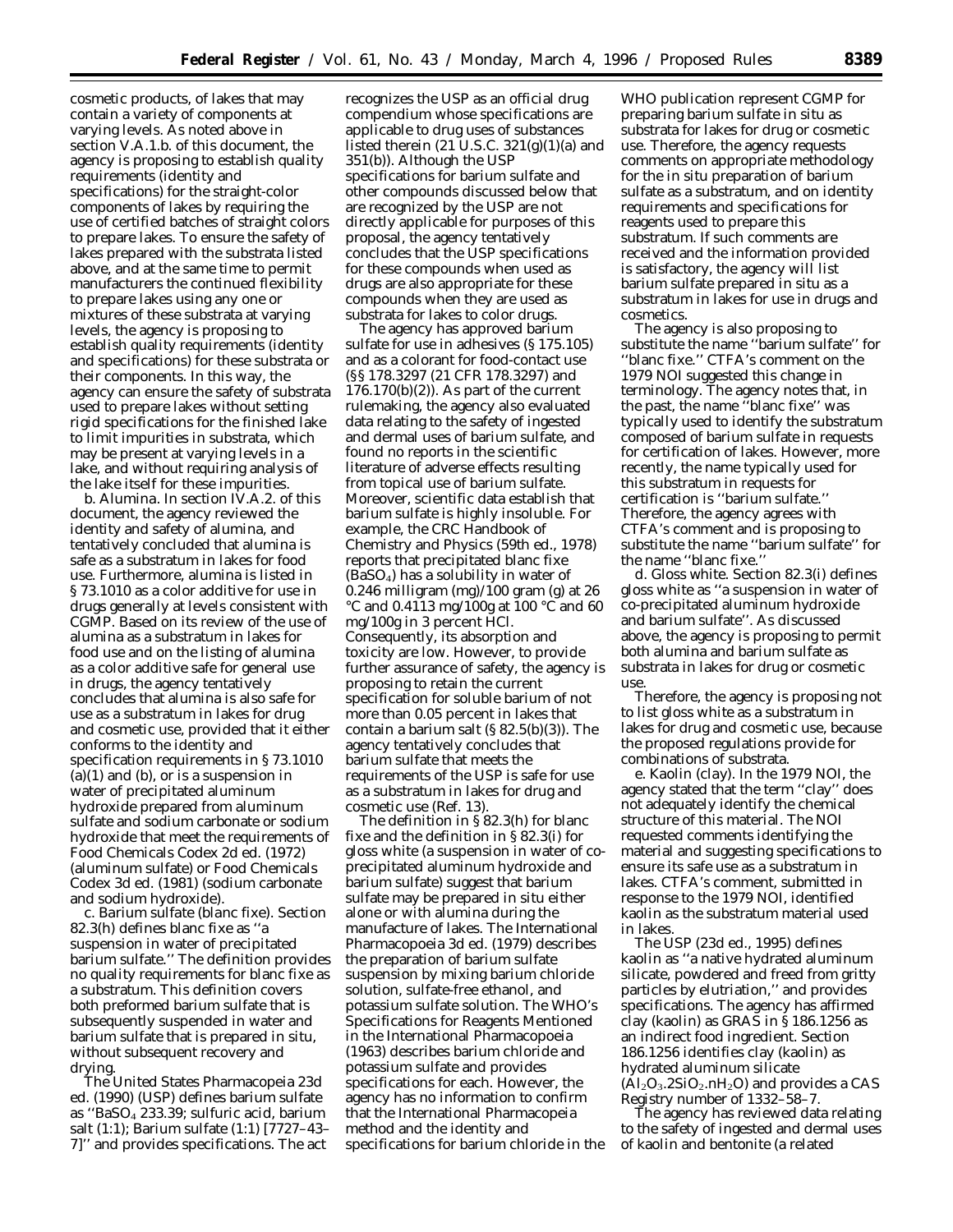cosmetic products, of lakes that may contain a variety of components at varying levels. As noted above in section V.A.1.b. of this document, the agency is proposing to establish quality requirements (identity and specifications) for the straight-color components of lakes by requiring the use of certified batches of straight colors to prepare lakes. To ensure the safety of lakes prepared with the substrata listed above, and at the same time to permit manufacturers the continued flexibility to prepare lakes using any one or mixtures of these substrata at varying levels, the agency is proposing to establish quality requirements (identity and specifications) for these substrata or their components. In this way, the agency can ensure the safety of substrata used to prepare lakes without setting rigid specifications for the finished lake to limit impurities in substrata, which may be present at varying levels in a lake, and without requiring analysis of the lake itself for these impurities.

*b. Alumina.* In section IV.A.2. of this document, the agency reviewed the identity and safety of alumina, and tentatively concluded that alumina is safe as a substratum in lakes for food use. Furthermore, alumina is listed in § 73.1010 as a color additive for use in drugs generally at levels consistent with CGMP. Based on its review of the use of alumina as a substratum in lakes for food use and on the listing of alumina as a color additive safe for general use in drugs, the agency tentatively concludes that alumina is also safe for use as a substratum in lakes for drug and cosmetic use, provided that it either conforms to the identity and specification requirements in § 73.1010 (a)(1) and (b), or is a suspension in water of precipitated aluminum hydroxide prepared from aluminum sulfate and sodium carbonate or sodium hydroxide that meet the requirements of Food Chemicals Codex 2d ed. (1972) (aluminum sulfate) or Food Chemicals Codex 3d ed. (1981) (sodium carbonate and sodium hydroxide).

*c. Barium sulfate (blanc fixe).* Section 82.3(h) defines blanc fixe as ''a suspension in water of precipitated barium sulfate.'' The definition provides no quality requirements for blanc fixe as a substratum. This definition covers both preformed barium sulfate that is subsequently suspended in water and barium sulfate that is prepared in situ, without subsequent recovery and drying.

The United States Pharmacopeia 23d ed. (1990) (USP) defines barium sulfate as ''$BaSO_4$ 233.39; sulfuric acid, barium salt (1:1); Barium sulfate (1:1) [7727–43–7]'' and provides specifications. The act recognizes the USP as an official drug compendium whose specifications are applicable to drug uses of substances listed therein (21 U.S.C. 321(g)(1)(a) and 351(b)). Although the USP specifications for barium sulfate and other compounds discussed below that are recognized by the USP are not directly applicable for purposes of this proposal, the agency tentatively concludes that the USP specifications for these compounds when used as drugs are also appropriate for these compounds when they are used as substrata for lakes to color drugs.

The agency has approved barium sulfate for use in adhesives (§ 175.105) and as a colorant for food-contact use (§§ 178.3297 (21 CFR 178.3297) and 176.170(b)(2)). As part of the current rulemaking, the agency also evaluated data relating to the safety of ingested and dermal uses of barium sulfate, and found no reports in the scientific literature of adverse effects resulting from topical use of barium sulfate. Moreover, scientific data establish that barium sulfate is highly insoluble. For example, the CRC Handbook of Chemistry and Physics (59th ed., 1978) reports that precipitated blanc fixe ($BaSO_4$) has a solubility in water of 0.246 milligram (mg)/100 gram (g) at 26 °C and 0.4113 mg/100g at 100 °C and 60 mg/100g in 3 percent HCl. Consequently, its absorption and toxicity are low. However, to provide further assurance of safety, the agency is proposing to retain the current specification for soluble barium of not more than 0.05 percent in lakes that contain a barium salt (§ 82.5(b)(3)). The agency tentatively concludes that barium sulfate that meets the requirements of the USP is safe for use as a substratum in lakes for drug and cosmetic use (Ref. 13).

The definition in § 82.3(h) for blanc fixe and the definition in § 82.3(i) for gloss white (a suspension in water of co-precipitated aluminum hydroxide and barium sulfate) suggest that barium sulfate may be prepared in situ either alone or with alumina during the manufacture of lakes. The International Pharmacopoeia 3d ed. (1979) describes the preparation of barium sulfate suspension by mixing barium chloride solution, sulfate-free ethanol, and potassium sulfate solution. The WHO's Specifications for Reagents Mentioned in the International Pharmacopoeia (1963) describes barium chloride and potassium sulfate and provides specifications for each. However, the agency has no information to confirm that the International Pharmacopeia method and the identity and specifications for barium chloride in the WHO publication represent CGMP for preparing barium sulfate in situ as substrata for lakes for drug or cosmetic use. Therefore, the agency requests comments on appropriate methodology for the in situ preparation of barium sulfate as a substratum, and on identity requirements and specifications for reagents used to prepare this substratum. If such comments are received and the information provided is satisfactory, the agency will list barium sulfate prepared in situ as a substratum in lakes for use in drugs and cosmetics.

The agency is also proposing to substitute the name ''barium sulfate'' for ''blanc fixe.'' CTFA's comment on the 1979 NOI suggested this change in terminology. The agency notes that, in the past, the name ''blanc fixe'' was typically used to identify the substratum composed of barium sulfate in requests for certification of lakes. However, more recently, the name typically used for this substratum in requests for certification is ''barium sulfate.'' Therefore, the agency agrees with CTFA's comment and is proposing to substitute the name ''barium sulfate'' for the name ''blanc fixe.''

*d. Gloss white.* Section 82.3(i) defines gloss white as ''a suspension in water of co-precipitated aluminum hydroxide and barium sulfate''. As discussed above, the agency is proposing to permit both alumina and barium sulfate as substrata in lakes for drug or cosmetic use.

Therefore, the agency is proposing not to list gloss white as a substratum in lakes for drug and cosmetic use, because the proposed regulations provide for combinations of substrata.

*e. Kaolin (clay).* In the 1979 NOI, the agency stated that the term ''clay'' does not adequately identify the chemical structure of this material. The NOI requested comments identifying the material and suggesting specifications to ensure its safe use as a substratum in lakes. CTFA's comment, submitted in response to the 1979 NOI, identified kaolin as the substratum material used in lakes.

The USP (23d ed., 1995) defines kaolin as ''a native hydrated aluminum silicate, powdered and freed from gritty particles by elutriation,'' and provides specifications. The agency has affirmed clay (kaolin) as GRAS in § 186.1256 as an indirect food ingredient. Section 186.1256 identifies clay (kaolin) as hydrated aluminum silicate ($Al_2O_3.2SiO_2.nH_2O$) and provides a CAS Registry number of 1332–58–7.

The agency has reviewed data relating to the safety of ingested and dermal uses of kaolin and bentonite (a related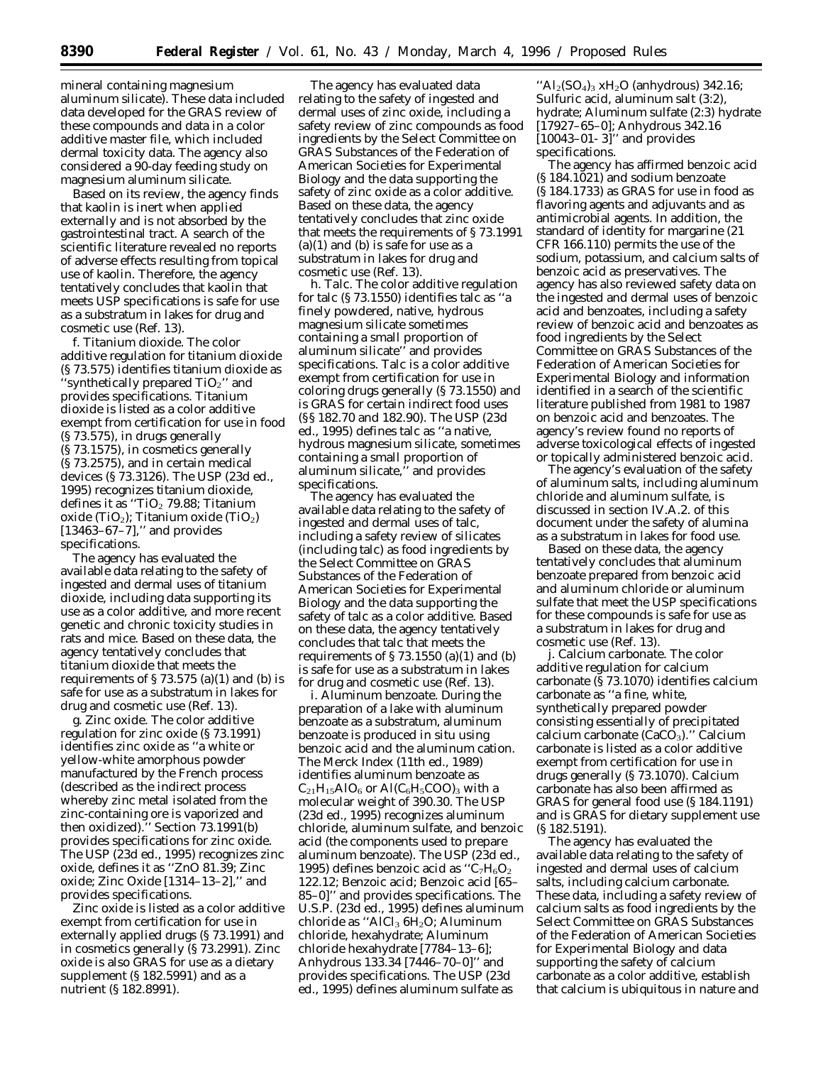mineral containing magnesium aluminum silicate). These data included data developed for the GRAS review of these compounds and data in a color additive master file, which included dermal toxicity data. The agency also considered a 90-day feeding study on magnesium aluminum silicate.

Based on its review, the agency finds that kaolin is inert when applied externally and is not absorbed by the gastrointestinal tract. A search of the scientific literature revealed no reports of adverse effects resulting from topical use of kaolin. Therefore, the agency tentatively concludes that kaolin that meets USP specifications is safe for use as a substratum in lakes for drug and cosmetic use (Ref. 13).

*f. Titanium dioxide.* The color additive regulation for titanium dioxide (§ 73.575) identifies titanium dioxide as ''synthetically prepared $TiO_2$'' and provides specifications. Titanium dioxide is listed as a color additive exempt from certification for use in food (§ 73.575), in drugs generally (§ 73.1575), in cosmetics generally (§ 73.2575), and in certain medical devices (§ 73.3126). The USP (23d ed., 1995) recognizes titanium dioxide, defines it as ''$TiO_2$ 79.88; Titanium oxide ($TiO_2$); Titanium oxide ($TiO_2$) [13463–67–7],'' and provides specifications.

The agency has evaluated the available data relating to the safety of ingested and dermal uses of titanium dioxide, including data supporting its use as a color additive, and more recent genetic and chronic toxicity studies in rats and mice. Based on these data, the agency tentatively concludes that titanium dioxide that meets the requirements of § 73.575 (a)(1) and (b) is safe for use as a substratum in lakes for drug and cosmetic use (Ref. 13).

*g. Zinc oxide.* The color additive regulation for zinc oxide (§ 73.1991) identifies zinc oxide as ''a white or yellow-white amorphous powder manufactured by the French process (described as the indirect process whereby zinc metal isolated from the zinc-containing ore is vaporized and then oxidized).'' Section 73.1991(b) provides specifications for zinc oxide. The USP (23d ed., 1995) recognizes zinc oxide, defines it as ''ZnO 81.39; Zinc oxide; Zinc Oxide [1314–13–2],'' and provides specifications.

Zinc oxide is listed as a color additive exempt from certification for use in externally applied drugs (§ 73.1991) and in cosmetics generally (§ 73.2991). Zinc oxide is also GRAS for use as a dietary supplement (§ 182.5991) and as a nutrient (§ 182.8991).

The agency has evaluated data relating to the safety of ingested and dermal uses of zinc oxide, including a safety review of zinc compounds as food ingredients by the Select Committee on GRAS Substances of the Federation of American Societies for Experimental Biology and the data supporting the safety of zinc oxide as a color additive. Based on these data, the agency tentatively concludes that zinc oxide that meets the requirements of § 73.1991 (a)(1) and (b) is safe for use as a substratum in lakes for drug and cosmetic use (Ref. 13).

*h. Talc.* The color additive regulation for talc (§ 73.1550) identifies talc as ''a finely powdered, native, hydrous magnesium silicate sometimes containing a small proportion of aluminum silicate'' and provides specifications. Talc is a color additive exempt from certification for use in coloring drugs generally (§ 73.1550) and is GRAS for certain indirect food uses (§§ 182.70 and 182.90). The USP (23d ed., 1995) defines talc as ''a native, hydrous magnesium silicate, sometimes containing a small proportion of aluminum silicate,'' and provides specifications.

The agency has evaluated the available data relating to the safety of ingested and dermal uses of talc, including a safety review of silicates (including talc) as food ingredients by the Select Committee on GRAS Substances of the Federation of American Societies for Experimental Biology and the data supporting the safety of talc as a color additive. Based on these data, the agency tentatively concludes that talc that meets the requirements of § 73.1550 (a)(1) and (b) is safe for use as a substratum in lakes for drug and cosmetic use (Ref. 13).

*i. Aluminum benzoate.* During the preparation of a lake with aluminum benzoate as a substratum, aluminum benzoate is produced in situ using benzoic acid and the aluminum cation. The Merck Index (11th ed., 1989) identifies aluminum benzoate as $C_{21}H_{15}AlO_6$ or $Al(C_6H_5COO)_3$ with a molecular weight of 390.30. The USP (23d ed., 1995) recognizes aluminum chloride, aluminum sulfate, and benzoic acid (the components used to prepare aluminum benzoate). The USP (23d ed., 1995) defines benzoic acid as ''$C_7H_6O_2$ 122.12; Benzoic acid; Benzoic acid [65–85–0]'' and provides specifications. The U.S.P. (23d ed., 1995) defines aluminum chloride as ''$AlCl_3$ $6H_2O$; Aluminum chloride, hexahydrate; Aluminum chloride hexahydrate [7784–13–6]; Anhydrous 133.34 [7446–70–0]'' and provides specifications. The USP (23d ed., 1995) defines aluminum sulfate as ''$Al_2(SO_4)_3$ $xH_2O$ (anhydrous) 342.16; Sulfuric acid, aluminum salt (3:2), hydrate; Aluminum sulfate (2:3) hydrate [17927–65–0]; Anhydrous 342.16 [10043–01- 3]'' and provides specifications.

The agency has affirmed benzoic acid (§ 184.1021) and sodium benzoate (§ 184.1733) as GRAS for use in food as flavoring agents and adjuvants and as antimicrobial agents. In addition, the standard of identity for margarine (21 CFR 166.110) permits the use of the sodium, potassium, and calcium salts of benzoic acid as preservatives. The agency has also reviewed safety data on the ingested and dermal uses of benzoic acid and benzoates, including a safety review of benzoic acid and benzoates as food ingredients by the Select Committee on GRAS Substances of the Federation of American Societies for Experimental Biology and information identified in a search of the scientific literature published from 1981 to 1987 on benzoic acid and benzoates. The agency's review found no reports of adverse toxicological effects of ingested or topically administered benzoic acid.

The agency's evaluation of the safety of aluminum salts, including aluminum chloride and aluminum sulfate, is discussed in section IV.A.2. of this document under the safety of alumina as a substratum in lakes for food use.

Based on these data, the agency tentatively concludes that aluminum benzoate prepared from benzoic acid and aluminum chloride or aluminum sulfate that meet the USP specifications for these compounds is safe for use as a substratum in lakes for drug and cosmetic use (Ref. 13).

*j. Calcium carbonate.* The color additive regulation for calcium carbonate (§ 73.1070) identifies calcium carbonate as ''a fine, white, synthetically prepared powder consisting essentially of precipitated calcium carbonate ($CaCO_3$).'' Calcium carbonate is listed as a color additive exempt from certification for use in drugs generally (§ 73.1070). Calcium carbonate has also been affirmed as GRAS for general food use (§ 184.1191) and is GRAS for dietary supplement use (§ 182.5191).

The agency has evaluated the available data relating to the safety of ingested and dermal uses of calcium salts, including calcium carbonate. These data, including a safety review of calcium salts as food ingredients by the Select Committee on GRAS Substances of the Federation of American Societies for Experimental Biology and data supporting the safety of calcium carbonate as a color additive, establish that calcium is ubiquitous in nature and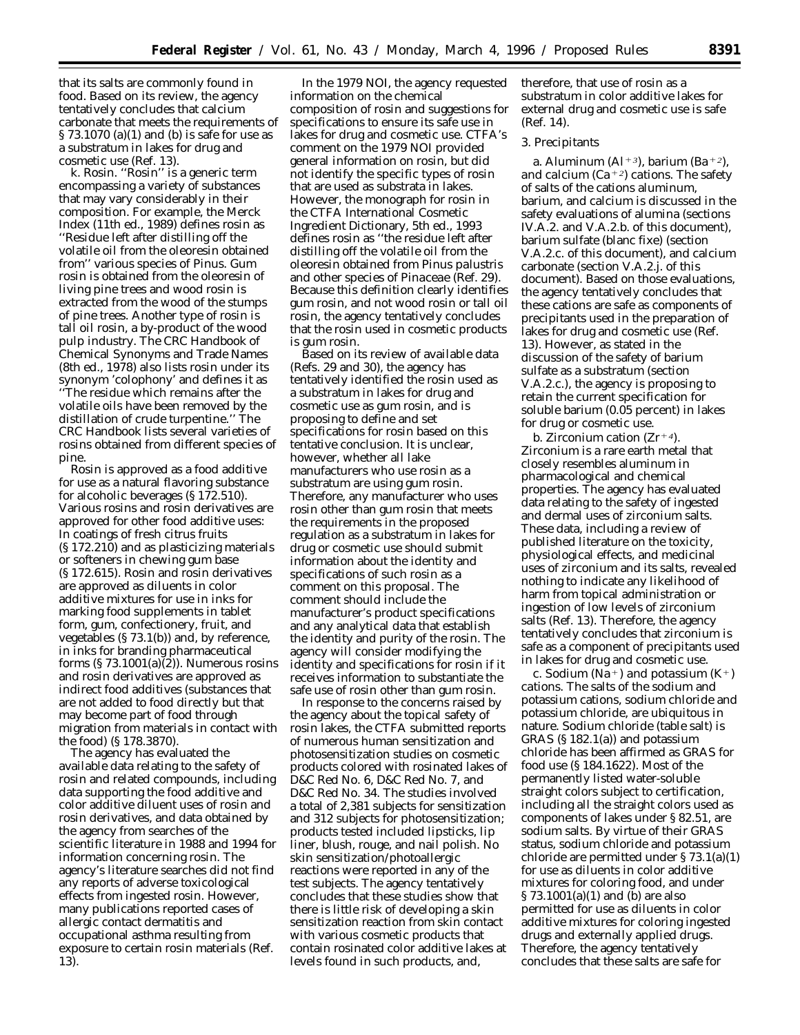that its salts are commonly found in food. Based on its review, the agency tentatively concludes that calcium carbonate that meets the requirements of § 73.1070 (a)(1) and (b) is safe for use as a substratum in lakes for drug and cosmetic use (Ref. 13).

*k. Rosin.* ''Rosin'' is a generic term encompassing a variety of substances that may vary considerably in their composition. For example, the Merck Index (11th ed., 1989) defines rosin as ''Residue left after distilling off the volatile oil from the oleoresin obtained from'' various species of Pinus. Gum rosin is obtained from the oleoresin of living pine trees and wood rosin is extracted from the wood of the stumps of pine trees. Another type of rosin is tall oil rosin, a by-product of the wood pulp industry. The CRC Handbook of Chemical Synonyms and Trade Names (8th ed., 1978) also lists rosin under its synonym 'colophony' and defines it as ''The residue which remains after the volatile oils have been removed by the distillation of crude turpentine.'' The CRC Handbook lists several varieties of rosins obtained from different species of pine.

Rosin is approved as a food additive for use as a natural flavoring substance for alcoholic beverages (§ 172.510). Various rosins and rosin derivatives are approved for other food additive uses: In coatings of fresh citrus fruits (§ 172.210) and as plasticizing materials or softeners in chewing gum base (§ 172.615). Rosin and rosin derivatives are approved as diluents in color additive mixtures for use in inks for marking food supplements in tablet form, gum, confectionery, fruit, and vegetables (§ 73.1(b)) and, by reference, in inks for branding pharmaceutical forms (§ 73.1001(a)(2)). Numerous rosins and rosin derivatives are approved as indirect food additives (substances that are not added to food directly but that may become part of food through migration from materials in contact with the food) (§ 178.3870).

The agency has evaluated the available data relating to the safety of rosin and related compounds, including data supporting the food additive and color additive diluent uses of rosin and rosin derivatives, and data obtained by the agency from searches of the scientific literature in 1988 and 1994 for information concerning rosin. The agency's literature searches did not find any reports of adverse toxicological effects from ingested rosin. However, many publications reported cases of allergic contact dermatitis and occupational asthma resulting from exposure to certain rosin materials (Ref. 13).

In the 1979 NOI, the agency requested information on the chemical composition of rosin and suggestions for specifications to ensure its safe use in lakes for drug and cosmetic use. CTFA's comment on the 1979 NOI provided general information on rosin, but did not identify the specific types of rosin that are used as substrata in lakes. However, the monograph for rosin in the CTFA International Cosmetic Ingredient Dictionary, 5th ed., 1993 defines rosin as ''the residue left after distilling off the volatile oil from the oleoresin obtained from Pinus palustris and other species of Pinaceae (Ref. 29). Because this definition clearly identifies gum rosin, and not wood rosin or tall oil rosin, the agency tentatively concludes that the rosin used in cosmetic products is gum rosin.

Based on its review of available data (Refs. 29 and 30), the agency has tentatively identified the rosin used as a substratum in lakes for drug and cosmetic use as gum rosin, and is proposing to define and set specifications for rosin based on this tentative conclusion. It is unclear, however, whether all lake manufacturers who use rosin as a substratum are using gum rosin. Therefore, any manufacturer who uses rosin other than gum rosin that meets the requirements in the proposed regulation as a substratum in lakes for drug or cosmetic use should submit information about the identity and specifications of such rosin as a comment on this proposal. The comment should include the manufacturer's product specifications and any analytical data that establish the identity and purity of the rosin. The agency will consider modifying the identity and specifications for rosin if it receives information to substantiate the safe use of rosin other than gum rosin.

In response to the concerns raised by the agency about the topical safety of rosin lakes, the CTFA submitted reports of numerous human sensitization and photosensitization studies on cosmetic products colored with rosinated lakes of D&C Red No. 6, D&C Red No. 7, and D&C Red No. 34. The studies involved a total of 2,381 subjects for sensitization and 312 subjects for photosensitization; products tested included lipsticks, lip liner, blush, rouge, and nail polish. No skin sensitization/photoallergic reactions were reported in any of the test subjects. The agency tentatively concludes that these studies show that there is little risk of developing a skin sensitization reaction from skin contact with various cosmetic products that contain rosinated color additive lakes at levels found in such products, and, therefore, that use of rosin as a substratum in color additive lakes for external drug and cosmetic use is safe (Ref. 14).

3. Precipitants

*a. Aluminum ($Al^{+3}$), barium ($Ba^{+2}$), and calcium ($Ca^{+2}$) cations.* The safety of salts of the cations aluminum, barium, and calcium is discussed in the safety evaluations of alumina (sections IV.A.2. and V.A.2.b. of this document), barium sulfate (blanc fixe) (section V.A.2.c. of this document), and calcium carbonate (section V.A.2.j. of this document). Based on those evaluations, the agency tentatively concludes that these cations are safe as components of precipitants used in the preparation of lakes for drug and cosmetic use (Ref. 13). However, as stated in the discussion of the safety of barium sulfate as a substratum (section V.A.2.c.), the agency is proposing to retain the current specification for soluble barium (0.05 percent) in lakes for drug or cosmetic use.

*b. Zirconium cation ($Zr^{+4}$).* Zirconium is a rare earth metal that closely resembles aluminum in pharmacological and chemical properties. The agency has evaluated data relating to the safety of ingested and dermal uses of zirconium salts. These data, including a review of published literature on the toxicity, physiological effects, and medicinal uses of zirconium and its salts, revealed nothing to indicate any likelihood of harm from topical administration or ingestion of low levels of zirconium salts (Ref. 13). Therefore, the agency tentatively concludes that zirconium is safe as a component of precipitants used in lakes for drug and cosmetic use.

*c. Sodium ($Na^{+}$) and potassium ($K^{+}$) cations.* The salts of the sodium and potassium cations, sodium chloride and potassium chloride, are ubiquitous in nature. Sodium chloride (table salt) is GRAS (§ 182.1(a)) and potassium chloride has been affirmed as GRAS for food use (§ 184.1622). Most of the permanently listed water-soluble straight colors subject to certification, including all the straight colors used as components of lakes under § 82.51, are sodium salts. By virtue of their GRAS status, sodium chloride and potassium chloride are permitted under § 73.1(a)(1) for use as diluents in color additive mixtures for coloring food, and under § 73.1001(a)(1) and (b) are also permitted for use as diluents in color additive mixtures for coloring ingested drugs and externally applied drugs. Therefore, the agency tentatively concludes that these salts are safe for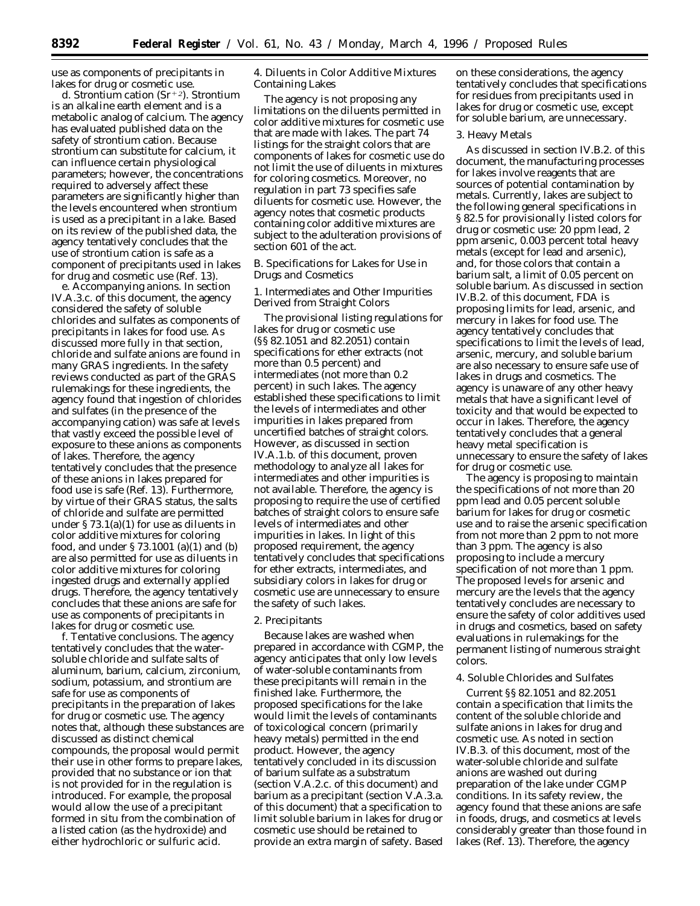use as components of precipitants in lakes for drug or cosmetic use.

d. *Strontium cation* ($Sr^{+2}$). Strontium is an alkaline earth element and is a metabolic analog of calcium. The agency has evaluated published data on the safety of strontium cation. Because strontium can substitute for calcium, it can influence certain physiological parameters; however, the concentrations required to adversely affect these parameters are significantly higher than the levels encountered when strontium is used as a precipitant in a lake. Based on its review of the published data, the agency tentatively concludes that the use of strontium cation is safe as a component of precipitants used in lakes for drug and cosmetic use (Ref. 13).

e. *Accompanying anions*. In section IV.A.3.c. of this document, the agency considered the safety of soluble chlorides and sulfates as components of precipitants in lakes for food use. As discussed more fully in that section, chloride and sulfate anions are found in many GRAS ingredients. In the safety reviews conducted as part of the GRAS rulemakings for these ingredients, the agency found that ingestion of chlorides and sulfates (in the presence of the accompanying cation) was safe at levels that vastly exceed the possible level of exposure to these anions as components of lakes. Therefore, the agency tentatively concludes that the presence of these anions in lakes prepared for food use is safe (Ref. 13). Furthermore, by virtue of their GRAS status, the salts of chloride and sulfate are permitted under § 73.1(a)(1) for use as diluents in color additive mixtures for coloring food, and under § 73.1001 (a)(1) and (b) are also permitted for use as diluents in color additive mixtures for coloring ingested drugs and externally applied drugs. Therefore, the agency tentatively concludes that these anions are safe for use as components of precipitants in lakes for drug or cosmetic use.

f. *Tentative conclusions*. The agency tentatively concludes that the water-soluble chloride and sulfate salts of aluminum, barium, calcium, zirconium, sodium, potassium, and strontium are safe for use as components of precipitants in the preparation of lakes for drug or cosmetic use. The agency notes that, although these substances are discussed as distinct chemical compounds, the proposal would permit their use in other forms to prepare lakes, provided that no substance or ion that is not provided for in the regulation is introduced. For example, the proposal would allow the use of a precipitant formed in situ from the combination of a listed cation (as the hydroxide) and either hydrochloric or sulfuric acid.

4. Diluents in Color Additive Mixtures Containing Lakes

The agency is not proposing any limitations on the diluents permitted in color additive mixtures for cosmetic use that are made with lakes. The part 74 listings for the straight colors that are components of lakes for cosmetic use do not limit the use of diluents in mixtures for coloring cosmetics. Moreover, no regulation in part 73 specifies safe diluents for cosmetic use. However, the agency notes that cosmetic products containing color additive mixtures are subject to the adulteration provisions of section 601 of the act.

B. Specifications for Lakes for Use in Drugs and Cosmetics

1. Intermediates and Other Impurities Derived from Straight Colors

The provisional listing regulations for lakes for drug or cosmetic use (§§ 82.1051 and 82.2051) contain specifications for ether extracts (not more than 0.5 percent) and intermediates (not more than 0.2 percent) in such lakes. The agency established these specifications to limit the levels of intermediates and other impurities in lakes prepared from uncertified batches of straight colors. However, as discussed in section IV.A.1.b. of this document, proven methodology to analyze all lakes for intermediates and other impurities is not available. Therefore, the agency is proposing to require the use of certified batches of straight colors to ensure safe levels of intermediates and other impurities in lakes. In light of this proposed requirement, the agency tentatively concludes that specifications for ether extracts, intermediates, and subsidiary colors in lakes for drug or cosmetic use are unnecessary to ensure the safety of such lakes.

2. Precipitants

Because lakes are washed when prepared in accordance with CGMP, the agency anticipates that only low levels of water-soluble contaminants from these precipitants will remain in the finished lake. Furthermore, the proposed specifications for the lake would limit the levels of contaminants of toxicological concern (primarily heavy metals) permitted in the end product. However, the agency tentatively concluded in its discussion of barium sulfate as a substratum (section V.A.2.c. of this document) and barium as a precipitant (section V.A.3.a. of this document) that a specification to limit soluble barium in lakes for drug or cosmetic use should be retained to provide an extra margin of safety. Based on these considerations, the agency tentatively concludes that specifications for residues from precipitants used in lakes for drug or cosmetic use, except for soluble barium, are unnecessary.

3. Heavy Metals

As discussed in section IV.B.2. of this document, the manufacturing processes for lakes involve reagents that are sources of potential contamination by metals. Currently, lakes are subject to the following general specifications in § 82.5 for provisionally listed colors for drug or cosmetic use: 20 ppm lead, 2 ppm arsenic, 0.003 percent total heavy metals (except for lead and arsenic), and, for those colors that contain a barium salt, a limit of 0.05 percent on soluble barium. As discussed in section IV.B.2. of this document, FDA is proposing limits for lead, arsenic, and mercury in lakes for food use. The agency tentatively concludes that specifications to limit the levels of lead, arsenic, mercury, and soluble barium are also necessary to ensure safe use of lakes in drugs and cosmetics. The agency is unaware of any other heavy metals that have a significant level of toxicity and that would be expected to occur in lakes. Therefore, the agency tentatively concludes that a general heavy metal specification is unnecessary to ensure the safety of lakes for drug or cosmetic use.

The agency is proposing to maintain the specifications of not more than 20 ppm lead and 0.05 percent soluble barium for lakes for drug or cosmetic use and to raise the arsenic specification from not more than 2 ppm to not more than 3 ppm. The agency is also proposing to include a mercury specification of not more than 1 ppm. The proposed levels for arsenic and mercury are the levels that the agency tentatively concludes are necessary to ensure the safety of color additives used in drugs and cosmetics, based on safety evaluations in rulemakings for the permanent listing of numerous straight colors.

4. Soluble Chlorides and Sulfates

Current §§ 82.1051 and 82.2051 contain a specification that limits the content of the soluble chloride and sulfate anions in lakes for drug and cosmetic use. As noted in section IV.B.3. of this document, most of the water-soluble chloride and sulfate anions are washed out during preparation of the lake under CGMP conditions. In its safety review, the agency found that these anions are safe in foods, drugs, and cosmetics at levels considerably greater than those found in lakes (Ref. 13). Therefore, the agency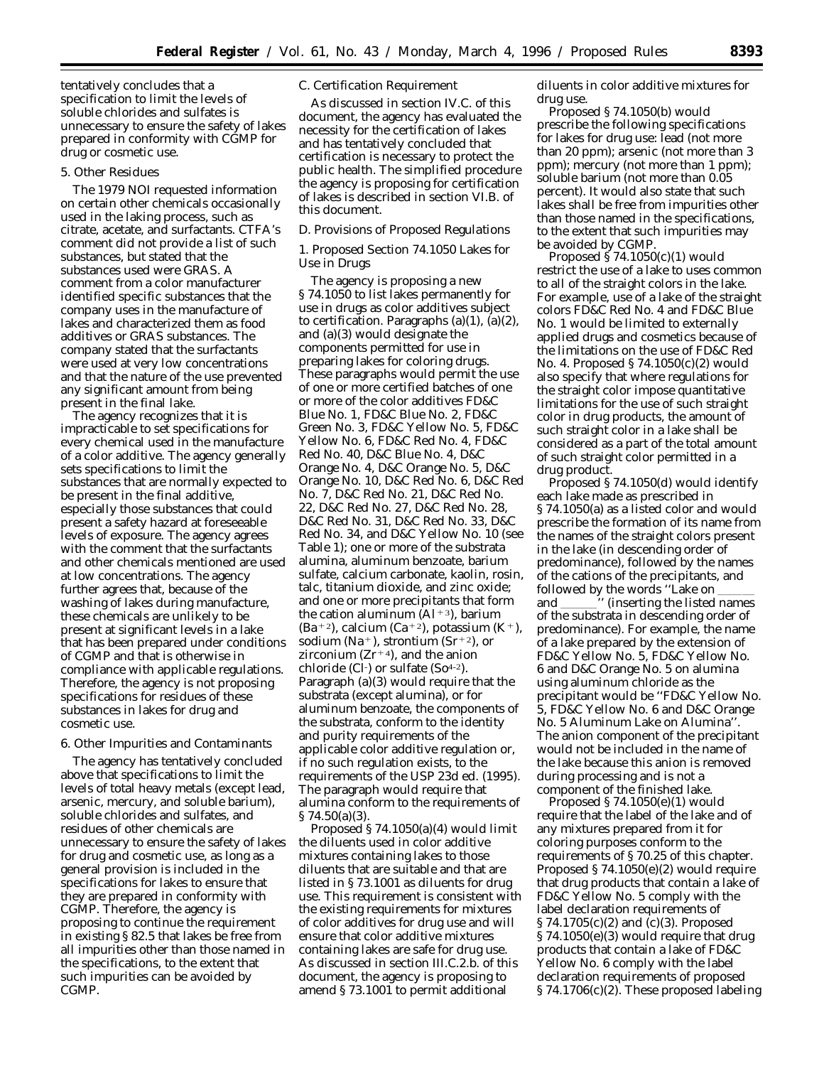tentatively concludes that a specification to limit the levels of soluble chlorides and sulfates is unnecessary to ensure the safety of lakes prepared in conformity with CGMP for drug or cosmetic use.

5. Other Residues

The 1979 NOI requested information on certain other chemicals occasionally used in the laking process, such as citrate, acetate, and surfactants. CTFA's comment did not provide a list of such substances, but stated that the substances used were GRAS. A comment from a color manufacturer identified specific substances that the company uses in the manufacture of lakes and characterized them as food additives or GRAS substances. The company stated that the surfactants were used at very low concentrations and that the nature of the use prevented any significant amount from being present in the final lake.

The agency recognizes that it is impracticable to set specifications for every chemical used in the manufacture of a color additive. The agency generally sets specifications to limit the substances that are normally expected to be present in the final additive, especially those substances that could present a safety hazard at foreseeable levels of exposure. The agency agrees with the comment that the surfactants and other chemicals mentioned are used at low concentrations. The agency further agrees that, because of the washing of lakes during manufacture, these chemicals are unlikely to be present at significant levels in a lake that has been prepared under conditions of CGMP and that is otherwise in compliance with applicable regulations. Therefore, the agency is not proposing specifications for residues of these substances in lakes for drug and cosmetic use.

6. Other Impurities and Contaminants

The agency has tentatively concluded above that specifications to limit the levels of total heavy metals (except lead, arsenic, mercury, and soluble barium), soluble chlorides and sulfates, and residues of other chemicals are unnecessary to ensure the safety of lakes for drug and cosmetic use, as long as a general provision is included in the specifications for lakes to ensure that they are prepared in conformity with CGMP. Therefore, the agency is proposing to continue the requirement in existing § 82.5 that lakes be free from all impurities other than those named in the specifications, to the extent that such impurities can be avoided by CGMP.

C. Certification Requirement

As discussed in section IV.C. of this document, the agency has evaluated the necessity for the certification of lakes and has tentatively concluded that certification is necessary to protect the public health. The simplified procedure the agency is proposing for certification of lakes is described in section VI.B. of this document.

D. Provisions of Proposed Regulations

1. Proposed Section 74.1050 Lakes for Use in Drugs

The agency is proposing a new § 74.1050 to list lakes permanently for use in drugs as color additives subject to certification. Paragraphs (a)(1), (a)(2), and (a)(3) would designate the components permitted for use in preparing lakes for coloring drugs. These paragraphs would permit the use of one or more certified batches of one or more of the color additives FD&C Blue No. 1, FD&C Blue No. 2, FD&C Green No. 3, FD&C Yellow No. 5, FD&C Yellow No. 6, FD&C Red No. 4, FD&C Red No. 40, D&C Blue No. 4, D&C Orange No. 4, D&C Orange No. 5, D&C Orange No. 10, D&C Red No. 6, D&C Red No. 7, D&C Red No. 21, D&C Red No. 22, D&C Red No. 27, D&C Red No. 28, D&C Red No. 31, D&C Red No. 33, D&C Red No. 34, and D&C Yellow No. 10 (see Table 1); one or more of the substrata alumina, aluminum benzoate, barium sulfate, calcium carbonate, kaolin, rosin, talc, titanium dioxide, and zinc oxide; and one or more precipitants that form the cation aluminum ($Al^{+3}$), barium ($Ba^{+2}$), calcium ($Ca^{+2}$), potassium ($K^{+}$), sodium ($Na^{+}$), strontium ($Sr^{+2}$), or zirconium ($Zr^{+4}$), and the anion chloride ($Cl^{-}$) or sulfate ($So^{4-2}$). Paragraph (a)(3) would require that the substrata (except alumina), or for aluminum benzoate, the components of the substrata, conform to the identity and purity requirements of the applicable color additive regulation or, if no such regulation exists, to the requirements of the USP 23d ed. (1995). The paragraph would require that alumina conform to the requirements of § 74.50(a)(3).

Proposed § 74.1050(a)(4) would limit the diluents used in color additive mixtures containing lakes to those diluents that are suitable and that are listed in § 73.1001 as diluents for drug use. This requirement is consistent with the existing requirements for mixtures of color additives for drug use and will ensure that color additive mixtures containing lakes are safe for drug use. As discussed in section III.C.2.b. of this document, the agency is proposing to amend § 73.1001 to permit additional diluents in color additive mixtures for drug use.

Proposed § 74.1050(b) would prescribe the following specifications for lakes for drug use: lead (not more than 20 ppm); arsenic (not more than 3 ppm); mercury (not more than 1 ppm); soluble barium (not more than 0.05 percent). It would also state that such lakes shall be free from impurities other than those named in the specifications, to the extent that such impurities may be avoided by CGMP.

Proposed § 74.1050(c)(1) would restrict the use of a lake to uses common to all of the straight colors in the lake. For example, use of a lake of the straight colors FD&C Red No. 4 and FD&C Blue No. 1 would be limited to externally applied drugs and cosmetics because of the limitations on the use of FD&C Red No. 4. Proposed § 74.1050(c)(2) would also specify that where regulations for the straight color impose quantitative limitations for the use of such straight color in drug products, the amount of such straight color in a lake shall be considered as a part of the total amount of such straight color permitted in a drug product.

Proposed § 74.1050(d) would identify each lake made as prescribed in § 74.1050(a) as a listed color and would prescribe the formation of its name from the names of the straight colors present in the lake (in descending order of predominance), followed by the names of the cations of the precipitants, and followed by the words "Lake on ______ and ______" (inserting the listed names of the substrata in descending order of predominance). For example, the name of a lake prepared by the extension of FD&C Yellow No. 5, FD&C Yellow No. 6 and D&C Orange No. 5 on alumina using aluminum chloride as the precipitant would be "FD&C Yellow No. 5, FD&C Yellow No. 6 and D&C Orange No. 5 Aluminum Lake on Alumina". The anion component of the precipitant would not be included in the name of the lake because this anion is removed during processing and is not a component of the finished lake.

Proposed § 74.1050(e)(1) would require that the label of the lake and of any mixtures prepared from it for coloring purposes conform to the requirements of § 70.25 of this chapter. Proposed § 74.1050(e)(2) would require that drug products that contain a lake of FD&C Yellow No. 5 comply with the label declaration requirements of § 74.1705(c)(2) and (c)(3). Proposed § 74.1050(e)(3) would require that drug products that contain a lake of FD&C Yellow No. 6 comply with the label declaration requirements of proposed § 74.1706(c)(2). These proposed labeling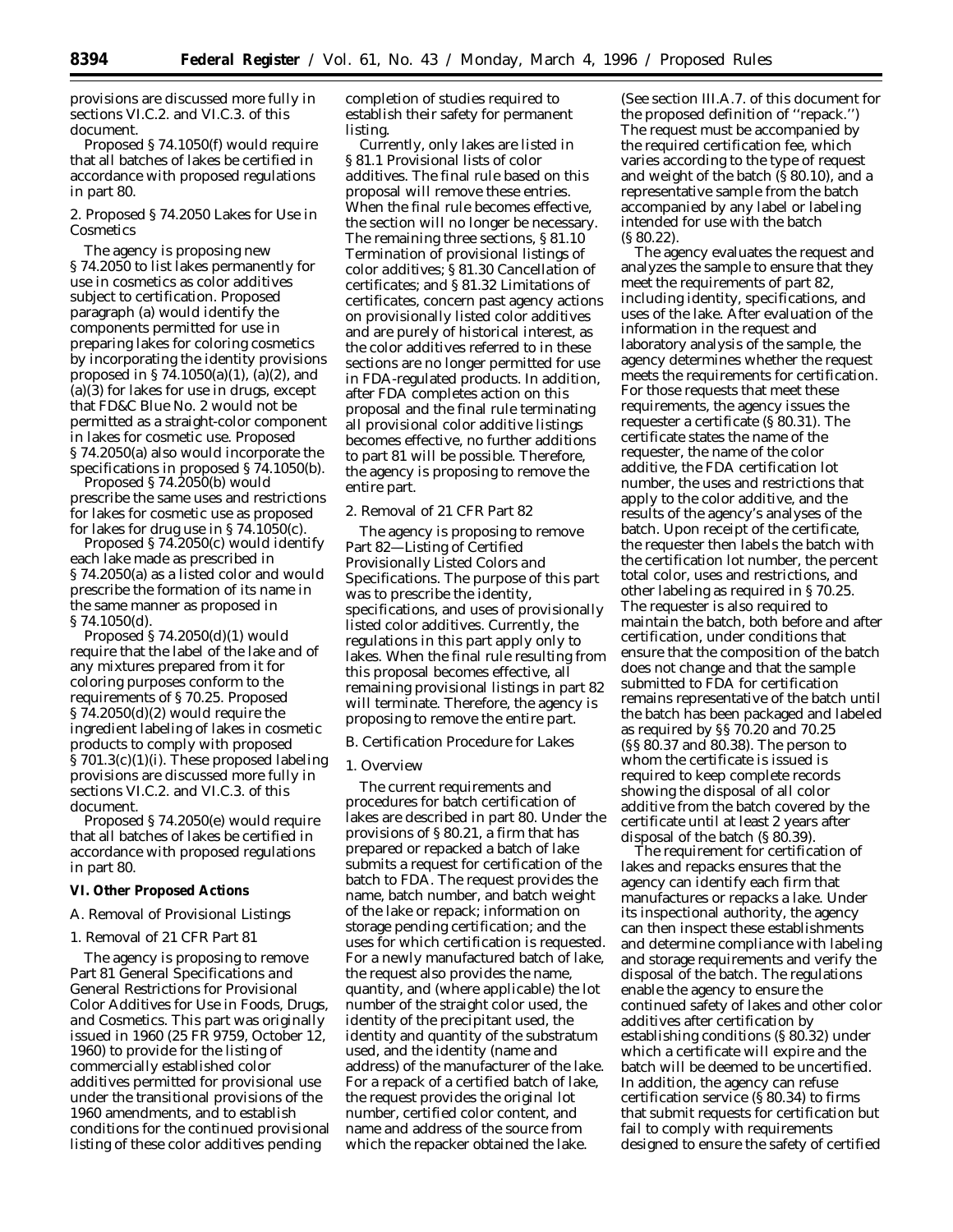provisions are discussed more fully in sections VI.C.2. and VI.C.3. of this document.

Proposed § 74.1050(f) would require that all batches of lakes be certified in accordance with proposed regulations in part 80.

*2. Proposed § 74.2050 Lakes for Use in Cosmetics*

The agency is proposing new § 74.2050 to list lakes permanently for use in cosmetics as color additives subject to certification. Proposed paragraph (a) would identify the components permitted for use in preparing lakes for coloring cosmetics by incorporating the identity provisions proposed in § 74.1050(a)(1), (a)(2), and (a)(3) for lakes for use in drugs, except that FD&C Blue No. 2 would not be permitted as a straight-color component in lakes for cosmetic use. Proposed § 74.2050(a) also would incorporate the specifications in proposed § 74.1050(b).

Proposed § 74.2050(b) would prescribe the same uses and restrictions for lakes for cosmetic use as proposed for lakes for drug use in § 74.1050(c).

Proposed § 74.2050(c) would identify each lake made as prescribed in § 74.2050(a) as a listed color and would prescribe the formation of its name in the same manner as proposed in § 74.1050(d).

Proposed § 74.2050(d)(1) would require that the label of the lake and of any mixtures prepared from it for coloring purposes conform to the requirements of § 70.25. Proposed § 74.2050(d)(2) would require the ingredient labeling of lakes in cosmetic products to comply with proposed § 701.3(c)(1)(i). These proposed labeling provisions are discussed more fully in sections VI.C.2. and VI.C.3. of this document.

Proposed § 74.2050(e) would require that all batches of lakes be certified in accordance with proposed regulations in part 80.

**VI. Other Proposed Actions**

*A. Removal of Provisional Listings*

*1. Removal of 21 CFR Part 81*

The agency is proposing to remove Part 81 General Specifications and General Restrictions for Provisional Color Additives for Use in Foods, Drugs, and Cosmetics. This part was originally issued in 1960 (25 FR 9759, October 12, 1960) to provide for the listing of commercially established color additives permitted for provisional use under the transitional provisions of the 1960 amendments, and to establish conditions for the continued provisional listing of these color additives pending completion of studies required to establish their safety for permanent listing.

Currently, only lakes are listed in § 81.1 Provisional lists of color additives. The final rule based on this proposal will remove these entries. When the final rule becomes effective, the section will no longer be necessary. The remaining three sections, § 81.10 Termination of provisional listings of color additives; § 81.30 Cancellation of certificates; and § 81.32 Limitations of certificates, concern past agency actions on provisionally listed color additives and are purely of historical interest, as the color additives referred to in these sections are no longer permitted for use in FDA-regulated products. In addition, after FDA completes action on this proposal and the final rule terminating all provisional color additive listings becomes effective, no further additions to part 81 will be possible. Therefore, the agency is proposing to remove the entire part.

*2. Removal of 21 CFR Part 82*

The agency is proposing to remove Part 82—Listing of Certified Provisionally Listed Colors and Specifications. The purpose of this part was to prescribe the identity, specifications, and uses of provisionally listed color additives. Currently, the regulations in this part apply only to lakes. When the final rule resulting from this proposal becomes effective, all remaining provisional listings in part 82 will terminate. Therefore, the agency is proposing to remove the entire part.

*B. Certification Procedure for Lakes*

*1. Overview*

The current requirements and procedures for batch certification of lakes are described in part 80. Under the provisions of § 80.21, a firm that has prepared or repacked a batch of lake submits a request for certification of the batch to FDA. The request provides the name, batch number, and batch weight of the lake or repack; information on storage pending certification; and the uses for which certification is requested. For a newly manufactured batch of lake, the request also provides the name, quantity, and (where applicable) the lot number of the straight color used, the identity of the precipitant used, the identity and quantity of the substratum used, and the identity (name and address) of the manufacturer of the lake. For a repack of a certified batch of lake, the request provides the original lot number, certified color content, and name and address of the source from which the repacker obtained the lake. (See section III.A.7. of this document for the proposed definition of ''repack.'') The request must be accompanied by the required certification fee, which varies according to the type of request and weight of the batch (§ 80.10), and a representative sample from the batch accompanied by any label or labeling intended for use with the batch (§ 80.22).

The agency evaluates the request and analyzes the sample to ensure that they meet the requirements of part 82, including identity, specifications, and uses of the lake. After evaluation of the information in the request and laboratory analysis of the sample, the agency determines whether the request meets the requirements for certification. For those requests that meet these requirements, the agency issues the requester a certificate (§ 80.31). The certificate states the name of the requester, the name of the color additive, the FDA certification lot number, the uses and restrictions that apply to the color additive, and the results of the agency's analyses of the batch. Upon receipt of the certificate, the requester then labels the batch with the certification lot number, the percent total color, uses and restrictions, and other labeling as required in § 70.25. The requester is also required to maintain the batch, both before and after certification, under conditions that ensure that the composition of the batch does not change and that the sample submitted to FDA for certification remains representative of the batch until the batch has been packaged and labeled as required by §§ 70.20 and 70.25 (§§ 80.37 and 80.38). The person to whom the certificate is issued is required to keep complete records showing the disposal of all color additive from the batch covered by the certificate until at least 2 years after disposal of the batch (§ 80.39).

The requirement for certification of lakes and repacks ensures that the agency can identify each firm that manufactures or repacks a lake. Under its inspectional authority, the agency can then inspect these establishments and determine compliance with labeling and storage requirements and verify the disposal of the batch. The regulations enable the agency to ensure the continued safety of lakes and other color additives after certification by establishing conditions (§ 80.32) under which a certificate will expire and the batch will be deemed to be uncertified. In addition, the agency can refuse certification service (§ 80.34) to firms that submit requests for certification but fail to comply with requirements designed to ensure the safety of certified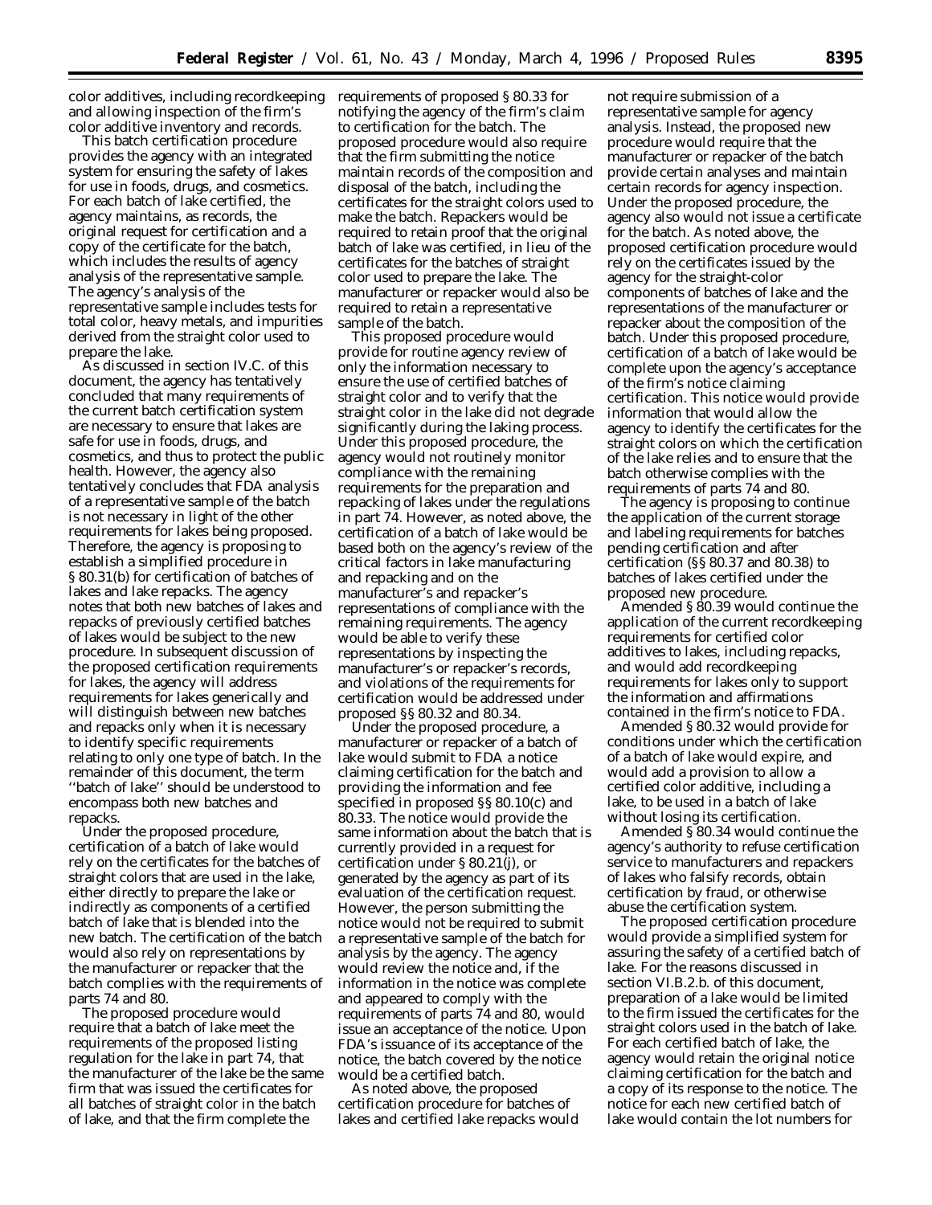color additives, including recordkeeping and allowing inspection of the firm's color additive inventory and records.

This batch certification procedure provides the agency with an integrated system for ensuring the safety of lakes for use in foods, drugs, and cosmetics. For each batch of lake certified, the agency maintains, as records, the original request for certification and a copy of the certificate for the batch, which includes the results of agency analysis of the representative sample. The agency's analysis of the representative sample includes tests for total color, heavy metals, and impurities derived from the straight color used to prepare the lake.

As discussed in section IV.C. of this document, the agency has tentatively concluded that many requirements of the current batch certification system are necessary to ensure that lakes are safe for use in foods, drugs, and cosmetics, and thus to protect the public health. However, the agency also tentatively concludes that FDA analysis of a representative sample of the batch is not necessary in light of the other requirements for lakes being proposed. Therefore, the agency is proposing to establish a simplified procedure in § 80.31(b) for certification of batches of lakes and lake repacks. The agency notes that both new batches of lakes and repacks of previously certified batches of lakes would be subject to the new procedure. In subsequent discussion of the proposed certification requirements for lakes, the agency will address requirements for lakes generically and will distinguish between new batches and repacks only when it is necessary to identify specific requirements relating to only one type of batch. In the remainder of this document, the term ''batch of lake'' should be understood to encompass both new batches and repacks.

Under the proposed procedure, certification of a batch of lake would rely on the certificates for the batches of straight colors that are used in the lake, either directly to prepare the lake or indirectly as components of a certified batch of lake that is blended into the new batch. The certification of the batch would also rely on representations by the manufacturer or repacker that the batch complies with the requirements of parts 74 and 80.

The proposed procedure would require that a batch of lake meet the requirements of the proposed listing regulation for the lake in part 74, that the manufacturer of the lake be the same firm that was issued the certificates for all batches of straight color in the batch of lake, and that the firm complete the requirements of proposed § 80.33 for notifying the agency of the firm's claim to certification for the batch. The proposed procedure would also require that the firm submitting the notice maintain records of the composition and disposal of the batch, including the certificates for the straight colors used to make the batch. Repackers would be required to retain proof that the original batch of lake was certified, in lieu of the certificates for the batches of straight color used to prepare the lake. The manufacturer or repacker would also be required to retain a representative sample of the batch.

This proposed procedure would provide for routine agency review of only the information necessary to ensure the use of certified batches of straight color and to verify that the straight color in the lake did not degrade significantly during the laking process. Under this proposed procedure, the agency would not routinely monitor compliance with the remaining requirements for the preparation and repacking of lakes under the regulations in part 74. However, as noted above, the certification of a batch of lake would be based both on the agency's review of the critical factors in lake manufacturing and repacking and on the manufacturer's and repacker's representations of compliance with the remaining requirements. The agency would be able to verify these representations by inspecting the manufacturer's or repacker's records, and violations of the requirements for certification would be addressed under proposed §§ 80.32 and 80.34.

Under the proposed procedure, a manufacturer or repacker of a batch of lake would submit to FDA a notice claiming certification for the batch and providing the information and fee specified in proposed §§ 80.10(c) and 80.33. The notice would provide the same information about the batch that is currently provided in a request for certification under § 80.21(j), or generated by the agency as part of its evaluation of the certification request. However, the person submitting the notice would not be required to submit a representative sample of the batch for analysis by the agency. The agency would review the notice and, if the information in the notice was complete and appeared to comply with the requirements of parts 74 and 80, would issue an acceptance of the notice. Upon FDA's issuance of its acceptance of the notice, the batch covered by the notice would be a certified batch.

As noted above, the proposed certification procedure for batches of lakes and certified lake repacks would not require submission of a representative sample for agency analysis. Instead, the proposed new procedure would require that the manufacturer or repacker of the batch provide certain analyses and maintain certain records for agency inspection. Under the proposed procedure, the agency also would not issue a certificate for the batch. As noted above, the proposed certification procedure would rely on the certificates issued by the agency for the straight-color components of batches of lake and the representations of the manufacturer or repacker about the composition of the batch. Under this proposed procedure, certification of a batch of lake would be complete upon the agency's acceptance of the firm's notice claiming certification. This notice would provide information that would allow the agency to identify the certificates for the straight colors on which the certification of the lake relies and to ensure that the batch otherwise complies with the requirements of parts 74 and 80.

The agency is proposing to continue the application of the current storage and labeling requirements for batches pending certification and after certification (§§ 80.37 and 80.38) to batches of lakes certified under the proposed new procedure.

Amended § 80.39 would continue the application of the current recordkeeping requirements for certified color additives to lakes, including repacks, and would add recordkeeping requirements for lakes only to support the information and affirmations contained in the firm's notice to FDA.

Amended § 80.32 would provide for conditions under which the certification of a batch of lake would expire, and would add a provision to allow a certified color additive, including a lake, to be used in a batch of lake without losing its certification.

Amended § 80.34 would continue the agency's authority to refuse certification service to manufacturers and repackers of lakes who falsify records, obtain certification by fraud, or otherwise abuse the certification system.

The proposed certification procedure would provide a simplified system for assuring the safety of a certified batch of lake. For the reasons discussed in section VI.B.2.b. of this document, preparation of a lake would be limited to the firm issued the certificates for the straight colors used in the batch of lake. For each certified batch of lake, the agency would retain the original notice claiming certification for the batch and a copy of its response to the notice. The notice for each new certified batch of lake would contain the lot numbers for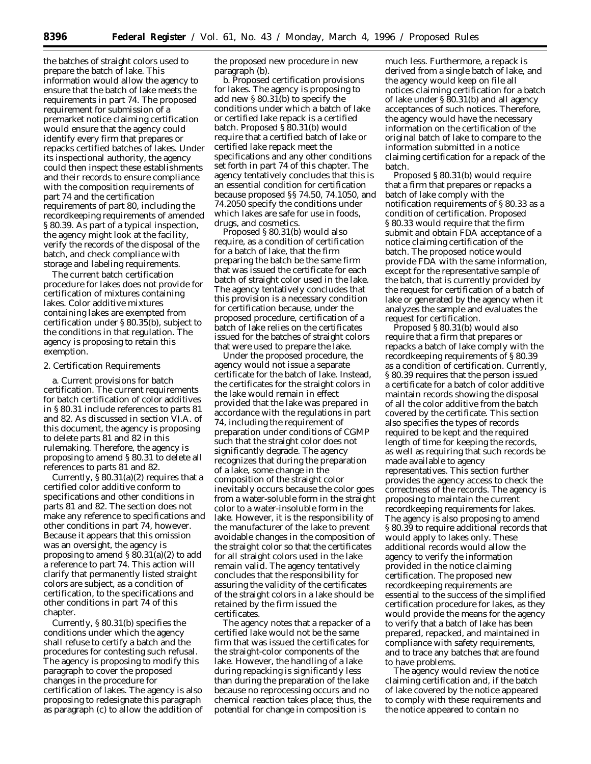the batches of straight colors used to prepare the batch of lake. This information would allow the agency to ensure that the batch of lake meets the requirements in part 74. The proposed requirement for submission of a premarket notice claiming certification would ensure that the agency could identify every firm that prepares or repacks certified batches of lakes. Under its inspectional authority, the agency could then inspect these establishments and their records to ensure compliance with the composition requirements of part 74 and the certification requirements of part 80, including the recordkeeping requirements of amended § 80.39. As part of a typical inspection, the agency might look at the facility, verify the records of the disposal of the batch, and check compliance with storage and labeling requirements.

The current batch certification procedure for lakes does not provide for certification of mixtures containing lakes. Color additive mixtures containing lakes are exempted from certification under § 80.35(b), subject to the conditions in that regulation. The agency is proposing to retain this exemption.

2. Certification Requirements

a. *Current provisions for batch certification.* The current requirements for batch certification of color additives in § 80.31 include references to parts 81 and 82. As discussed in section VI.A. of this document, the agency is proposing to delete parts 81 and 82 in this rulemaking. Therefore, the agency is proposing to amend § 80.31 to delete all references to parts 81 and 82.

Currently, § 80.31(a)(2) requires that a certified color additive conform to specifications and other conditions in parts 81 and 82. The section does not make any reference to specifications and other conditions in part 74, however. Because it appears that this omission was an oversight, the agency is proposing to amend § 80.31(a)(2) to add a reference to part 74. This action will clarify that permanently listed straight colors are subject, as a condition of certification, to the specifications and other conditions in part 74 of this chapter.

Currently, § 80.31(b) specifies the conditions under which the agency shall refuse to certify a batch and the procedures for contesting such refusal. The agency is proposing to modify this paragraph to cover the proposed changes in the procedure for certification of lakes. The agency is also proposing to redesignate this paragraph as paragraph (c) to allow the addition of the proposed new procedure in new paragraph (b).

b. *Proposed certification provisions for lakes.* The agency is proposing to add new § 80.31(b) to specify the conditions under which a batch of lake or certified lake repack is a certified batch. Proposed § 80.31(b) would require that a certified batch of lake or certified lake repack meet the specifications and any other conditions set forth in part 74 of this chapter. The agency tentatively concludes that this is an essential condition for certification because proposed §§ 74.50, 74.1050, and 74.2050 specify the conditions under which lakes are safe for use in foods, drugs, and cosmetics.

Proposed § 80.31(b) would also require, as a condition of certification for a batch of lake, that the firm preparing the batch be the same firm that was issued the certificate for each batch of straight color used in the lake. The agency tentatively concludes that this provision is a necessary condition for certification because, under the proposed procedure, certification of a batch of lake relies on the certificates issued for the batches of straight colors that were used to prepare the lake.

Under the proposed procedure, the agency would not issue a separate certificate for the batch of lake. Instead, the certificates for the straight colors in the lake would remain in effect provided that the lake was prepared in accordance with the regulations in part 74, including the requirement of preparation under conditions of CGMP such that the straight color does not significantly degrade. The agency recognizes that during the preparation of a lake, some change in the composition of the straight color inevitably occurs because the color goes from a water-soluble form in the straight color to a water-insoluble form in the lake. However, it is the responsibility of the manufacturer of the lake to prevent avoidable changes in the composition of the straight color so that the certificates for all straight colors used in the lake remain valid. The agency tentatively concludes that the responsibility for assuring the validity of the certificates of the straight colors in a lake should be retained by the firm issued the certificates.

The agency notes that a repacker of a certified lake would not be the same firm that was issued the certificates for the straight-color components of the lake. However, the handling of a lake during repacking is significantly less than during the preparation of the lake because no reprocessing occurs and no chemical reaction takes place; thus, the potential for change in composition is much less. Furthermore, a repack is derived from a single batch of lake, and the agency would keep on file all notices claiming certification for a batch of lake under § 80.31(b) and all agency acceptances of such notices. Therefore, the agency would have the necessary information on the certification of the original batch of lake to compare to the information submitted in a notice claiming certification for a repack of the batch.

Proposed § 80.31(b) would require that a firm that prepares or repacks a batch of lake comply with the notification requirements of § 80.33 as a condition of certification. Proposed § 80.33 would require that the firm submit and obtain FDA acceptance of a notice claiming certification of the batch. The proposed notice would provide FDA with the same information, except for the representative sample of the batch, that is currently provided by the request for certification of a batch of lake or generated by the agency when it analyzes the sample and evaluates the request for certification.

Proposed § 80.31(b) would also require that a firm that prepares or repacks a batch of lake comply with the recordkeeping requirements of § 80.39 as a condition of certification. Currently, § 80.39 requires that the person issued a certificate for a batch of color additive maintain records showing the disposal of all the color additive from the batch covered by the certificate. This section also specifies the types of records required to be kept and the required length of time for keeping the records, as well as requiring that such records be made available to agency representatives. This section further provides the agency access to check the correctness of the records. The agency is proposing to maintain the current recordkeeping requirements for lakes. The agency is also proposing to amend § 80.39 to require additional records that would apply to lakes only. These additional records would allow the agency to verify the information provided in the notice claiming certification. The proposed new recordkeeping requirements are essential to the success of the simplified certification procedure for lakes, as they would provide the means for the agency to verify that a batch of lake has been prepared, repacked, and maintained in compliance with safety requirements, and to trace any batches that are found to have problems.

The agency would review the notice claiming certification and, if the batch of lake covered by the notice appeared to comply with these requirements and the notice appeared to contain no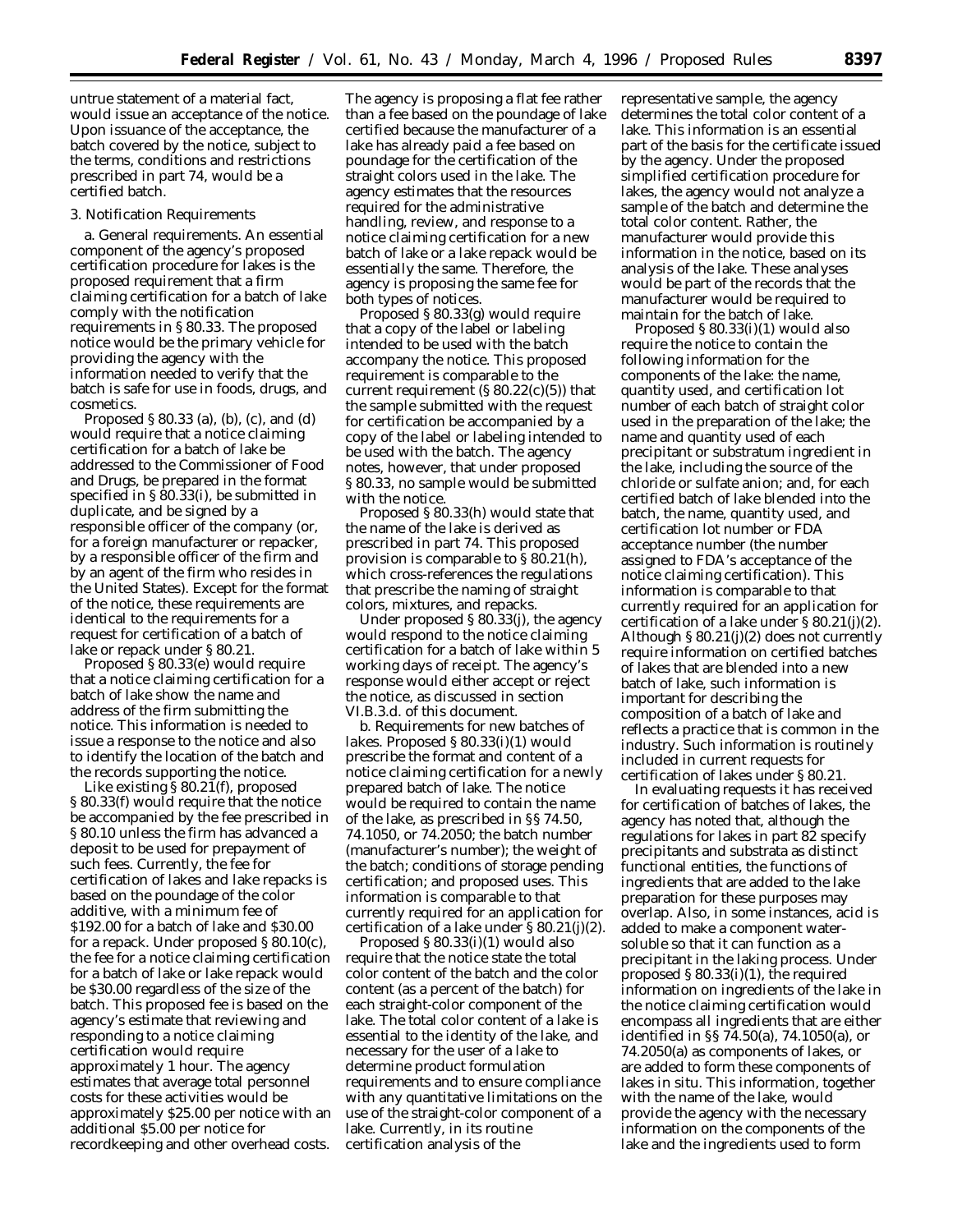untrue statement of a material fact, would issue an acceptance of the notice. Upon issuance of the acceptance, the batch covered by the notice, subject to the terms, conditions and restrictions prescribed in part 74, would be a certified batch.

3. Notification Requirements

a. *General requirements.* An essential component of the agency's proposed certification procedure for lakes is the proposed requirement that a firm claiming certification for a batch of lake comply with the notification requirements in § 80.33. The proposed notice would be the primary vehicle for providing the agency with the information needed to verify that the batch is safe for use in foods, drugs, and cosmetics.

Proposed § 80.33 (a), (b), (c), and (d) would require that a notice claiming certification for a batch of lake be addressed to the Commissioner of Food and Drugs, be prepared in the format specified in § 80.33(i), be submitted in duplicate, and be signed by a responsible officer of the company (or, for a foreign manufacturer or repacker, by a responsible officer of the firm and by an agent of the firm who resides in the United States). Except for the format of the notice, these requirements are identical to the requirements for a request for certification of a batch of lake or repack under § 80.21.

Proposed § 80.33(e) would require that a notice claiming certification for a batch of lake show the name and address of the firm submitting the notice. This information is needed to issue a response to the notice and also to identify the location of the batch and the records supporting the notice.

Like existing § 80.21(f), proposed § 80.33(f) would require that the notice be accompanied by the fee prescribed in § 80.10 unless the firm has advanced a deposit to be used for prepayment of such fees. Currently, the fee for certification of lakes and lake repacks is based on the poundage of the color additive, with a minimum fee of $192.00 for a batch of lake and $30.00 for a repack. Under proposed § 80.10(c), the fee for a notice claiming certification for a batch of lake or lake repack would be $30.00 regardless of the size of the batch. This proposed fee is based on the agency's estimate that reviewing and responding to a notice claiming certification would require approximately 1 hour. The agency estimates that average total personnel costs for these activities would be approximately $25.00 per notice with an additional $5.00 per notice for recordkeeping and other overhead costs. The agency is proposing a flat fee rather than a fee based on the poundage of lake certified because the manufacturer of a lake has already paid a fee based on poundage for the certification of the straight colors used in the lake. The agency estimates that the resources required for the administrative handling, review, and response to a notice claiming certification for a new batch of lake or a lake repack would be essentially the same. Therefore, the agency is proposing the same fee for both types of notices.

Proposed § 80.33(g) would require that a copy of the label or labeling intended to be used with the batch accompany the notice. This proposed requirement is comparable to the current requirement (§ 80.22(c)(5)) that the sample submitted with the request for certification be accompanied by a copy of the label or labeling intended to be used with the batch. The agency notes, however, that under proposed § 80.33, no sample would be submitted with the notice.

Proposed § 80.33(h) would state that the name of the lake is derived as prescribed in part 74. This proposed provision is comparable to § 80.21(h), which cross-references the regulations that prescribe the naming of straight colors, mixtures, and repacks.

Under proposed § 80.33(j), the agency would respond to the notice claiming certification for a batch of lake within 5 working days of receipt. The agency's response would either accept or reject the notice, as discussed in section VI.B.3.d. of this document.

b. *Requirements for new batches of lakes.* Proposed § 80.33(i)(1) would prescribe the format and content of a notice claiming certification for a newly prepared batch of lake. The notice would be required to contain the name of the lake, as prescribed in §§ 74.50, 74.1050, or 74.2050; the batch number (manufacturer's number); the weight of the batch; conditions of storage pending certification; and proposed uses. This information is comparable to that currently required for an application for certification of a lake under § 80.21(j)(2).

Proposed § 80.33(i)(1) would also require that the notice state the total color content of the batch and the color content (as a percent of the batch) for each straight-color component of the lake. The total color content of a lake is essential to the identity of the lake, and necessary for the user of a lake to determine product formulation requirements and to ensure compliance with any quantitative limitations on the use of the straight-color component of a lake. Currently, in its routine certification analysis of the representative sample, the agency determines the total color content of a lake. This information is an essential part of the basis for the certificate issued by the agency. Under the proposed simplified certification procedure for lakes, the agency would not analyze a sample of the batch and determine the total color content. Rather, the manufacturer would provide this information in the notice, based on its analysis of the lake. These analyses would be part of the records that the manufacturer would be required to maintain for the batch of lake.

Proposed § 80.33(i)(1) would also require the notice to contain the following information for the components of the lake: the name, quantity used, and certification lot number of each batch of straight color used in the preparation of the lake; the name and quantity used of each precipitant or substratum ingredient in the lake, including the source of the chloride or sulfate anion; and, for each certified batch of lake blended into the batch, the name, quantity used, and certification lot number or FDA acceptance number (the number assigned to FDA's acceptance of the notice claiming certification). This information is comparable to that currently required for an application for certification of a lake under § 80.21(j)(2). Although § 80.21(j)(2) does not currently require information on certified batches of lakes that are blended into a new batch of lake, such information is important for describing the composition of a batch of lake and reflects a practice that is common in the industry. Such information is routinely included in current requests for certification of lakes under § 80.21.

In evaluating requests it has received for certification of batches of lakes, the agency has noted that, although the regulations for lakes in part 82 specify precipitants and substrata as distinct functional entities, the functions of ingredients that are added to the lake preparation for these purposes may overlap. Also, in some instances, acid is added to make a component water-soluble so that it can function as a precipitant in the laking process. Under proposed § 80.33(i)(1), the required information on ingredients of the lake in the notice claiming certification would encompass all ingredients that are either identified in §§ 74.50(a), 74.1050(a), or 74.2050(a) as components of lakes, or are added to form these components of lakes in situ. This information, together with the name of the lake, would provide the agency with the necessary information on the components of the lake and the ingredients used to form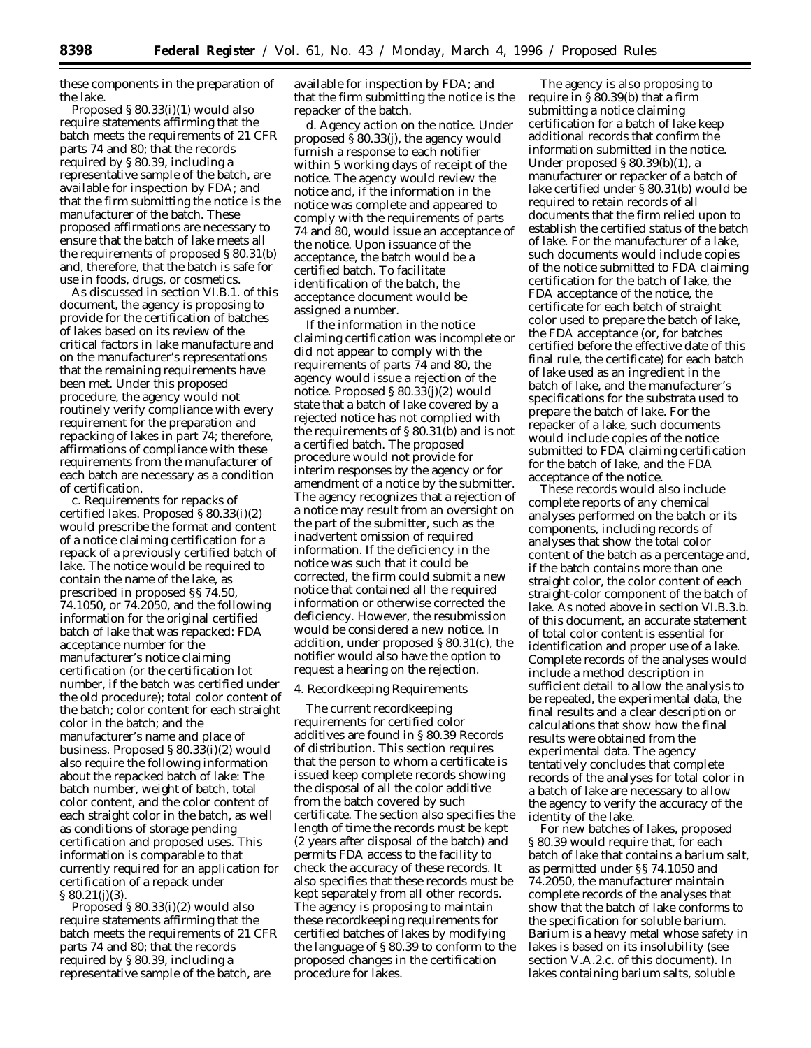these components in the preparation of the lake.

Proposed § 80.33(i)(1) would also require statements affirming that the batch meets the requirements of 21 CFR parts 74 and 80; that the records required by § 80.39, including a representative sample of the batch, are available for inspection by FDA; and that the firm submitting the notice is the manufacturer of the batch. These proposed affirmations are necessary to ensure that the batch of lake meets all the requirements of proposed § 80.31(b) and, therefore, that the batch is safe for use in foods, drugs, or cosmetics.

As discussed in section VI.B.1. of this document, the agency is proposing to provide for the certification of batches of lakes based on its review of the critical factors in lake manufacture and on the manufacturer's representations that the remaining requirements have been met. Under this proposed procedure, the agency would not routinely verify compliance with every requirement for the preparation and repacking of lakes in part 74; therefore, affirmations of compliance with these requirements from the manufacturer of each batch are necessary as a condition of certification.

*c. Requirements for repacks of certified lakes.* Proposed § 80.33(i)(2) would prescribe the format and content of a notice claiming certification for a repack of a previously certified batch of lake. The notice would be required to contain the name of the lake, as prescribed in proposed §§ 74.50, 74.1050, or 74.2050, and the following information for the original certified batch of lake that was repacked: FDA acceptance number for the manufacturer's notice claiming certification (or the certification lot number, if the batch was certified under the old procedure); total color content of the batch; color content for each straight color in the batch; and the manufacturer's name and place of business. Proposed § 80.33(i)(2) would also require the following information about the repacked batch of lake: The batch number, weight of batch, total color content, and the color content of each straight color in the batch, as well as conditions of storage pending certification and proposed uses. This information is comparable to that currently required for an application for certification of a repack under § 80.21(j)(3).

Proposed § 80.33(i)(2) would also require statements affirming that the batch meets the requirements of 21 CFR parts 74 and 80; that the records required by § 80.39, including a representative sample of the batch, are available for inspection by FDA; and that the firm submitting the notice is the repacker of the batch.

*d. Agency action on the notice.* Under proposed § 80.33(j), the agency would furnish a response to each notifier within 5 working days of receipt of the notice. The agency would review the notice and, if the information in the notice was complete and appeared to comply with the requirements of parts 74 and 80, would issue an acceptance of the notice. Upon issuance of the acceptance, the batch would be a certified batch. To facilitate identification of the batch, the acceptance document would be assigned a number.

If the information in the notice claiming certification was incomplete or did not appear to comply with the requirements of parts 74 and 80, the agency would issue a rejection of the notice. Proposed § 80.33(j)(2) would state that a batch of lake covered by a rejected notice has not complied with the requirements of § 80.31(b) and is not a certified batch. The proposed procedure would not provide for interim responses by the agency or for amendment of a notice by the submitter. The agency recognizes that a rejection of a notice may result from an oversight on the part of the submitter, such as the inadvertent omission of required information. If the deficiency in the notice was such that it could be corrected, the firm could submit a new notice that contained all the required information or otherwise corrected the deficiency. However, the resubmission would be considered a new notice. In addition, under proposed § 80.31(c), the notifier would also have the option to request a hearing on the rejection.

*4. Recordkeeping Requirements*

The current recordkeeping requirements for certified color additives are found in § 80.39 Records of distribution. This section requires that the person to whom a certificate is issued keep complete records showing the disposal of all the color additive from the batch covered by such certificate. The section also specifies the length of time the records must be kept (2 years after disposal of the batch) and permits FDA access to the facility to check the accuracy of these records. It also specifies that these records must be kept separately from all other records. The agency is proposing to maintain these recordkeeping requirements for certified batches of lakes by modifying the language of § 80.39 to conform to the proposed changes in the certification procedure for lakes.

The agency is also proposing to require in § 80.39(b) that a firm submitting a notice claiming certification for a batch of lake keep additional records that confirm the information submitted in the notice. Under proposed § 80.39(b)(1), a manufacturer or repacker of a batch of lake certified under § 80.31(b) would be required to retain records of all documents that the firm relied upon to establish the certified status of the batch of lake. For the manufacturer of a lake, such documents would include copies of the notice submitted to FDA claiming certification for the batch of lake, the FDA acceptance of the notice, the certificate for each batch of straight color used to prepare the batch of lake, the FDA acceptance (or, for batches certified before the effective date of this final rule, the certificate) for each batch of lake used as an ingredient in the batch of lake, and the manufacturer's specifications for the substrata used to prepare the batch of lake. For the repacker of a lake, such documents would include copies of the notice submitted to FDA claiming certification for the batch of lake, and the FDA acceptance of the notice.

These records would also include complete reports of any chemical analyses performed on the batch or its components, including records of analyses that show the total color content of the batch as a percentage and, if the batch contains more than one straight color, the color content of each straight-color component of the batch of lake. As noted above in section VI.B.3.b. of this document, an accurate statement of total color content is essential for identification and proper use of a lake. Complete records of the analyses would include a method description in sufficient detail to allow the analysis to be repeated, the experimental data, the final results and a clear description or calculations that show how the final results were obtained from the experimental data. The agency tentatively concludes that complete records of the analyses for total color in a batch of lake are necessary to allow the agency to verify the accuracy of the identity of the lake.

For new batches of lakes, proposed § 80.39 would require that, for each batch of lake that contains a barium salt, as permitted under §§ 74.1050 and 74.2050, the manufacturer maintain complete records of the analyses that show that the batch of lake conforms to the specification for soluble barium. Barium is a heavy metal whose safety in lakes is based on its insolubility (see section V.A.2.c. of this document). In lakes containing barium salts, soluble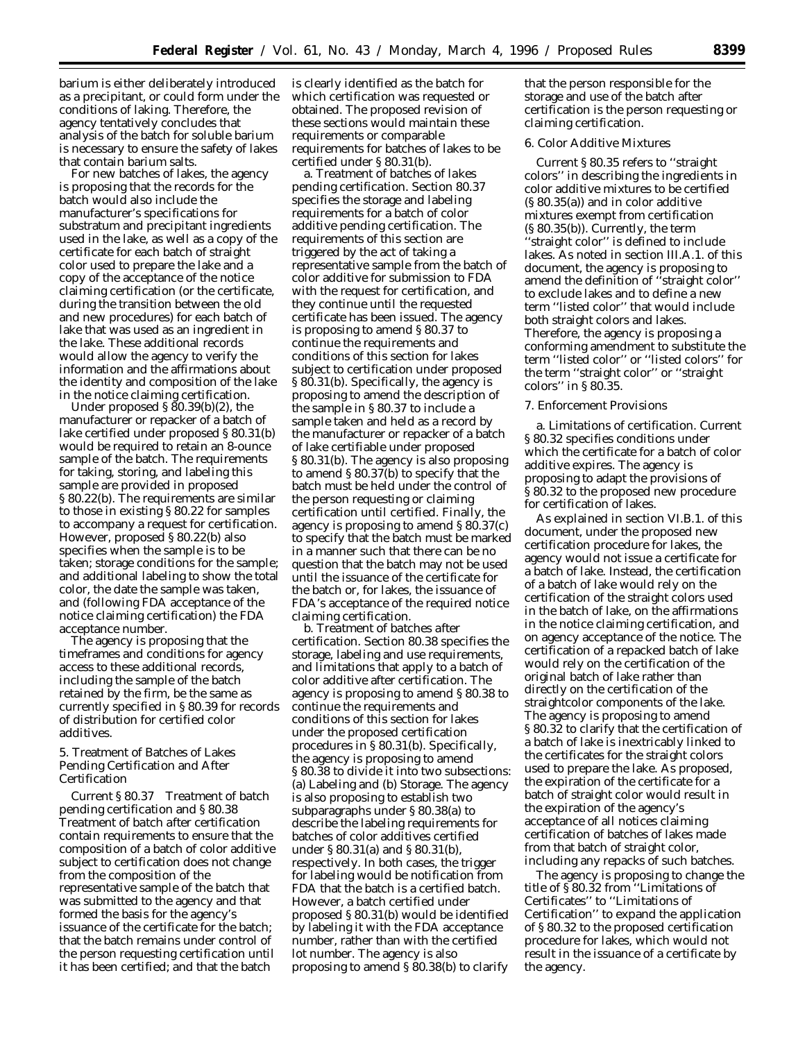barium is either deliberately introduced as a precipitant, or could form under the conditions of laking. Therefore, the agency tentatively concludes that analysis of the batch for soluble barium is necessary to ensure the safety of lakes that contain barium salts.

For new batches of lakes, the agency is proposing that the records for the batch would also include the manufacturer's specifications for substratum and precipitant ingredients used in the lake, as well as a copy of the certificate for each batch of straight color used to prepare the lake and a copy of the acceptance of the notice claiming certification (or the certificate, during the transition between the old and new procedures) for each batch of lake that was used as an ingredient in the lake. These additional records would allow the agency to verify the information and the affirmations about the identity and composition of the lake in the notice claiming certification.

Under proposed § 80.39(b)(2), the manufacturer or repacker of a batch of lake certified under proposed § 80.31(b) would be required to retain an 8-ounce sample of the batch. The requirements for taking, storing, and labeling this sample are provided in proposed § 80.22(b). The requirements are similar to those in existing § 80.22 for samples to accompany a request for certification. However, proposed § 80.22(b) also specifies when the sample is to be taken; storage conditions for the sample; and additional labeling to show the total color, the date the sample was taken, and (following FDA acceptance of the notice claiming certification) the FDA acceptance number.

The agency is proposing that the timeframes and conditions for agency access to these additional records, including the sample of the batch retained by the firm, be the same as currently specified in § 80.39 for records of distribution for certified color additives.

### 5. Treatment of Batches of Lakes Pending Certification and After Certification

Current § 80.37 Treatment of batch pending certification and § 80.38 Treatment of batch after certification contain requirements to ensure that the composition of a batch of color additive subject to certification does not change from the composition of the representative sample of the batch that was submitted to the agency and that formed the basis for the agency's issuance of the certificate for the batch; that the batch remains under control of the person requesting certification until it has been certified; and that the batch is clearly identified as the batch for which certification was requested or obtained. The proposed revision of these sections would maintain these requirements or comparable requirements for batches of lakes to be certified under § 80.31(b).

a. *Treatment of batches of lakes pending certification.* Section 80.37 specifies the storage and labeling requirements for a batch of color additive pending certification. The requirements of this section are triggered by the act of taking a representative sample from the batch of color additive for submission to FDA with the request for certification, and they continue until the requested certificate has been issued. The agency is proposing to amend § 80.37 to continue the requirements and conditions of this section for lakes subject to certification under proposed § 80.31(b). Specifically, the agency is proposing to amend the description of the sample in § 80.37 to include a sample taken and held as a record by the manufacturer or repacker of a batch of lake certifiable under proposed § 80.31(b). The agency is also proposing to amend § 80.37(b) to specify that the batch must be held under the control of the person requesting or claiming certification until certified. Finally, the agency is proposing to amend § 80.37(c) to specify that the batch must be marked in a manner such that there can be no question that the batch may not be used until the issuance of the certificate for the batch or, for lakes, the issuance of FDA's acceptance of the required notice claiming certification.

b. *Treatment of batches after certification.* Section 80.38 specifies the storage, labeling and use requirements, and limitations that apply to a batch of color additive after certification. The agency is proposing to amend § 80.38 to continue the requirements and conditions of this section for lakes under the proposed certification procedures in § 80.31(b). Specifically, the agency is proposing to amend § 80.38 to divide it into two subsections: (a) Labeling and (b) Storage. The agency is also proposing to establish two subparagraphs under § 80.38(a) to describe the labeling requirements for batches of color additives certified under § 80.31(a) and § 80.31(b), respectively. In both cases, the trigger for labeling would be notification from FDA that the batch is a certified batch. However, a batch certified under proposed § 80.31(b) would be identified by labeling it with the FDA acceptance number, rather than with the certified lot number. The agency is also proposing to amend § 80.38(b) to clarify that the person responsible for the storage and use of the batch after certification is the person requesting or claiming certification.

### 6. Color Additive Mixtures

Current § 80.35 refers to "straight colors" in describing the ingredients in color additive mixtures to be certified (§ 80.35(a)) and in color additive mixtures exempt from certification (§ 80.35(b)). Currently, the term "straight color" is defined to include lakes. As noted in section III.A.1. of this document, the agency is proposing to amend the definition of "straight color" to exclude lakes and to define a new term "listed color" that would include both straight colors and lakes. Therefore, the agency is proposing a conforming amendment to substitute the term "listed color" or "listed colors" for the term "straight color" or "straight colors" in § 80.35.

### 7. Enforcement Provisions

a. *Limitations of certification.* Current § 80.32 specifies conditions under which the certificate for a batch of color additive expires. The agency is proposing to adapt the provisions of § 80.32 to the proposed new procedure for certification of lakes.

As explained in section VI.B.1. of this document, under the proposed new certification procedure for lakes, the agency would not issue a certificate for a batch of lake. Instead, the certification of a batch of lake would rely on the certification of the straight colors used in the batch of lake, on the affirmations in the notice claiming certification, and on agency acceptance of the notice. The certification of a repacked batch of lake would rely on the certification of the original batch of lake rather than directly on the certification of the straightcolor components of the lake. The agency is proposing to amend § 80.32 to clarify that the certification of a batch of lake is inextricably linked to the certificates for the straight colors used to prepare the lake. As proposed, the expiration of the certificate for a batch of straight color would result in the expiration of the agency's acceptance of all notices claiming certification of batches of lakes made from that batch of straight color, including any repacks of such batches.

The agency is proposing to change the title of § 80.32 from "Limitations of Certificates" to "Limitations of Certification" to expand the application of § 80.32 to the proposed certification procedure for lakes, which would not result in the issuance of a certificate by the agency.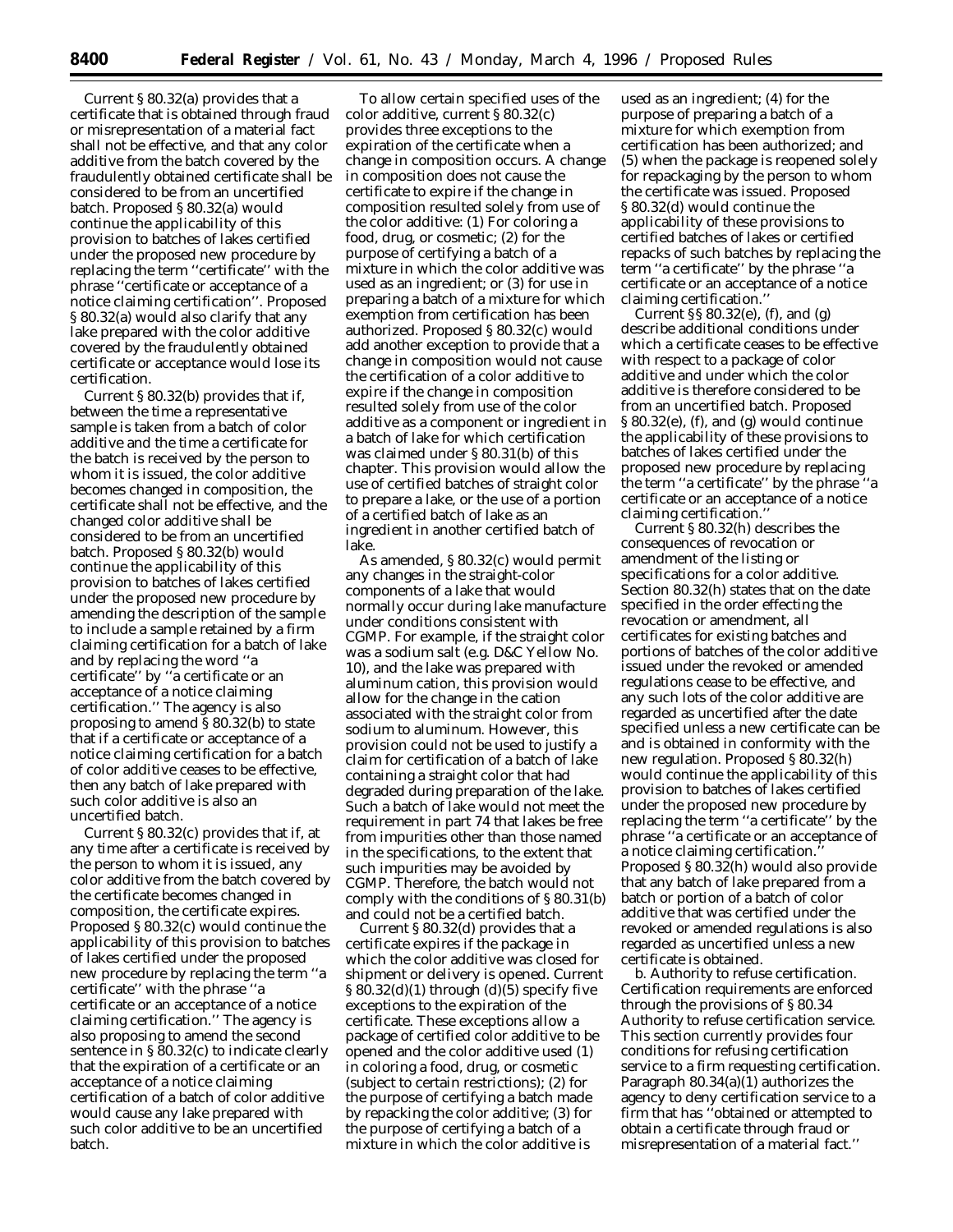Current § 80.32(a) provides that a certificate that is obtained through fraud or misrepresentation of a material fact shall not be effective, and that any color additive from the batch covered by the fraudulently obtained certificate shall be considered to be from an uncertified batch. Proposed § 80.32(a) would continue the applicability of this provision to batches of lakes certified under the proposed new procedure by replacing the term ''certificate'' with the phrase ''certificate or acceptance of a notice claiming certification''. Proposed § 80.32(a) would also clarify that any lake prepared with the color additive covered by the fraudulently obtained certificate or acceptance would lose its certification.

Current § 80.32(b) provides that if, between the time a representative sample is taken from a batch of color additive and the time a certificate for the batch is received by the person to whom it is issued, the color additive becomes changed in composition, the certificate shall not be effective, and the changed color additive shall be considered to be from an uncertified batch. Proposed § 80.32(b) would continue the applicability of this provision to batches of lakes certified under the proposed new procedure by amending the description of the sample to include a sample retained by a firm claiming certification for a batch of lake and by replacing the word ''a certificate'' by ''a certificate or an acceptance of a notice claiming certification.'' The agency is also proposing to amend § 80.32(b) to state that if a certificate or acceptance of a notice claiming certification for a batch of color additive ceases to be effective, then any batch of lake prepared with such color additive is also an uncertified batch.

Current § 80.32(c) provides that if, at any time after a certificate is received by the person to whom it is issued, any color additive from the batch covered by the certificate becomes changed in composition, the certificate expires. Proposed § 80.32(c) would continue the applicability of this provision to batches of lakes certified under the proposed new procedure by replacing the term ''a certificate'' with the phrase ''a certificate or an acceptance of a notice claiming certification.'' The agency is also proposing to amend the second sentence in § 80.32(c) to indicate clearly that the expiration of a certificate or an acceptance of a notice claiming certification of a batch of color additive would cause any lake prepared with such color additive to be an uncertified batch.

To allow certain specified uses of the color additive, current § 80.32(c) provides three exceptions to the expiration of the certificate when a change in composition occurs. A change in composition does not cause the certificate to expire if the change in composition resulted solely from use of the color additive: (1) For coloring a food, drug, or cosmetic; (2) for the purpose of certifying a batch of a mixture in which the color additive was used as an ingredient; or (3) for use in preparing a batch of a mixture for which exemption from certification has been authorized. Proposed § 80.32(c) would add another exception to provide that a change in composition would not cause the certification of a color additive to expire if the change in composition resulted solely from use of the color additive as a component or ingredient in a batch of lake for which certification was claimed under § 80.31(b) of this chapter. This provision would allow the use of certified batches of straight color to prepare a lake, or the use of a portion of a certified batch of lake as an ingredient in another certified batch of lake.

As amended, § 80.32(c) would permit any changes in the straight-color components of a lake that would normally occur during lake manufacture under conditions consistent with CGMP. For example, if the straight color was a sodium salt (e.g. D&C Yellow No. 10), and the lake was prepared with aluminum cation, this provision would allow for the change in the cation associated with the straight color from sodium to aluminum. However, this provision could not be used to justify a claim for certification of a batch of lake containing a straight color that had degraded during preparation of the lake. Such a batch of lake would not meet the requirement in part 74 that lakes be free from impurities other than those named in the specifications, to the extent that such impurities may be avoided by CGMP. Therefore, the batch would not comply with the conditions of § 80.31(b) and could not be a certified batch.

Current § 80.32(d) provides that a certificate expires if the package in which the color additive was closed for shipment or delivery is opened. Current § 80.32(d)(1) through (d)(5) specify five exceptions to the expiration of the certificate. These exceptions allow a package of certified color additive to be opened and the color additive used (1) in coloring a food, drug, or cosmetic (subject to certain restrictions); (2) for the purpose of certifying a batch made by repacking the color additive; (3) for the purpose of certifying a batch of a mixture in which the color additive is used as an ingredient; (4) for the purpose of preparing a batch of a mixture for which exemption from certification has been authorized; and (5) when the package is reopened solely for repackaging by the person to whom the certificate was issued. Proposed § 80.32(d) would continue the applicability of these provisions to certified batches of lakes or certified repacks of such batches by replacing the term ''a certificate'' by the phrase ''a certificate or an acceptance of a notice claiming certification.''

Current §§ 80.32(e), (f), and (g) describe additional conditions under which a certificate ceases to be effective with respect to a package of color additive and under which the color additive is therefore considered to be from an uncertified batch. Proposed § 80.32(e), (f), and (g) would continue the applicability of these provisions to batches of lakes certified under the proposed new procedure by replacing the term ''a certificate'' by the phrase ''a certificate or an acceptance of a notice claiming certification.''

Current § 80.32(h) describes the consequences of revocation or amendment of the listing or specifications for a color additive. Section 80.32(h) states that on the date specified in the order effecting the revocation or amendment, all certificates for existing batches and portions of batches of the color additive issued under the revoked or amended regulations cease to be effective, and any such lots of the color additive are regarded as uncertified after the date specified unless a new certificate can be and is obtained in conformity with the new regulation. Proposed § 80.32(h) would continue the applicability of this provision to batches of lakes certified under the proposed new procedure by replacing the term ''a certificate'' by the phrase ''a certificate or an acceptance of a notice claiming certification.'' Proposed § 80.32(h) would also provide that any batch of lake prepared from a batch or portion of a batch of color additive that was certified under the revoked or amended regulations is also regarded as uncertified unless a new certificate is obtained.

b. *Authority to refuse certification.* Certification requirements are enforced through the provisions of § 80.34 Authority to refuse certification service. This section currently provides four conditions for refusing certification service to a firm requesting certification. Paragraph 80.34(a)(1) authorizes the agency to deny certification service to a firm that has ''obtained or attempted to obtain a certificate through fraud or misrepresentation of a material fact.''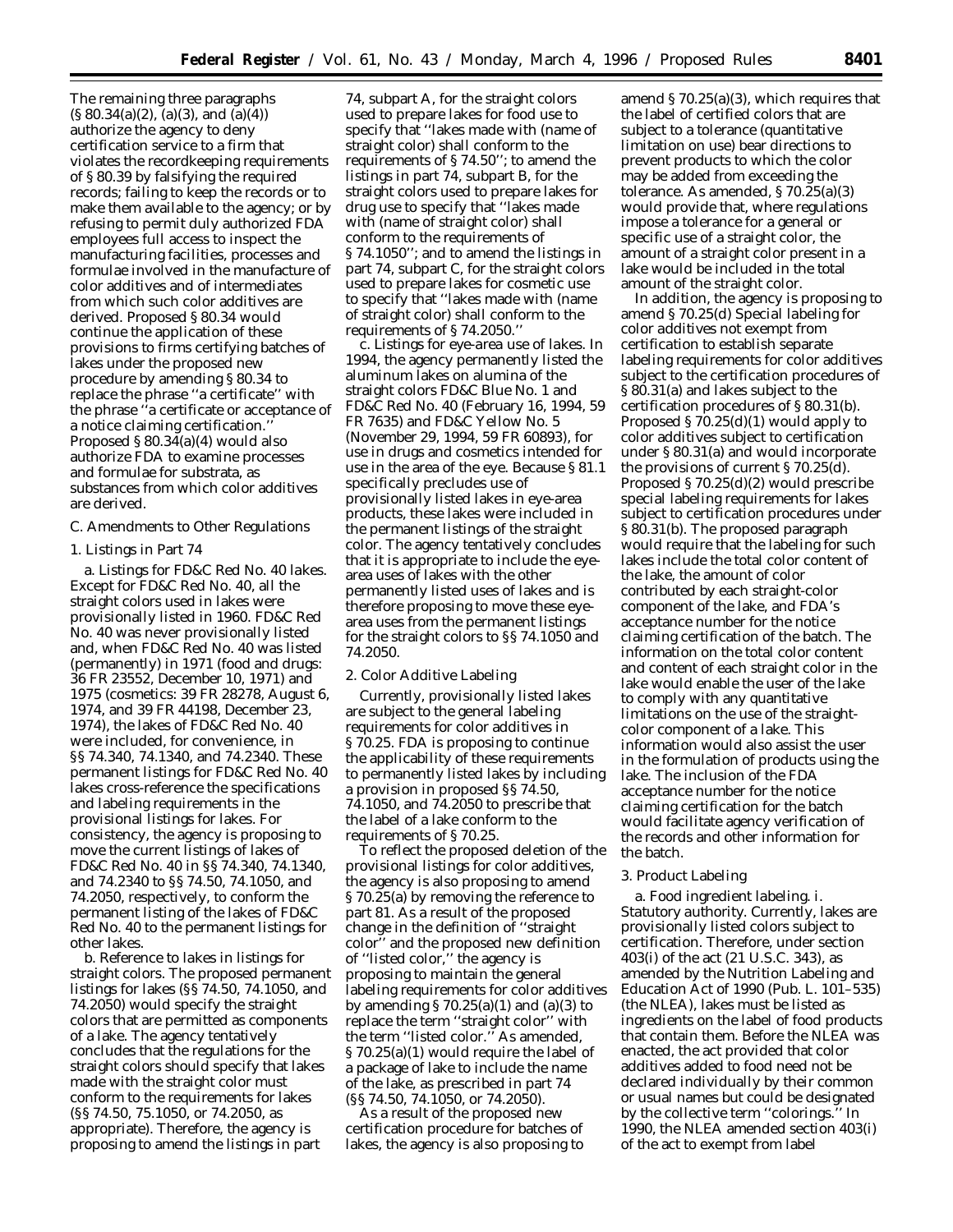The remaining three paragraphs (§ 80.34(a)(2), (a)(3), and (a)(4)) authorize the agency to deny certification service to a firm that violates the recordkeeping requirements of § 80.39 by falsifying the required records; failing to keep the records or to make them available to the agency; or by refusing to permit duly authorized FDA employees full access to inspect the manufacturing facilities, processes and formulae involved in the manufacture of color additives and of intermediates from which such color additives are derived. Proposed § 80.34 would continue the application of these provisions to firms certifying batches of lakes under the proposed new procedure by amending § 80.34 to replace the phrase ''a certificate'' with the phrase ''a certificate or acceptance of a notice claiming certification.'' Proposed § 80.34(a)(4) would also authorize FDA to examine processes and formulae for substrata, as substances from which color additives are derived.

C. Amendments to Other Regulations

1. Listings in Part 74

a. *Listings for FD&C Red No. 40 lakes.* Except for FD&C Red No. 40, all the straight colors used in lakes were provisionally listed in 1960. FD&C Red No. 40 was never provisionally listed and, when FD&C Red No. 40 was listed (permanently) in 1971 (food and drugs: 36 FR 23552, December 10, 1971) and 1975 (cosmetics: 39 FR 28278, August 6, 1974, and 39 FR 44198, December 23, 1974), the lakes of FD&C Red No. 40 were included, for convenience, in §§ 74.340, 74.1340, and 74.2340. These permanent listings for FD&C Red No. 40 lakes cross-reference the specifications and labeling requirements in the provisional listings for lakes. For consistency, the agency is proposing to move the current listings of lakes of FD&C Red No. 40 in §§ 74.340, 74.1340, and 74.2340 to §§ 74.50, 74.1050, and 74.2050, respectively, to conform the permanent listing of the lakes of FD&C Red No. 40 to the permanent listings for other lakes.

b. *Reference to lakes in listings for straight colors.* The proposed permanent listings for lakes (§§ 74.50, 74.1050, and 74.2050) would specify the straight colors that are permitted as components of a lake. The agency tentatively concludes that the regulations for the straight colors should specify that lakes made with the straight color must conform to the requirements for lakes (§§ 74.50, 75.1050, or 74.2050, as appropriate). Therefore, the agency is proposing to amend the listings in part 74, subpart A, for the straight colors used to prepare lakes for food use to specify that ''lakes made with (name of straight color) shall conform to the requirements of § 74.50''; to amend the listings in part 74, subpart B, for the straight colors used to prepare lakes for drug use to specify that ''lakes made with (name of straight color) shall conform to the requirements of § 74.1050''; and to amend the listings in part 74, subpart C, for the straight colors used to prepare lakes for cosmetic use to specify that ''lakes made with (name of straight color) shall conform to the requirements of § 74.2050.''

c. *Listings for eye-area use of lakes.* In 1994, the agency permanently listed the aluminum lakes on alumina of the straight colors FD&C Blue No. 1 and FD&C Red No. 40 (February 16, 1994, 59 FR 7635) and FD&C Yellow No. 5 (November 29, 1994, 59 FR 60893), for use in drugs and cosmetics intended for use in the area of the eye. Because § 81.1 specifically precludes use of provisionally listed lakes in eye-area products, these lakes were included in the permanent listings of the straight color. The agency tentatively concludes that it is appropriate to include the eye-area uses of lakes with the other permanently listed uses of lakes and is therefore proposing to move these eye-area uses from the permanent listings for the straight colors to §§ 74.1050 and 74.2050.

2. Color Additive Labeling

Currently, provisionally listed lakes are subject to the general labeling requirements for color additives in § 70.25. FDA is proposing to continue the applicability of these requirements to permanently listed lakes by including a provision in proposed §§ 74.50, 74.1050, and 74.2050 to prescribe that the label of a lake conform to the requirements of § 70.25.

To reflect the proposed deletion of the provisional listings for color additives, the agency is also proposing to amend § 70.25(a) by removing the reference to part 81. As a result of the proposed change in the definition of ''straight color'' and the proposed new definition of ''listed color,'' the agency is proposing to maintain the general labeling requirements for color additives by amending § 70.25(a)(1) and (a)(3) to replace the term ''straight color'' with the term ''listed color.'' As amended, § 70.25(a)(1) would require the label of a package of lake to include the name of the lake, as prescribed in part 74 (§§ 74.50, 74.1050, or 74.2050).

As a result of the proposed new certification procedure for batches of lakes, the agency is also proposing to amend § 70.25(a)(3), which requires that the label of certified colors that are subject to a tolerance (quantitative limitation on use) bear directions to prevent products to which the color may be added from exceeding the tolerance. As amended, § 70.25(a)(3) would provide that, where regulations impose a tolerance for a general or specific use of a straight color, the amount of a straight color present in a lake would be included in the total amount of the straight color.

In addition, the agency is proposing to amend § 70.25(d) *Special labeling for color additives not exempt from certification* to establish separate labeling requirements for color additives subject to the certification procedures of § 80.31(a) and lakes subject to the certification procedures of § 80.31(b). Proposed § 70.25(d)(1) would apply to color additives subject to certification under § 80.31(a) and would incorporate the provisions of current § 70.25(d). Proposed § 70.25(d)(2) would prescribe special labeling requirements for lakes subject to certification procedures under § 80.31(b). The proposed paragraph would require that the labeling for such lakes include the total color content of the lake, the amount of color contributed by each straight-color component of the lake, and FDA's acceptance number for the notice claiming certification of the batch. The information on the total color content and content of each straight color in the lake would enable the user of the lake to comply with any quantitative limitations on the use of the straight-color component of a lake. This information would also assist the user in the formulation of products using the lake. The inclusion of the FDA acceptance number for the notice claiming certification for the batch would facilitate agency verification of the records and other information for the batch.

3. Product Labeling

a. *Food ingredient labeling.* i. *Statutory authority.* Currently, lakes are provisionally listed colors subject to certification. Therefore, under section 403(i) of the act (21 U.S.C. 343), as amended by the Nutrition Labeling and Education Act of 1990 (Pub. L. 101–535) (the NLEA), lakes must be listed as ingredients on the label of food products that contain them. Before the NLEA was enacted, the act provided that color additives added to food need not be declared individually by their common or usual names but could be designated by the collective term ''colorings.'' In 1990, the NLEA amended section 403(i) of the act to exempt from label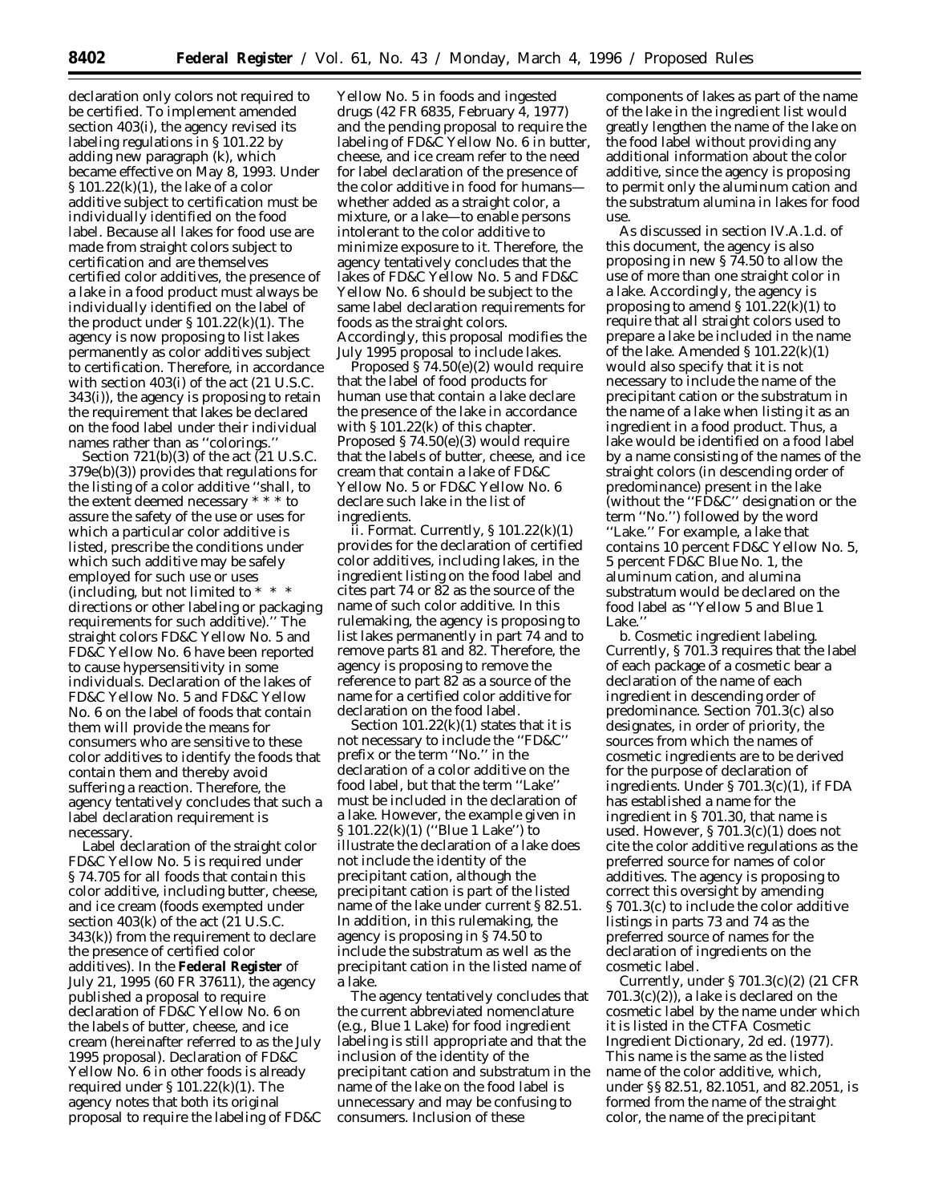declaration only colors not required to be certified. To implement amended section 403(i), the agency revised its labeling regulations in § 101.22 by adding new paragraph (k), which became effective on May 8, 1993. Under § 101.22(k)(1), the lake of a color additive subject to certification must be individually identified on the food label. Because all lakes for food use are made from straight colors subject to certification and are themselves certified color additives, the presence of a lake in a food product must always be individually identified on the label of the product under § 101.22(k)(1). The agency is now proposing to list lakes permanently as color additives subject to certification. Therefore, in accordance with section 403(i) of the act (21 U.S.C. 343(i)), the agency is proposing to retain the requirement that lakes be declared on the food label under their individual names rather than as ''colorings.''

Section 721(b)(3) of the act (21 U.S.C. 379e(b)(3)) provides that regulations for the listing of a color additive ''shall, to the extent deemed necessary * * * to assure the safety of the use or uses for which a particular color additive is listed, prescribe the conditions under which such additive may be safely employed for such use or uses (including, but not limited to * * * directions or other labeling or packaging requirements for such additive).'' The straight colors FD&C Yellow No. 5 and FD&C Yellow No. 6 have been reported to cause hypersensitivity in some individuals. Declaration of the lakes of FD&C Yellow No. 5 and FD&C Yellow No. 6 on the label of foods that contain them will provide the means for consumers who are sensitive to these color additives to identify the foods that contain them and thereby avoid suffering a reaction. Therefore, the agency tentatively concludes that such a label declaration requirement is necessary.

Label declaration of the straight color FD&C Yellow No. 5 is required under § 74.705 for all foods that contain this color additive, including butter, cheese, and ice cream (foods exempted under section 403(k) of the act (21 U.S.C. 343(k)) from the requirement to declare the presence of certified color additives). In the **Federal Register** of July 21, 1995 (60 FR 37611), the agency published a proposal to require declaration of FD&C Yellow No. 6 on the labels of butter, cheese, and ice cream (hereinafter referred to as the July 1995 proposal). Declaration of FD&C Yellow No. 6 in other foods is already required under § 101.22(k)(1). The agency notes that both its original proposal to require the labeling of FD&C Yellow No. 5 in foods and ingested drugs (42 FR 6835, February 4, 1977) and the pending proposal to require the labeling of FD&C Yellow No. 6 in butter, cheese, and ice cream refer to the need for label declaration of the presence of the color additive in food for humans—whether added as a straight color, a mixture, or a lake—to enable persons intolerant to the color additive to minimize exposure to it. Therefore, the agency tentatively concludes that the lakes of FD&C Yellow No. 5 and FD&C Yellow No. 6 should be subject to the same label declaration requirements for foods as the straight colors. Accordingly, this proposal modifies the July 1995 proposal to include lakes.

Proposed § 74.50(e)(2) would require that the label of food products for human use that contain a lake declare the presence of the lake in accordance with § 101.22(k) of this chapter. Proposed § 74.50(e)(3) would require that the labels of butter, cheese, and ice cream that contain a lake of FD&C Yellow No. 5 or FD&C Yellow No. 6 declare such lake in the list of ingredients.

*ii. Format.* Currently, § 101.22(k)(1) provides for the declaration of certified color additives, including lakes, in the ingredient listing on the food label and cites part 74 or 82 as the source of the name of such color additive. In this rulemaking, the agency is proposing to list lakes permanently in part 74 and to remove parts 81 and 82. Therefore, the agency is proposing to remove the reference to part 82 as a source of the name for a certified color additive for declaration on the food label.

Section 101.22(k)(1) states that it is not necessary to include the ''FD&C'' prefix or the term ''No.'' in the declaration of a color additive on the food label, but that the term ''Lake'' must be included in the declaration of a lake. However, the example given in § 101.22(k)(1) (''Blue 1 Lake'') to illustrate the declaration of a lake does not include the identity of the precipitant cation, although the precipitant cation is part of the listed name of the lake under current § 82.51. In addition, in this rulemaking, the agency is proposing in § 74.50 to include the substratum as well as the precipitant cation in the listed name of a lake.

The agency tentatively concludes that the current abbreviated nomenclature (e.g., Blue 1 Lake) for food ingredient labeling is still appropriate and that the inclusion of the identity of the precipitant cation and substratum in the name of the lake on the food label is unnecessary and may be confusing to consumers. Inclusion of these components of lakes as part of the name of the lake in the ingredient list would greatly lengthen the name of the lake on the food label without providing any additional information about the color additive, since the agency is proposing to permit only the aluminum cation and the substratum alumina in lakes for food use.

As discussed in section IV.A.1.d. of this document, the agency is also proposing in new § 74.50 to allow the use of more than one straight color in a lake. Accordingly, the agency is proposing to amend § 101.22(k)(1) to require that all straight colors used to prepare a lake be included in the name of the lake. Amended § 101.22(k)(1) would also specify that it is not necessary to include the name of the precipitant cation or the substratum in the name of a lake when listing it as an ingredient in a food product. Thus, a lake would be identified on a food label by a name consisting of the names of the straight colors (in descending order of predominance) present in the lake (without the ''FD&C'' designation or the term ''No.'') followed by the word ''Lake.'' For example, a lake that contains 10 percent FD&C Yellow No. 5, 5 percent FD&C Blue No. 1, the aluminum cation, and alumina substratum would be declared on the food label as ''Yellow 5 and Blue 1 Lake.''

*b. Cosmetic ingredient labeling.* Currently, § 701.3 requires that the label of each package of a cosmetic bear a declaration of the name of each ingredient in descending order of predominance. Section 701.3(c) also designates, in order of priority, the sources from which the names of cosmetic ingredients are to be derived for the purpose of declaration of ingredients. Under § 701.3(c)(1), if FDA has established a name for the ingredient in § 701.30, that name is used. However, § 701.3(c)(1) does not cite the color additive regulations as the preferred source for names of color additives. The agency is proposing to correct this oversight by amending § 701.3(c) to include the color additive listings in parts 73 and 74 as the preferred source of names for the declaration of ingredients on the cosmetic label.

Currently, under § 701.3(c)(2) (21 CFR 701.3(c)(2)), a lake is declared on the cosmetic label by the name under which it is listed in the CTFA Cosmetic Ingredient Dictionary, 2d ed. (1977). This name is the same as the listed name of the color additive, which, under §§ 82.51, 82.1051, and 82.2051, is formed from the name of the straight color, the name of the precipitant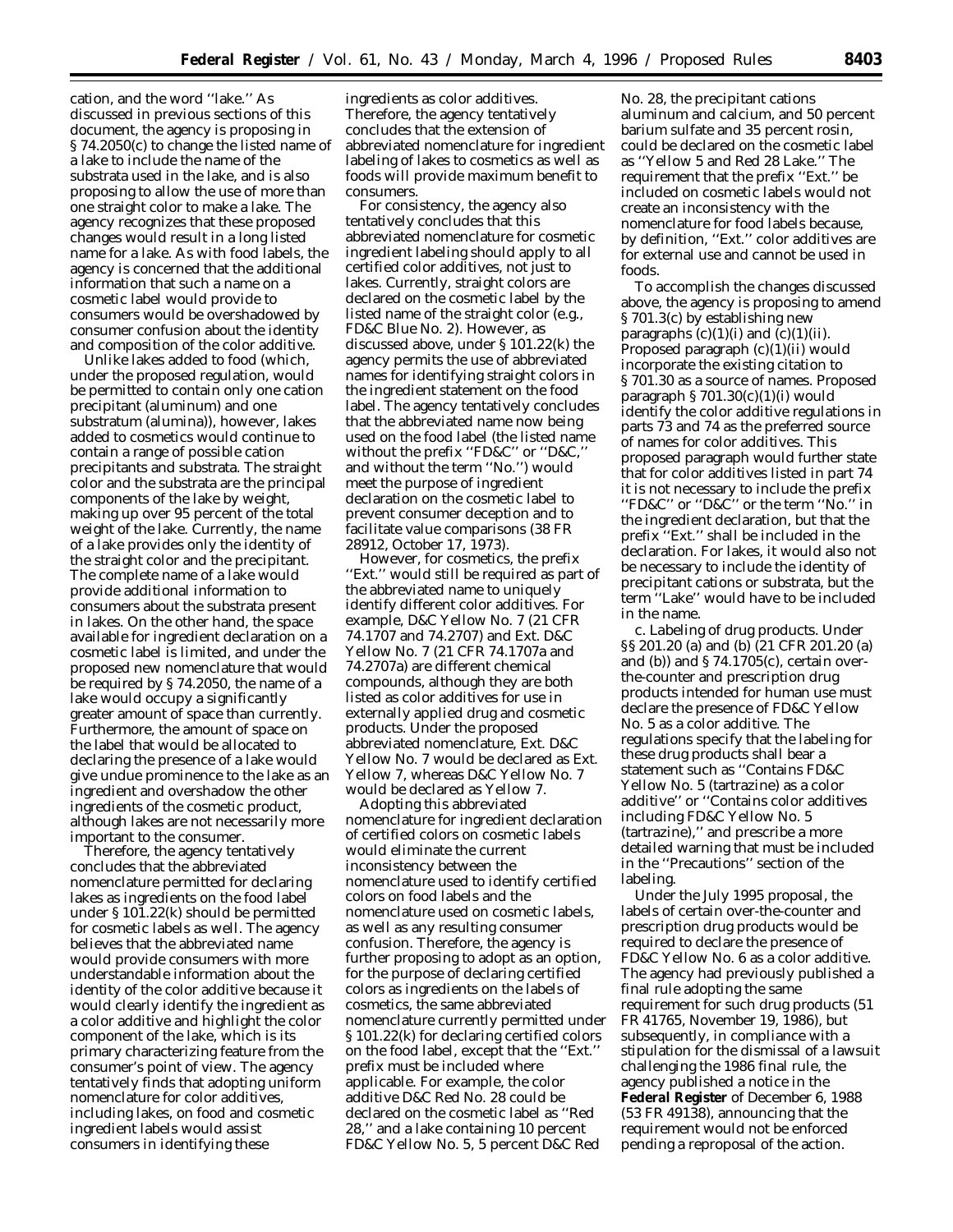cation, and the word ''lake.'' As discussed in previous sections of this document, the agency is proposing in § 74.2050(c) to change the listed name of a lake to include the name of the substrata used in the lake, and is also proposing to allow the use of more than one straight color to make a lake. The agency recognizes that these proposed changes would result in a long listed name for a lake. As with food labels, the agency is concerned that the additional information that such a name on a cosmetic label would provide to consumers would be overshadowed by consumer confusion about the identity and composition of the color additive.

Unlike lakes added to food (which, under the proposed regulation, would be permitted to contain only one cation precipitant (aluminum) and one substratum (alumina)), however, lakes added to cosmetics would continue to contain a range of possible cation precipitants and substrata. The straight color and the substrata are the principal components of the lake by weight, making up over 95 percent of the total weight of the lake. Currently, the name of a lake provides only the identity of the straight color and the precipitant. The complete name of a lake would provide additional information to consumers about the substrata present in lakes. On the other hand, the space available for ingredient declaration on a cosmetic label is limited, and under the proposed new nomenclature that would be required by § 74.2050, the name of a lake would occupy a significantly greater amount of space than currently. Furthermore, the amount of space on the label that would be allocated to declaring the presence of a lake would give undue prominence to the lake as an ingredient and overshadow the other ingredients of the cosmetic product, although lakes are not necessarily more important to the consumer.

Therefore, the agency tentatively concludes that the abbreviated nomenclature permitted for declaring lakes as ingredients on the food label under § 101.22(k) should be permitted for cosmetic labels as well. The agency believes that the abbreviated name would provide consumers with more understandable information about the identity of the color additive because it would clearly identify the ingredient as a color additive and highlight the color component of the lake, which is its primary characterizing feature from the consumer's point of view. The agency tentatively finds that adopting uniform nomenclature for color additives, including lakes, on food and cosmetic ingredient labels would assist consumers in identifying these ingredients as color additives. Therefore, the agency tentatively concludes that the extension of abbreviated nomenclature for ingredient labeling of lakes to cosmetics as well as foods will provide maximum benefit to consumers.

For consistency, the agency also tentatively concludes that this abbreviated nomenclature for cosmetic ingredient labeling should apply to all certified color additives, not just to lakes. Currently, straight colors are declared on the cosmetic label by the listed name of the straight color (e.g., FD&C Blue No. 2). However, as discussed above, under § 101.22(k) the agency permits the use of abbreviated names for identifying straight colors in the ingredient statement on the food label. The agency tentatively concludes that the abbreviated name now being used on the food label (the listed name without the prefix ''FD&C'' or ''D&C,'' and without the term ''No.'') would meet the purpose of ingredient declaration on the cosmetic label to prevent consumer deception and to facilitate value comparisons (38 FR 28912, October 17, 1973).

However, for cosmetics, the prefix ''Ext.'' would still be required as part of the abbreviated name to uniquely identify different color additives. For example, D&C Yellow No. 7 (21 CFR 74.1707 and 74.2707) and Ext. D&C Yellow No. 7 (21 CFR 74.1707a and 74.2707a) are different chemical compounds, although they are both listed as color additives for use in externally applied drug and cosmetic products. Under the proposed abbreviated nomenclature, Ext. D&C Yellow No. 7 would be declared as Ext. Yellow 7, whereas D&C Yellow No. 7 would be declared as Yellow 7.

Adopting this abbreviated nomenclature for ingredient declaration of certified colors on cosmetic labels would eliminate the current inconsistency between the nomenclature used to identify certified colors on food labels and the nomenclature used on cosmetic labels, as well as any resulting consumer confusion. Therefore, the agency is further proposing to adopt as an option, for the purpose of declaring certified colors as ingredients on the labels of cosmetics, the same abbreviated nomenclature currently permitted under § 101.22(k) for declaring certified colors on the food label, except that the ''Ext.'' prefix must be included where applicable. For example, the color additive D&C Red No. 28 could be declared on the cosmetic label as ''Red 28,'' and a lake containing 10 percent FD&C Yellow No. 5, 5 percent D&C Red No. 28, the precipitant cations aluminum and calcium, and 50 percent barium sulfate and 35 percent rosin, could be declared on the cosmetic label as ''Yellow 5 and Red 28 Lake.'' The requirement that the prefix ''Ext.'' be included on cosmetic labels would not create an inconsistency with the nomenclature for food labels because, by definition, ''Ext.'' color additives are for external use and cannot be used in foods.

To accomplish the changes discussed above, the agency is proposing to amend § 701.3(c) by establishing new paragraphs (c)(1)(i) and (c)(1)(ii). Proposed paragraph (c)(1)(ii) would incorporate the existing citation to § 701.30 as a source of names. Proposed paragraph § 701.30(c)(1)(i) would identify the color additive regulations in parts 73 and 74 as the preferred source of names for color additives. This proposed paragraph would further state that for color additives listed in part 74 it is not necessary to include the prefix ''FD&C'' or ''D&C'' or the term ''No.'' in the ingredient declaration, but that the prefix ''Ext.'' shall be included in the declaration. For lakes, it would also not be necessary to include the identity of precipitant cations or substrata, but the term ''Lake'' would have to be included in the name.

*c. Labeling of drug products.* Under §§ 201.20 (a) and (b) (21 CFR 201.20 (a) and (b)) and § 74.1705(c), certain over-the-counter and prescription drug products intended for human use must declare the presence of FD&C Yellow No. 5 as a color additive. The regulations specify that the labeling for these drug products shall bear a statement such as ''Contains FD&C Yellow No. 5 (tartrazine) as a color additive'' or ''Contains color additives including FD&C Yellow No. 5 (tartrazine),'' and prescribe a more detailed warning that must be included in the ''Precautions'' section of the labeling.

Under the July 1995 proposal, the labels of certain over-the-counter and prescription drug products would be required to declare the presence of FD&C Yellow No. 6 as a color additive. The agency had previously published a final rule adopting the same requirement for such drug products (51 FR 41765, November 19, 1986), but subsequently, in compliance with a stipulation for the dismissal of a lawsuit challenging the 1986 final rule, the agency published a notice in the **Federal Register** of December 6, 1988 (53 FR 49138), announcing that the requirement would not be enforced pending a reproposal of the action.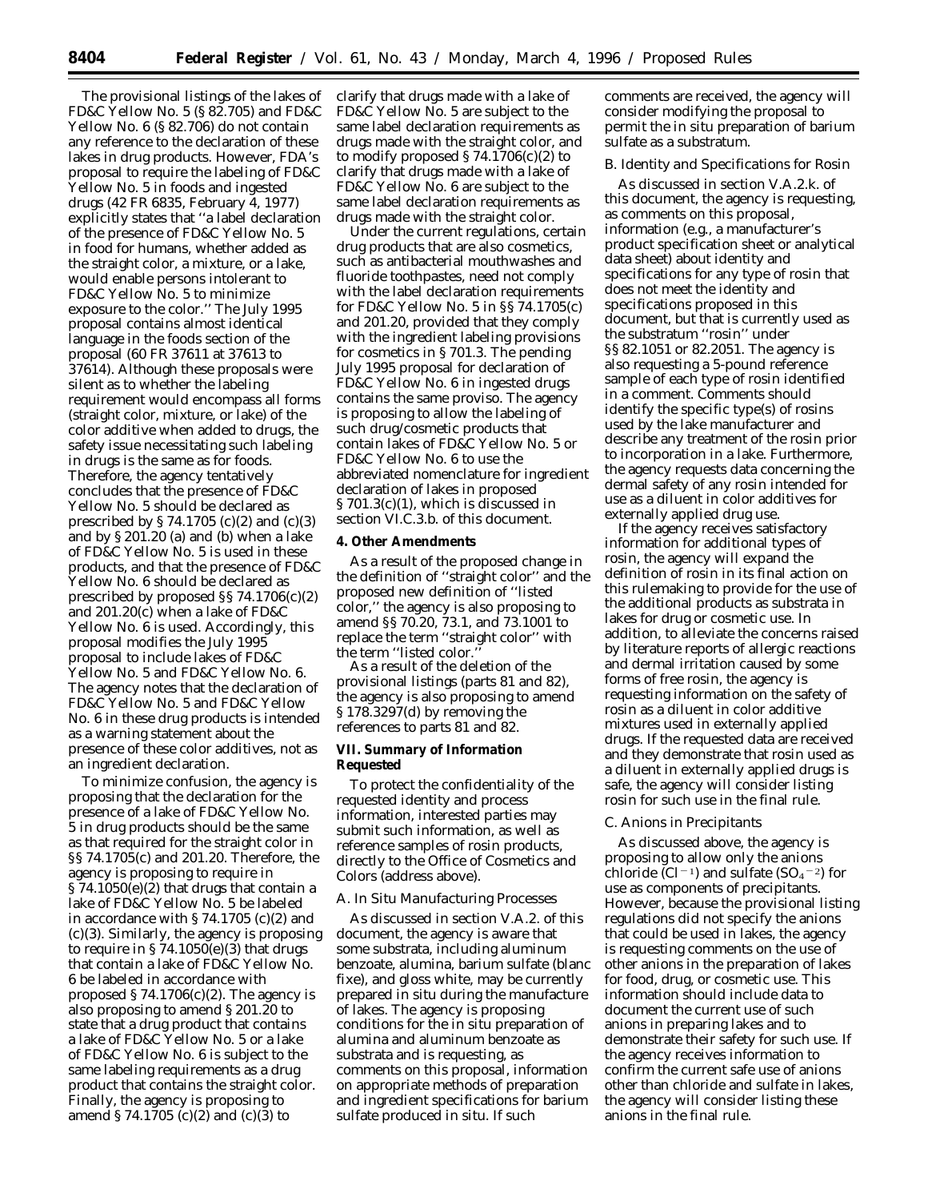The provisional listings of the lakes of FD&C Yellow No. 5 (§ 82.705) and FD&C Yellow No. 6 (§ 82.706) do not contain any reference to the declaration of these lakes in drug products. However, FDA's proposal to require the labeling of FD&C Yellow No. 5 in foods and ingested drugs (42 FR 6835, February 4, 1977) explicitly states that ''a label declaration of the presence of FD&C Yellow No. 5 in food for humans, whether added as the straight color, a mixture, or a lake, would enable persons intolerant to FD&C Yellow No. 5 to minimize exposure to the color.'' The July 1995 proposal contains almost identical language in the foods section of the proposal (60 FR 37611 at 37613 to 37614). Although these proposals were silent as to whether the labeling requirement would encompass all forms (straight color, mixture, or lake) of the color additive when added to drugs, the safety issue necessitating such labeling in drugs is the same as for foods. Therefore, the agency tentatively concludes that the presence of FD&C Yellow No. 5 should be declared as prescribed by § 74.1705 (c)(2) and (c)(3) and by § 201.20 (a) and (b) when a lake of FD&C Yellow No. 5 is used in these products, and that the presence of FD&C Yellow No. 6 should be declared as prescribed by proposed §§ 74.1706(c)(2) and 201.20(c) when a lake of FD&C Yellow No. 6 is used. Accordingly, this proposal modifies the July 1995 proposal to include lakes of FD&C Yellow No. 5 and FD&C Yellow No. 6. The agency notes that the declaration of FD&C Yellow No. 5 and FD&C Yellow No. 6 in these drug products is intended as a warning statement about the presence of these color additives, not as an ingredient declaration.

To minimize confusion, the agency is proposing that the declaration for the presence of a lake of FD&C Yellow No. 5 in drug products should be the same as that required for the straight color in §§ 74.1705(c) and 201.20. Therefore, the agency is proposing to require in § 74.1050(e)(2) that drugs that contain a lake of FD&C Yellow No. 5 be labeled in accordance with § 74.1705 (c)(2) and (c)(3). Similarly, the agency is proposing to require in § 74.1050(e)(3) that drugs that contain a lake of FD&C Yellow No. 6 be labeled in accordance with proposed § 74.1706(c)(2). The agency is also proposing to amend § 201.20 to state that a drug product that contains a lake of FD&C Yellow No. 5 or a lake of FD&C Yellow No. 6 is subject to the same labeling requirements as a drug product that contains the straight color. Finally, the agency is proposing to amend § 74.1705 (c)(2) and (c)(3) to clarify that drugs made with a lake of FD&C Yellow No. 5 are subject to the same label declaration requirements as drugs made with the straight color, and to modify proposed § 74.1706(c)(2) to clarify that drugs made with a lake of FD&C Yellow No. 6 are subject to the same label declaration requirements as drugs made with the straight color.

Under the current regulations, certain drug products that are also cosmetics, such as antibacterial mouthwashes and fluoride toothpastes, need not comply with the label declaration requirements for FD&C Yellow No. 5 in §§ 74.1705(c) and 201.20, provided that they comply with the ingredient labeling provisions for cosmetics in § 701.3. The pending July 1995 proposal for declaration of FD&C Yellow No. 6 in ingested drugs contains the same proviso. The agency is proposing to allow the labeling of such drug/cosmetic products that contain lakes of FD&C Yellow No. 5 or FD&C Yellow No. 6 to use the abbreviated nomenclature for ingredient declaration of lakes in proposed § 701.3(c)(1), which is discussed in section VI.C.3.b. of this document.

**4. Other Amendments**

As a result of the proposed change in the definition of ''straight color'' and the proposed new definition of ''listed color,'' the agency is also proposing to amend §§ 70.20, 73.1, and 73.1001 to replace the term ''straight color'' with the term ''listed color.''

As a result of the deletion of the provisional listings (parts 81 and 82), the agency is also proposing to amend § 178.3297(d) by removing the references to parts 81 and 82.

## VII. Summary of Information Requested

To protect the confidentiality of the requested identity and process information, interested parties may submit such information, as well as reference samples of rosin products, directly to the Office of Cosmetics and Colors (address above).

*A. In Situ Manufacturing Processes*

As discussed in section V.A.2. of this document, the agency is aware that some substrata, including aluminum benzoate, alumina, barium sulfate (blanc fixe), and gloss white, may be currently prepared in situ during the manufacture of lakes. The agency is proposing conditions for the in situ preparation of alumina and aluminum benzoate as substrata and is requesting, as comments on this proposal, information on appropriate methods of preparation and ingredient specifications for barium sulfate produced in situ. If such comments are received, the agency will consider modifying the proposal to permit the in situ preparation of barium sulfate as a substratum.

*B. Identity and Specifications for Rosin*

As discussed in section V.A.2.k. of this document, the agency is requesting, as comments on this proposal, information (e.g., a manufacturer's product specification sheet or analytical data sheet) about identity and specifications for any type of rosin that does not meet the identity and specifications proposed in this document, but that is currently used as the substratum ''rosin'' under §§ 82.1051 or 82.2051. The agency is also requesting a 5-pound reference sample of each type of rosin identified in a comment. Comments should identify the specific type(s) of rosins used by the lake manufacturer and describe any treatment of the rosin prior to incorporation in a lake. Furthermore, the agency requests data concerning the dermal safety of any rosin intended for use as a diluent in color additives for externally applied drug use.

If the agency receives satisfactory information for additional types of rosin, the agency will expand the definition of rosin in its final action on this rulemaking to provide for the use of the additional products as substrata in lakes for drug or cosmetic use. In addition, to alleviate the concerns raised by literature reports of allergic reactions and dermal irritation caused by some forms of free rosin, the agency is requesting information on the safety of rosin as a diluent in color additive mixtures used in externally applied drugs. If the requested data are received and they demonstrate that rosin used as a diluent in externally applied drugs is safe, the agency will consider listing rosin for such use in the final rule.

*C. Anions in Precipitants*

As discussed above, the agency is proposing to allow only the anions chloride ($Cl^{-1}$) and sulfate ($SO_4^{-2}$) for use as components of precipitants. However, because the provisional listing regulations did not specify the anions that could be used in lakes, the agency is requesting comments on the use of other anions in the preparation of lakes for food, drug, or cosmetic use. This information should include data to document the current use of such anions in preparing lakes and to demonstrate their safety for such use. If the agency receives information to confirm the current safe use of anions other than chloride and sulfate in lakes, the agency will consider listing these anions in the final rule.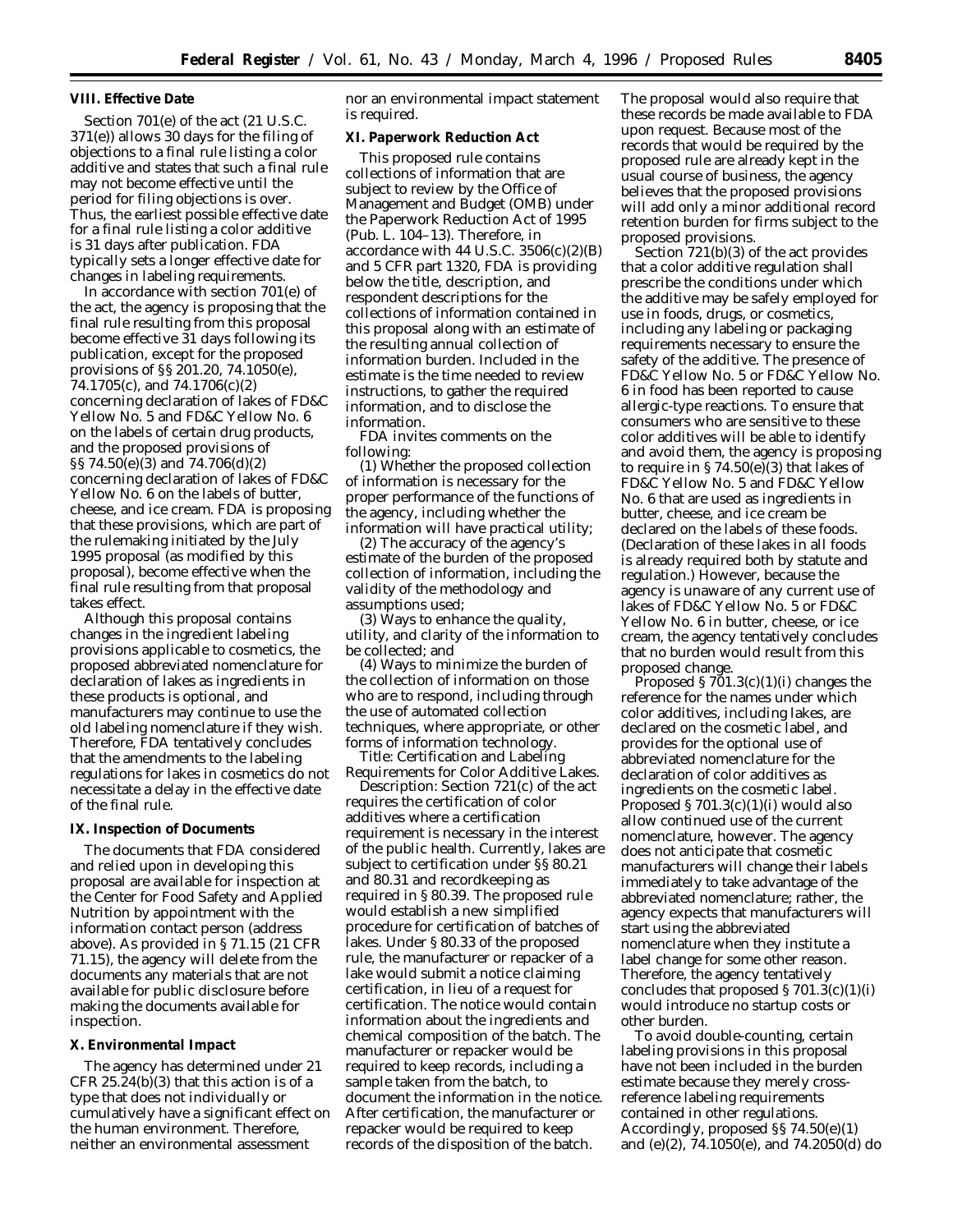**VIII. Effective Date**

Section 701(e) of the act (21 U.S.C. 371(e)) allows 30 days for the filing of objections to a final rule listing a color additive and states that such a final rule may not become effective until the period for filing objections is over. Thus, the earliest possible effective date for a final rule listing a color additive is 31 days after publication. FDA typically sets a longer effective date for changes in labeling requirements.

In accordance with section 701(e) of the act, the agency is proposing that the final rule resulting from this proposal become effective 31 days following its publication, except for the proposed provisions of §§ 201.20, 74.1050(e), 74.1705(c), and 74.1706(c)(2) concerning declaration of lakes of FD&C Yellow No. 5 and FD&C Yellow No. 6 on the labels of certain drug products, and the proposed provisions of §§ 74.50(e)(3) and 74.706(d)(2) concerning declaration of lakes of FD&C Yellow No. 6 on the labels of butter, cheese, and ice cream. FDA is proposing that these provisions, which are part of the rulemaking initiated by the July 1995 proposal (as modified by this proposal), become effective when the final rule resulting from that proposal takes effect.

Although this proposal contains changes in the ingredient labeling provisions applicable to cosmetics, the proposed abbreviated nomenclature for declaration of lakes as ingredients in these products is optional, and manufacturers may continue to use the old labeling nomenclature if they wish. Therefore, FDA tentatively concludes that the amendments to the labeling regulations for lakes in cosmetics do not necessitate a delay in the effective date of the final rule.

**IX. Inspection of Documents**

The documents that FDA considered and relied upon in developing this proposal are available for inspection at the Center for Food Safety and Applied Nutrition by appointment with the information contact person (address above). As provided in § 71.15 (21 CFR 71.15), the agency will delete from the documents any materials that are not available for public disclosure before making the documents available for inspection.

**X. Environmental Impact**

The agency has determined under 21 CFR 25.24(b)(3) that this action is of a type that does not individually or cumulatively have a significant effect on the human environment. Therefore, neither an environmental assessment nor an environmental impact statement is required.

**XI. Paperwork Reduction Act**

This proposed rule contains collections of information that are subject to review by the Office of Management and Budget (OMB) under the Paperwork Reduction Act of 1995 (Pub. L. 104–13). Therefore, in accordance with 44 U.S.C. 3506(c)(2)(B) and 5 CFR part 1320, FDA is providing below the title, description, and respondent descriptions for the collections of information contained in this proposal along with an estimate of the resulting annual collection of information burden. Included in the estimate is the time needed to review instructions, to gather the required information, and to disclose the information.

FDA invites comments on the following:

(1) Whether the proposed collection of information is necessary for the proper performance of the functions of the agency, including whether the information will have practical utility;

(2) The accuracy of the agency's estimate of the burden of the proposed collection of information, including the validity of the methodology and assumptions used;

(3) Ways to enhance the quality, utility, and clarity of the information to be collected; and

(4) Ways to minimize the burden of the collection of information on those who are to respond, including through the use of automated collection techniques, where appropriate, or other forms of information technology.

*Title:* Certification and Labeling Requirements for Color Additive Lakes.

*Description:* Section 721(c) of the act requires the certification of color additives where a certification requirement is necessary in the interest of the public health. Currently, lakes are subject to certification under §§ 80.21 and 80.31 and recordkeeping as required in § 80.39. The proposed rule would establish a new simplified procedure for certification of batches of lakes. Under § 80.33 of the proposed rule, the manufacturer or repacker of a lake would submit a notice claiming certification, in lieu of a request for certification. The notice would contain information about the ingredients and chemical composition of the batch. The manufacturer or repacker would be required to keep records, including a sample taken from the batch, to document the information in the notice. After certification, the manufacturer or repacker would be required to keep records of the disposition of the batch. The proposal would also require that these records be made available to FDA upon request. Because most of the records that would be required by the proposed rule are already kept in the usual course of business, the agency believes that the proposed provisions will add only a minor additional record retention burden for firms subject to the proposed provisions.

Section 721(b)(3) of the act provides that a color additive regulation shall prescribe the conditions under which the additive may be safely employed for use in foods, drugs, or cosmetics, including any labeling or packaging requirements necessary to ensure the safety of the additive. The presence of FD&C Yellow No. 5 or FD&C Yellow No. 6 in food has been reported to cause allergic-type reactions. To ensure that consumers who are sensitive to these color additives will be able to identify and avoid them, the agency is proposing to require in § 74.50(e)(3) that lakes of FD&C Yellow No. 5 and FD&C Yellow No. 6 that are used as ingredients in butter, cheese, and ice cream be declared on the labels of these foods. (Declaration of these lakes in all foods is already required both by statute and regulation.) However, because the agency is unaware of any current use of lakes of FD&C Yellow No. 5 or FD&C Yellow No. 6 in butter, cheese, or ice cream, the agency tentatively concludes that no burden would result from this proposed change.

Proposed § 701.3(c)(1)(i) changes the reference for the names under which color additives, including lakes, are declared on the cosmetic label, and provides for the optional use of abbreviated nomenclature for the declaration of color additives as ingredients on the cosmetic label. Proposed § 701.3(c)(1)(i) would also allow continued use of the current nomenclature, however. The agency does not anticipate that cosmetic manufacturers will change their labels immediately to take advantage of the abbreviated nomenclature; rather, the agency expects that manufacturers will start using the abbreviated nomenclature when they institute a label change for some other reason. Therefore, the agency tentatively concludes that proposed § 701.3(c)(1)(i) would introduce no startup costs or other burden.

To avoid double-counting, certain labeling provisions in this proposal have not been included in the burden estimate because they merely cross-reference labeling requirements contained in other regulations. Accordingly, proposed §§ 74.50(e)(1) and (e)(2), 74.1050(e), and 74.2050(d) do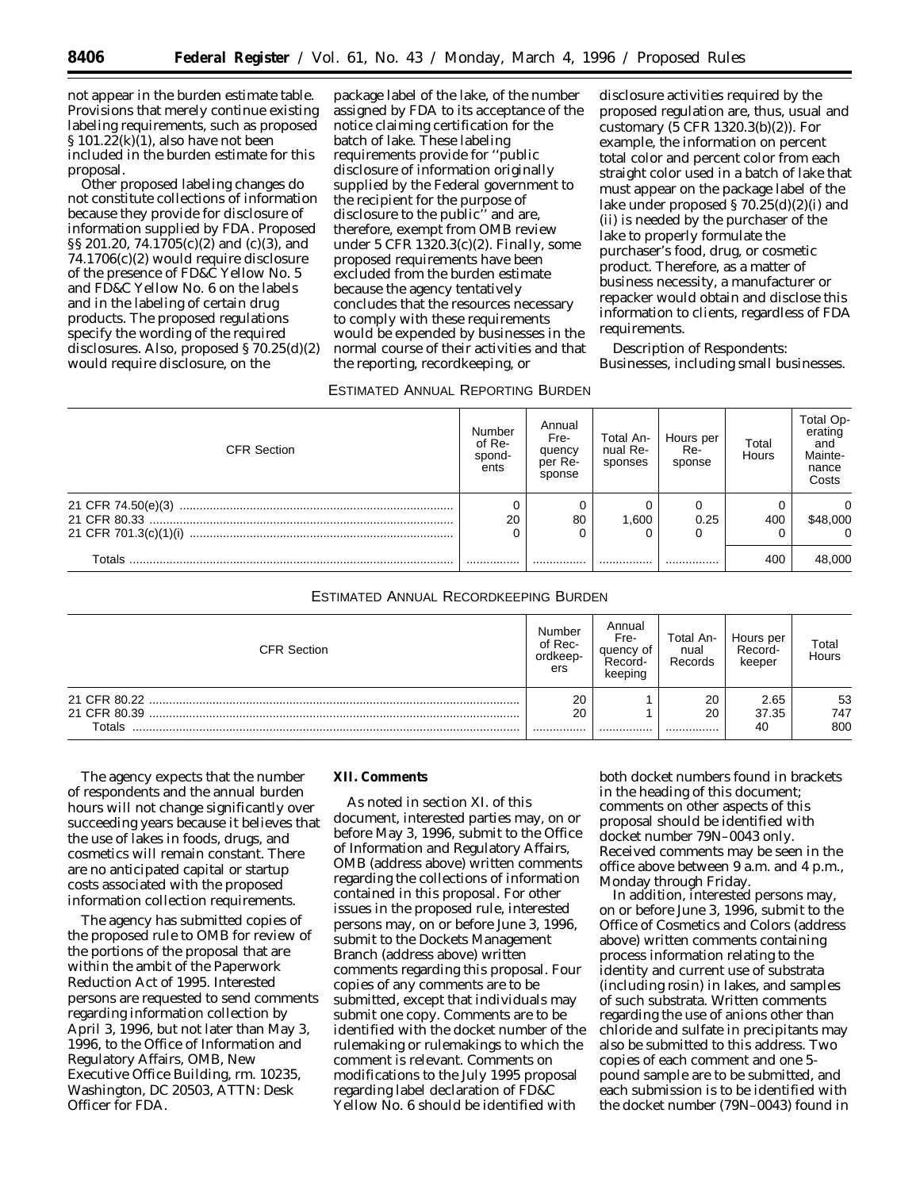not appear in the burden estimate table. Provisions that merely continue existing labeling requirements, such as proposed § 101.22(k)(1), also have not been included in the burden estimate for this proposal.

Other proposed labeling changes do not constitute collections of information because they provide for disclosure of information supplied by FDA. Proposed §§ 201.20, 74.1705(c)(2) and (c)(3), and 74.1706(c)(2) would require disclosure of the presence of FD&C Yellow No. 5 and FD&C Yellow No. 6 on the labels and in the labeling of certain drug products. The proposed regulations specify the wording of the required disclosures. Also, proposed § 70.25(d)(2) would require disclosure, on the package label of the lake, of the number assigned by FDA to its acceptance of the notice claiming certification for the batch of lake. These labeling requirements provide for ''public disclosure of information originally supplied by the Federal government to the recipient for the purpose of disclosure to the public'' and are, therefore, exempt from OMB review under 5 CFR 1320.3(c)(2). Finally, some proposed requirements have been excluded from the burden estimate because the agency tentatively concludes that the resources necessary to comply with these requirements would be expended by businesses in the normal course of their activities and that the reporting, recordkeeping, or disclosure activities required by the proposed regulation are, thus, usual and customary (5 CFR 1320.3(b)(2)). For example, the information on percent total color and percent color from each straight color used in a batch of lake that must appear on the package label of the lake under proposed § 70.25(d)(2)(i) and (ii) is needed by the purchaser of the lake to properly formulate the purchaser's food, drug, or cosmetic product. Therefore, as a matter of business necessity, a manufacturer or repacker would obtain and disclose this information to clients, regardless of FDA requirements.

Description of Respondents: Businesses, including small businesses.

ESTIMATED ANNUAL REPORTING BURDEN

| CFR Section | Number of Respondents | Annual Frequency per Response | Total Annual Responses | Hours per Response | Total Hours | Total Operating and Maintenance Costs |
|---|---|---|---|---|---|---|
| 21 CFR 74.50(e)(3) | 0 | 0 | 0 | 0 | 0 | 0 |
| 21 CFR 80.33 | 20 | 80 | 1,600 | 0.25 | 400 | $48,000 |
| 21 CFR 701.3(c)(1)(i) | 0 | 0 | 0 | 0 | 0 | 0 |
| Totals | | | | | 400 | 48,000 |

ESTIMATED ANNUAL RECORDKEEPING BURDEN

| CFR Section | Number of Recordkeepers | Annual Frequency of Recordkeeping | Total Annual Records | Hours per Recordkeeper | Total Hours |
|---|---|---|---|---|---|
| 21 CFR 80.22 | 20 | 1 | 20 | 2.65 | 53 |
| 21 CFR 80.39 | 20 | 1 | 20 | 37.35 | 747 |
| Totals | | | | 40 | 800 |

The agency expects that the number of respondents and the annual burden hours will not change significantly over succeeding years because it believes that the use of lakes in foods, drugs, and cosmetics will remain constant. There are no anticipated capital or startup costs associated with the proposed information collection requirements.

The agency has submitted copies of the proposed rule to OMB for review of the portions of the proposal that are within the ambit of the Paperwork Reduction Act of 1995. Interested persons are requested to send comments regarding information collection by April 3, 1996, but not later than May 3, 1996, to the Office of Information and Regulatory Affairs, OMB, New Executive Office Building, rm. 10235, Washington, DC 20503, ATTN: Desk Officer for FDA.

## XII. Comments

As noted in section XI. of this document, interested parties may, on or before May 3, 1996, submit to the Office of Information and Regulatory Affairs, OMB (address above) written comments regarding the collections of information contained in this proposal. For other issues in the proposed rule, interested persons may, on or before June 3, 1996, submit to the Dockets Management Branch (address above) written comments regarding this proposal. Four copies of any comments are to be submitted, except that individuals may submit one copy. Comments are to be identified with the docket number of the rulemaking or rulemakings to which the comment is relevant. Comments on modifications to the July 1995 proposal regarding label declaration of FD&C Yellow No. 6 should be identified with both docket numbers found in brackets in the heading of this document; comments on other aspects of this proposal should be identified with docket number 79N–0043 only. Received comments may be seen in the office above between 9 a.m. and 4 p.m., Monday through Friday.

In addition, interested persons may, on or before June 3, 1996, submit to the Office of Cosmetics and Colors (address above) written comments containing process information relating to the identity and current use of substrata (including rosin) in lakes, and samples of such substrata. Written comments regarding the use of anions other than chloride and sulfate in precipitants may also be submitted to this address. Two copies of each comment and one 5-pound sample are to be submitted, and each submission is to be identified with the docket number (79N–0043) found in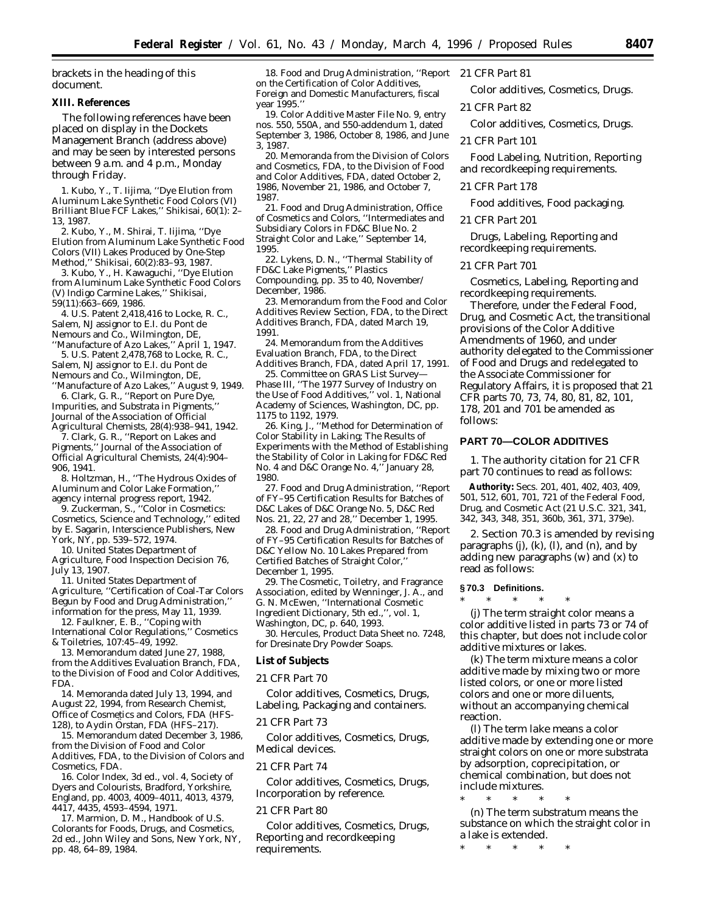brackets in the heading of this document.

**XIII. References**

The following references have been placed on display in the Dockets Management Branch (address above) and may be seen by interested persons between 9 a.m. and 4 p.m., Monday through Friday.

1. Kubo, Y., T. Iijima, ''Dye Elution from Aluminum Lake Synthetic Food Colors (VI) Brilliant Blue FCF Lakes,'' Shikisai, 60(1): 2–13, 1987.

2. Kubo, Y., M. Shirai, T. Iijima, ''Dye Elution from Aluminum Lake Synthetic Food Colors (VII) Lakes Produced by One-Step Method,'' Shikisai, 60(2):83–93, 1987.

3. Kubo, Y., H. Kawaguchi, ''Dye Elution from Aluminum Lake Synthetic Food Colors (V) Indigo Carmine Lakes,'' Shikisai, 59(11):663–669, 1986.

4. U.S. Patent 2,418,416 to Locke, R. C., Salem, NJ assignor to E.I. du Pont de Nemours and Co., Wilmington, DE, ''Manufacture of Azo Lakes,'' April 1, 1947.

5. U.S. Patent 2,478,768 to Locke, R. C., Salem, NJ assignor to E.I. du Pont de Nemours and Co., Wilmington, DE, ''Manufacture of Azo Lakes,'' August 9, 1949.

6. Clark, G. R., ''Report on Pure Dye, Impurities, and Substrata in Pigments,'' Journal of the Association of Official Agricultural Chemists, 28(4):938–941, 1942.

7. Clark, G. R., ''Report on Lakes and Pigments,'' Journal of the Association of Official Agricultural Chemists, 24(4):904–906, 1941.

8. Holtzman, H., ''The Hydrous Oxides of Aluminum and Color Lake Formation,'' agency internal progress report, 1942.

9. Zuckerman, S., ''Color in Cosmetics: Cosmetics, Science and Technology,'' edited by E. Sagarin, Interscience Publishers, New York, NY, pp. 539–572, 1974.

10. United States Department of Agriculture, Food Inspection Decision 76, July 13, 1907.

11. United States Department of Agriculture, ''Certification of Coal-Tar Colors Begun by Food and Drug Administration,'' information for the press, May 11, 1939.

12. Faulkner, E. B., ''Coping with International Color Regulations,'' Cosmetics & Toiletries, 107:45–49, 1992.

13. Memorandum dated June 27, 1988, from the Additives Evaluation Branch, FDA, to the Division of Food and Color Additives, FDA.

14. Memoranda dated July 13, 1994, and August 22, 1994, from Research Chemist, Office of Cosmetics and Colors, FDA (HFS-128), to Aydin Örstan, FDA (HFS–217).

15. Memorandum dated December 3, 1986, from the Division of Food and Color Additives, FDA, to the Division of Colors and Cosmetics, FDA.

16. Color Index, 3d ed., vol. 4, Society of Dyers and Colourists, Bradford, Yorkshire, England, pp. 4003, 4009–4011, 4013, 4379, 4417, 4435, 4593–4594, 1971.

17. Marmion, D. M., Handbook of U.S. Colorants for Foods, Drugs, and Cosmetics, 2d ed., John Wiley and Sons, New York, NY, pp. 48, 64–89, 1984.

18. Food and Drug Administration, ''Report on the Certification of Color Additives, Foreign and Domestic Manufacturers, fiscal year 1995.''

19. Color Additive Master File No. 9, entry nos. 550, 550A, and 550-addendum 1, dated September 3, 1986, October 8, 1986, and June 3, 1987.

20. Memoranda from the Division of Colors and Cosmetics, FDA, to the Division of Food and Color Additives, FDA, dated October 2, 1986, November 21, 1986, and October 7, 1987.

21. Food and Drug Administration, Office of Cosmetics and Colors, ''Intermediates and Subsidiary Colors in FD&C Blue No. 2 Straight Color and Lake,'' September 14, 1995.

22. Lykens, D. N., ''Thermal Stability of FD&C Lake Pigments,'' Plastics Compounding, pp. 35 to 40, November/December, 1986.

23. Memorandum from the Food and Color Additives Review Section, FDA, to the Direct Additives Branch, FDA, dated March 19, 1991.

24. Memorandum from the Additives Evaluation Branch, FDA, to the Direct Additives Branch, FDA, dated April 17, 1991.

25. Committee on GRAS List Survey—Phase III, ''The 1977 Survey of Industry on the Use of Food Additives,'' vol. 1, National Academy of Sciences, Washington, DC, pp. 1175 to 1192, 1979.

26. King, J., ''Method for Determination of Color Stability in Laking; The Results of Experiments with the Method of Establishing the Stability of Color in Laking for FD&C Red No. 4 and D&C Orange No. 4,'' January 28, 1980.

27. Food and Drug Administration, ''Report of FY–95 Certification Results for Batches of D&C Lakes of D&C Orange No. 5, D&C Red Nos. 21, 22, 27 and 28,'' December 1, 1995.

28. Food and Drug Administration, ''Report of FY–95 Certification Results for Batches of D&C Yellow No. 10 Lakes Prepared from Certified Batches of Straight Color,'' December 1, 1995.

29. The Cosmetic, Toiletry, and Fragrance Association, edited by Wenninger, J. A., and G. N. McEwen, ''International Cosmetic Ingredient Dictionary, 5th ed.,'', vol. 1, Washington, DC, p. 640, 1993.

30. Hercules, Product Data Sheet no. 7248, for Dresinate Dry Powder Soaps.

**List of Subjects**

21 CFR Part 70

Color additives, Cosmetics, Drugs, Labeling, Packaging and containers.

21 CFR Part 73

Color additives, Cosmetics, Drugs, Medical devices.

21 CFR Part 74

Color additives, Cosmetics, Drugs, Incorporation by reference.

21 CFR Part 80

Color additives, Cosmetics, Drugs, Reporting and recordkeeping requirements.

21 CFR Part 81

Color additives, Cosmetics, Drugs.

21 CFR Part 82

Color additives, Cosmetics, Drugs.

21 CFR Part 101

Food Labeling, Nutrition, Reporting and recordkeeping requirements.

21 CFR Part 178

Food additives, Food packaging.

21 CFR Part 201

Drugs, Labeling, Reporting and recordkeeping requirements.

21 CFR Part 701

Cosmetics, Labeling, Reporting and recordkeeping requirements.

Therefore, under the Federal Food, Drug, and Cosmetic Act, the transitional provisions of the Color Additive Amendments of 1960, and under authority delegated to the Commissioner of Food and Drugs and redelegated to the Associate Commissioner for Regulatory Affairs, it is proposed that 21 CFR parts 70, 73, 74, 80, 81, 82, 101, 178, 201 and 701 be amended as follows:

## PART 70—COLOR ADDITIVES

1. The authority citation for 21 CFR part 70 continues to read as follows:

**Authority:** Secs. 201, 401, 402, 403, 409, 501, 512, 601, 701, 721 of the Federal Food, Drug, and Cosmetic Act (21 U.S.C. 321, 341, 342, 343, 348, 351, 360b, 361, 371, 379e).

2. Section 70.3 is amended by revising paragraphs (j), (k), (l), and (n), and by adding new paragraphs (w) and (x) to read as follows:

**§ 70.3 Definitions.**

\* \* \* \* \*

(j) The term *straight color* means a color additive listed in parts 73 or 74 of this chapter, but does not include color additive mixtures or lakes.

(k) The term *mixture* means a color additive made by mixing two or more listed colors, or one or more listed colors and one or more diluents, without an accompanying chemical reaction.

(l) The term *lake* means a color additive made by extending one or more straight colors on one or more substrata by adsorption, coprecipitation, or chemical combination, but does not include mixtures.

\* \* \* \* \*

(n) The term *substratum* means the substance on which the straight color in a lake is extended.

\* \* \* \* \*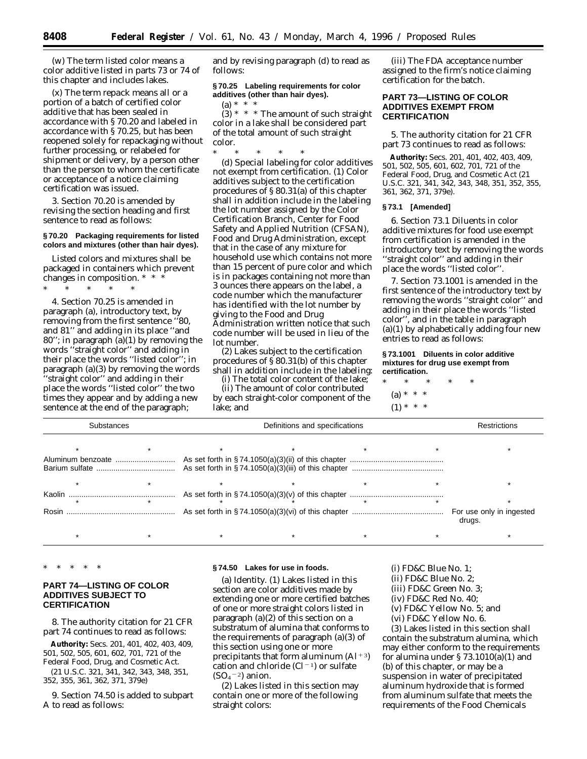(w) The term listed color means a color additive listed in parts 73 or 74 of this chapter and includes lakes.

(x) The term repack means all or a portion of a batch of certified color additive that has been sealed in accordance with § 70.20 and labeled in accordance with § 70.25, but has been reopened solely for repackaging without further processing, or relabeled for shipment or delivery, by a person other than the person to whom the certificate or acceptance of a notice claiming certification was issued.

3. Section 70.20 is amended by revising the section heading and first sentence to read as follows:

**§ 70.20 Packaging requirements for listed colors and mixtures (other than hair dyes).**

Listed colors and mixtures shall be packaged in containers which prevent changes in composition. * * *

\* \* \* \* \*

4. Section 70.25 is amended in paragraph (a), introductory text, by removing from the first sentence ''80, and 81'' and adding in its place ''and 80''; in paragraph (a)(1) by removing the words ''straight color'' and adding in their place the words ''listed color''; in paragraph (a)(3) by removing the words ''straight color'' and adding in their place the words ''listed color'' the two times they appear and by adding a new sentence at the end of the paragraph; and by revising paragraph (d) to read as follows:

**§ 70.25 Labeling requirements for color additives (other than hair dyes).**

(a) * * *

(3) * * * The amount of such straight color in a lake shall be considered part of the total amount of such straight color.

\* \* \* \* \*

(d) *Special labeling for color additives not exempt from certification.* (1) Color additives subject to the certification procedures of § 80.31(a) of this chapter shall in addition include in the labeling the lot number assigned by the Color Certification Branch, Center for Food Safety and Applied Nutrition (CFSAN), Food and Drug Administration, except that in the case of any mixture for household use which contains not more than 15 percent of pure color and which is in packages containing not more than 3 ounces there appears on the label, a code number which the manufacturer has identified with the lot number by giving to the Food and Drug Administration written notice that such code number will be used in lieu of the lot number.

(2) Lakes subject to the certification procedures of § 80.31(b) of this chapter shall in addition include in the labeling:

(i) The total color content of the lake;

(ii) The amount of color contributed by each straight-color component of the lake; and

(iii) The FDA acceptance number assigned to the firm's notice claiming certification for the batch.

## PART 73—LISTING OF COLOR ADDITIVES EXEMPT FROM CERTIFICATION

5. The authority citation for 21 CFR part 73 continues to read as follows:

**Authority:** Secs. 201, 401, 402, 403, 409, 501, 502, 505, 601, 602, 701, 721 of the Federal Food, Drug, and Cosmetic Act (21 U.S.C. 321, 341, 342, 343, 348, 351, 352, 355, 361, 362, 371, 379e).

**§ 73.1 [Amended]**

6. Section 73.1 *Diluents in color additive mixtures for food use exempt from certification* is amended in the introductory text by removing the words ''straight color'' and adding in their place the words ''listed color''.

7. Section 73.1001 is amended in the first sentence of the introductory text by removing the words ''straight color'' and adding in their place the words ''listed color'', and in the table in paragraph (a)(1) by alphabetically adding four new entries to read as follows:

**§ 73.1001 Diluents in color additive mixtures for drug use exempt from certification.**

\* \* \* \* \*

(a) * * *

(1) * * *

| Substances | Definitions and specifications | Restrictions |
|---|---|---|
| * * | * * * * | * |
| Aluminum benzoate | As set forth in § 74.1050(a)(3)(ii) of this chapter | |
| Barium sulfate | As set forth in § 74.1050(a)(3)(iii) of this chapter | |
| * * | * * * * | * |
| Kaolin | As set forth in § 74.1050(a)(3)(v) of this chapter | |
| * * | * * * * | * |
| Rosin | As set forth in § 74.1050(a)(3)(vi) of this chapter | For use only in ingested drugs. |
| * * | * * * * | * |

\* \* \* \* \*

## PART 74—LISTING OF COLOR ADDITIVES SUBJECT TO CERTIFICATION

8. The authority citation for 21 CFR part 74 continues to read as follows:

**Authority:** Secs. 201, 401, 402, 403, 409, 501, 502, 505, 601, 602, 701, 721 of the Federal Food, Drug, and Cosmetic Act.

(21 U.S.C. 321, 341, 342, 343, 348, 351, 352, 355, 361, 362, 371, 379e)

9. Section 74.50 is added to subpart A to read as follows:

**§ 74.50 Lakes for use in foods.**

(a) *Identity.* (1) Lakes listed in this section are color additives made by extending one or more certified batches of one or more straight colors listed in paragraph (a)(2) of this section on a substratum of alumina that conforms to the requirements of paragraph (a)(3) of this section using one or more precipitants that form aluminum ($Al^{+3}$) cation and chloride ($Cl^{-1}$) or sulfate ($SO_4^{-2}$) anion.

(2) Lakes listed in this section may contain one or more of the following straight colors:

(i) FD&C Blue No. 1;

(ii) FD&C Blue No. 2;

(iii) FD&C Green No. 3;

(iv) FD&C Red No. 40;

(v) FD&C Yellow No. 5; and

(vi) FD&C Yellow No. 6.

(3) Lakes listed in this section shall contain the substratum alumina, which may either conform to the requirements for alumina under § 73.1010(a)(1) and (b) of this chapter, or may be a suspension in water of precipitated aluminum hydroxide that is formed from aluminum sulfate that meets the requirements of the Food Chemicals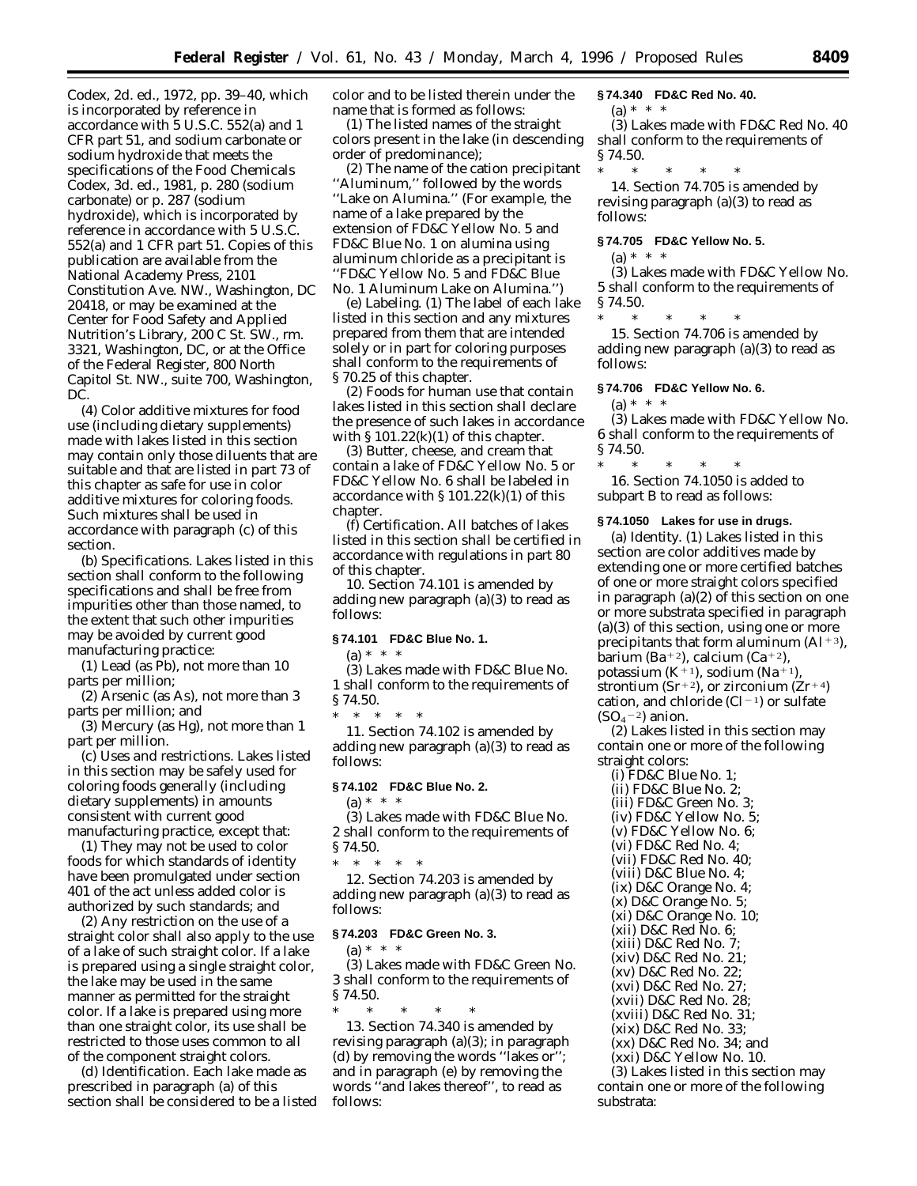Codex, 2d. ed., 1972, pp. 39–40, which is incorporated by reference in accordance with 5 U.S.C. 552(a) and 1 CFR part 51, and sodium carbonate or sodium hydroxide that meets the specifications of the Food Chemicals Codex, 3d. ed., 1981, p. 280 (sodium carbonate) or p. 287 (sodium hydroxide), which is incorporated by reference in accordance with 5 U.S.C. 552(a) and 1 CFR part 51. Copies of this publication are available from the National Academy Press, 2101 Constitution Ave. NW., Washington, DC 20418, or may be examined at the Center for Food Safety and Applied Nutrition's Library, 200 C St. SW., rm. 3321, Washington, DC, or at the Office of the Federal Register, 800 North Capitol St. NW., suite 700, Washington, DC.

(4) Color additive mixtures for food use (including dietary supplements) made with lakes listed in this section may contain only those diluents that are suitable and that are listed in part 73 of this chapter as safe for use in color additive mixtures for coloring foods. Such mixtures shall be used in accordance with paragraph (c) of this section.

(b) *Specifications.* Lakes listed in this section shall conform to the following specifications and shall be free from impurities other than those named, to the extent that such other impurities may be avoided by current good manufacturing practice:

(1) Lead (as Pb), not more than 10 parts per million;

(2) Arsenic (as As), not more than 3 parts per million; and

(3) Mercury (as Hg), not more than 1 part per million.

(c) *Uses and restrictions.* Lakes listed in this section may be safely used for coloring foods generally (including dietary supplements) in amounts consistent with current good manufacturing practice, except that:

(1) They may not be used to color foods for which standards of identity have been promulgated under section 401 of the act unless added color is authorized by such standards; and

(2) Any restriction on the use of a straight color shall also apply to the use of a lake of such straight color. If a lake is prepared using a single straight color, the lake may be used in the same manner as permitted for the straight color. If a lake is prepared using more than one straight color, its use shall be restricted to those uses common to all of the component straight colors.

(d) *Identification.* Each lake made as prescribed in paragraph (a) of this section shall be considered to be a listed color and to be listed therein under the name that is formed as follows:

(1) The listed names of the straight colors present in the lake (in descending order of predominance);

(2) The name of the cation precipitant ''Aluminum,'' followed by the words ''Lake on Alumina.'' (For example, the name of a lake prepared by the extension of FD&C Yellow No. 5 and FD&C Blue No. 1 on alumina using aluminum chloride as a precipitant is ''FD&C Yellow No. 5 and FD&C Blue No. 1 Aluminum Lake on Alumina.'')

(e) *Labeling.* (1) The label of each lake listed in this section and any mixtures prepared from them that are intended solely or in part for coloring purposes shall conform to the requirements of § 70.25 of this chapter.

(2) Foods for human use that contain lakes listed in this section shall declare the presence of such lakes in accordance with § 101.22(k)(1) of this chapter.

(3) Butter, cheese, and cream that contain a lake of FD&C Yellow No. 5 or FD&C Yellow No. 6 shall be labeled in accordance with § 101.22(k)(1) of this chapter.

(f) *Certification.* All batches of lakes listed in this section shall be certified in accordance with regulations in part 80 of this chapter.

10. Section 74.101 is amended by adding new paragraph (a)(3) to read as follows:

**§ 74.101 FD&C Blue No. 1.**

(a) * * *

(3) Lakes made with FD&C Blue No. 1 shall conform to the requirements of § 74.50.

\* \* \* \* \*

11. Section 74.102 is amended by adding new paragraph (a)(3) to read as follows:

**§ 74.102 FD&C Blue No. 2.**

(a) * * *

(3) Lakes made with FD&C Blue No. 2 shall conform to the requirements of § 74.50.

\* \* \* \* \*

12. Section 74.203 is amended by adding new paragraph (a)(3) to read as follows:

**§ 74.203 FD&C Green No. 3.**

(a) * * *

(3) Lakes made with FD&C Green No. 3 shall conform to the requirements of § 74.50.

\* \* \* \* \*

13. Section 74.340 is amended by revising paragraph (a)(3); in paragraph (d) by removing the words ''lakes or''; and in paragraph (e) by removing the words ''and lakes thereof'', to read as follows:

**§ 74.340 FD&C Red No. 40.**

(a) * * *

(3) Lakes made with FD&C Red No. 40 shall conform to the requirements of § 74.50.

\* \* \* \* \*

14. Section 74.705 is amended by revising paragraph (a)(3) to read as follows:

**§ 74.705 FD&C Yellow No. 5.**

(a) * * *

(3) Lakes made with FD&C Yellow No. 5 shall conform to the requirements of § 74.50.

\* \* \* \* \*

15. Section 74.706 is amended by adding new paragraph (a)(3) to read as follows:

**§ 74.706 FD&C Yellow No. 6.**

(a) * * *

(3) Lakes made with FD&C Yellow No. 6 shall conform to the requirements of § 74.50.

\* \* \* \* \*

16. Section 74.1050 is added to subpart B to read as follows:

**§ 74.1050 Lakes for use in drugs.**

(a) *Identity.* (1) Lakes listed in this section are color additives made by extending one or more certified batches of one or more straight colors specified in paragraph (a)(2) of this section on one or more substrata specified in paragraph (a)(3) of this section, using one or more precipitants that form aluminum ($Al^{+3}$), barium ($Ba^{+2}$), calcium ($Ca^{+2}$), potassium ($K^{+1}$), sodium ($Na^{+1}$), strontium ($Sr^{+2}$), or zirconium ($Zr^{+4}$) cation, and chloride ($Cl^{-1}$) or sulfate ($SO_4^{-2}$) anion.

(2) Lakes listed in this section may contain one or more of the following straight colors:

(i) FD&C Blue No. 1;
(ii) FD&C Blue No. 2;
(iii) FD&C Green No. 3;
(iv) FD&C Yellow No. 5;
(v) FD&C Yellow No. 6;
(vi) FD&C Red No. 4;
(vii) FD&C Red No. 40;
(viii) D&C Blue No. 4;
(ix) D&C Orange No. 4;
(x) D&C Orange No. 5;
(xi) D&C Orange No. 10;
(xii) D&C Red No. 6;
(xiii) D&C Red No. 7;
(xiv) D&C Red No. 21;
(xv) D&C Red No. 22;
(xvi) D&C Red No. 27;
(xvii) D&C Red No. 28;
(xviii) D&C Red No. 31;
(xix) D&C Red No. 33;
(xx) D&C Red No. 34; and
(xxi) D&C Yellow No. 10.

(3) Lakes listed in this section may contain one or more of the following substrata: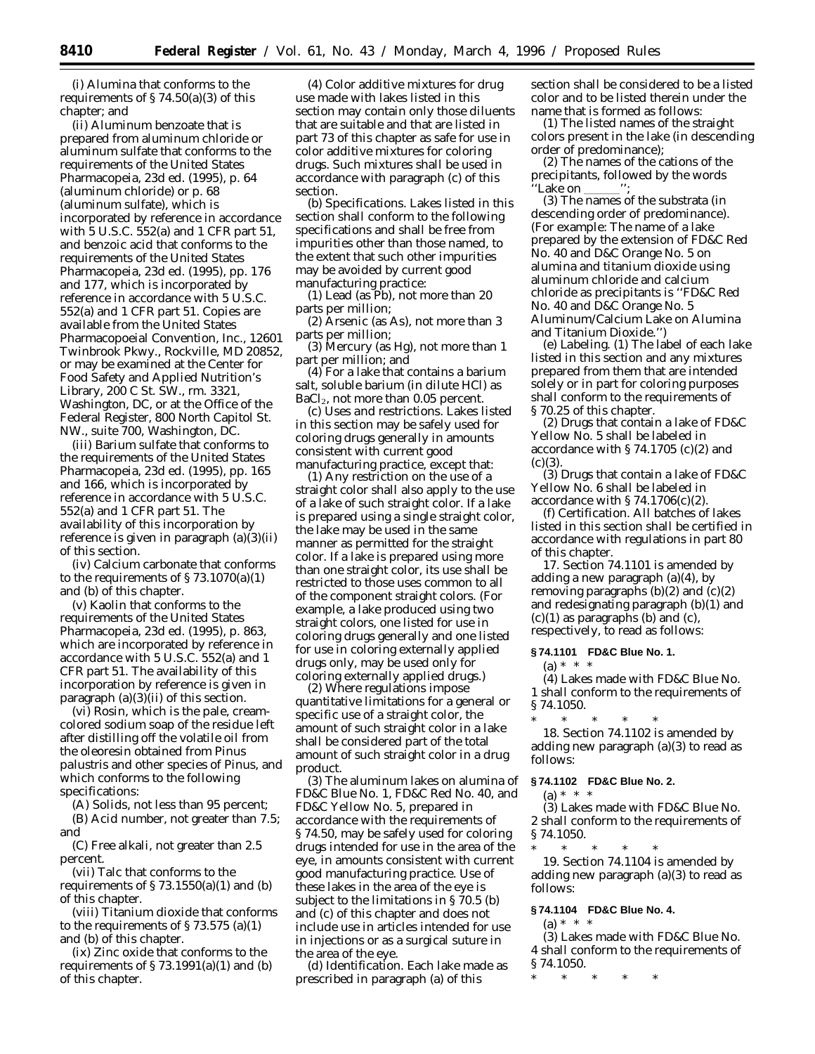(i) Alumina that conforms to the requirements of § 74.50(a)(3) of this chapter; and

(ii) Aluminum benzoate that is prepared from aluminum chloride or aluminum sulfate that conforms to the requirements of the United States Pharmacopeia, 23d ed. (1995), p. 64 (aluminum chloride) or p. 68 (aluminum sulfate), which is incorporated by reference in accordance with 5 U.S.C. 552(a) and 1 CFR part 51, and benzoic acid that conforms to the requirements of the United States Pharmacopeia, 23d ed. (1995), pp. 176 and 177, which is incorporated by reference in accordance with 5 U.S.C. 552(a) and 1 CFR part 51. Copies are available from the United States Pharmacopoeial Convention, Inc., 12601 Twinbrook Pkwy., Rockville, MD 20852, or may be examined at the Center for Food Safety and Applied Nutrition's Library, 200 C St. SW., rm. 3321, Washington, DC, or at the Office of the Federal Register, 800 North Capitol St. NW., suite 700, Washington, DC.

(iii) Barium sulfate that conforms to the requirements of the United States Pharmacopeia, 23d ed. (1995), pp. 165 and 166, which is incorporated by reference in accordance with 5 U.S.C. 552(a) and 1 CFR part 51. The availability of this incorporation by reference is given in paragraph (a)(3)(ii) of this section.

(iv) Calcium carbonate that conforms to the requirements of § 73.1070(a)(1) and (b) of this chapter.

(v) Kaolin that conforms to the requirements of the United States Pharmacopeia, 23d ed. (1995), p. 863, which are incorporated by reference in accordance with 5 U.S.C. 552(a) and 1 CFR part 51. The availability of this incorporation by reference is given in paragraph (a)(3)(ii) of this section.

(vi) Rosin, which is the pale, cream-colored sodium soap of the residue left after distilling off the volatile oil from the oleoresin obtained from Pinus palustris and other species of Pinus, and which conforms to the following specifications:

(A) Solids, not less than 95 percent;

(B) Acid number, not greater than 7.5; and

(C) Free alkali, not greater than 2.5 percent.

(vii) Talc that conforms to the requirements of § 73.1550(a)(1) and (b) of this chapter.

(viii) Titanium dioxide that conforms to the requirements of § 73.575 (a)(1) and (b) of this chapter.

(ix) Zinc oxide that conforms to the requirements of § 73.1991(a)(1) and (b) of this chapter.

(4) Color additive mixtures for drug use made with lakes listed in this section may contain only those diluents that are suitable and that are listed in part 73 of this chapter as safe for use in color additive mixtures for coloring drugs. Such mixtures shall be used in accordance with paragraph (c) of this section.

(b) *Specifications.* Lakes listed in this section shall conform to the following specifications and shall be free from impurities other than those named, to the extent that such other impurities may be avoided by current good manufacturing practice:

(1) Lead (as Pb), not more than 20 parts per million;

(2) Arsenic (as As), not more than 3 parts per million;

(3) Mercury (as Hg), not more than 1 part per million; and

(4) For a lake that contains a barium salt, soluble barium (in dilute HCl) as $BaCl_2$, not more than 0.05 percent.

(c) *Uses and restrictions.* Lakes listed in this section may be safely used for coloring drugs generally in amounts consistent with current good manufacturing practice, except that:

(1) Any restriction on the use of a straight color shall also apply to the use of a lake of such straight color. If a lake is prepared using a single straight color, the lake may be used in the same manner as permitted for the straight color. If a lake is prepared using more than one straight color, its use shall be restricted to those uses common to all of the component straight colors. (For example, a lake produced using two straight colors, one listed for use in coloring drugs generally and one listed for use in coloring externally applied drugs only, may be used only for coloring externally applied drugs.)

(2) Where regulations impose quantitative limitations for a general or specific use of a straight color, the amount of such straight color in a lake shall be considered part of the total amount of such straight color in a drug product.

(3) The aluminum lakes on alumina of FD&C Blue No. 1, FD&C Red No. 40, and FD&C Yellow No. 5, prepared in accordance with the requirements of § 74.50, may be safely used for coloring drugs intended for use in the area of the eye, in amounts consistent with current good manufacturing practice. Use of these lakes in the area of the eye is subject to the limitations in § 70.5 (b) and (c) of this chapter and does not include use in articles intended for use in injections or as a surgical suture in the area of the eye.

(d) *Identification.* Each lake made as prescribed in paragraph (a) of this section shall be considered to be a listed color and to be listed therein under the name that is formed as follows:

(1) The listed names of the straight colors present in the lake (in descending order of predominance);

(2) The names of the cations of the precipitants, followed by the words ''Lake on ______'';

(3) The names of the substrata (in descending order of predominance). (For example: The name of a lake prepared by the extension of FD&C Red No. 40 and D&C Orange No. 5 on alumina and titanium dioxide using aluminum chloride and calcium chloride as precipitants is ''FD&C Red No. 40 and D&C Orange No. 5 Aluminum/Calcium Lake on Alumina and Titanium Dioxide.'')

(e) *Labeling.* (1) The label of each lake listed in this section and any mixtures prepared from them that are intended solely or in part for coloring purposes shall conform to the requirements of § 70.25 of this chapter.

(2) Drugs that contain a lake of FD&C Yellow No. 5 shall be labeled in accordance with § 74.1705 (c)(2) and (c)(3).

(3) Drugs that contain a lake of FD&C Yellow No. 6 shall be labeled in accordance with § 74.1706(c)(2).

(f) *Certification.* All batches of lakes listed in this section shall be certified in accordance with regulations in part 80 of this chapter.

17. Section 74.1101 is amended by adding a new paragraph (a)(4), by removing paragraphs (b)(2) and (c)(2) and redesignating paragraph (b)(1) and (c)(1) as paragraphs (b) and (c), respectively, to read as follows:

**§ 74.1101 FD&C Blue No. 1.**

(a) * * *

(4) Lakes made with FD&C Blue No. 1 shall conform to the requirements of § 74.1050.

\* \* \* \* \*

18. Section 74.1102 is amended by adding new paragraph (a)(3) to read as follows:

**§ 74.1102 FD&C Blue No. 2.**

(a) * * *

(3) Lakes made with FD&C Blue No. 2 shall conform to the requirements of § 74.1050.

\* \* \* \* \*

19. Section 74.1104 is amended by adding new paragraph (a)(3) to read as follows:

**§ 74.1104 FD&C Blue No. 4.**

(a) * * *

(3) Lakes made with FD&C Blue No. 4 shall conform to the requirements of § 74.1050.

\* \* \* \* \*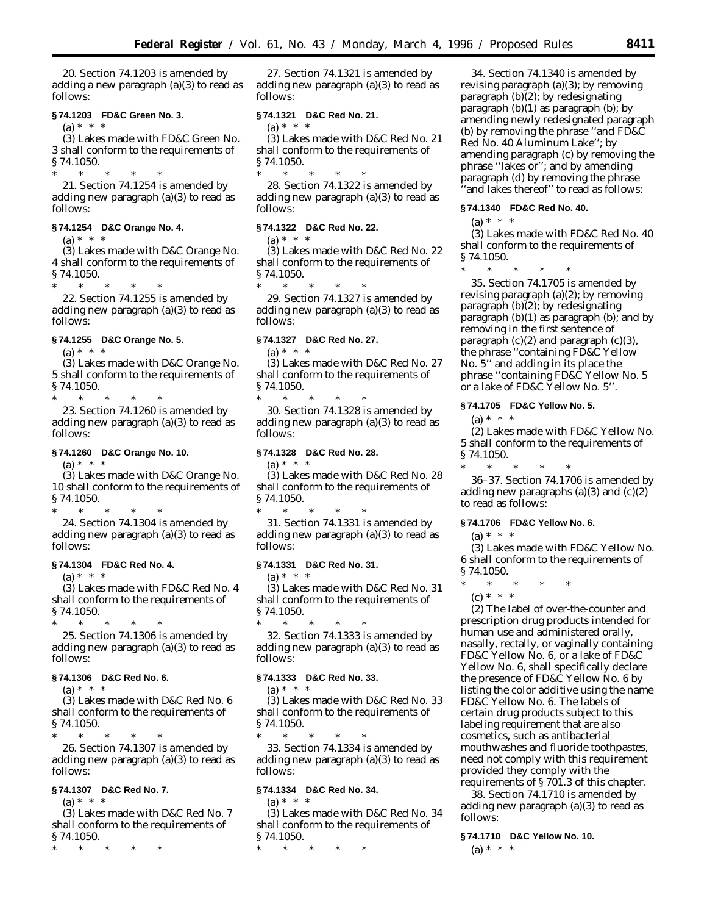20. Section 74.1203 is amended by adding a new paragraph (a)(3) to read as follows:

**§ 74.1203 FD&C Green No. 3.**

(a) * * *

(3) Lakes made with FD&C Green No. 3 shall conform to the requirements of § 74.1050.

\* \* \* \* \*

21. Section 74.1254 is amended by adding new paragraph (a)(3) to read as follows:

**§ 74.1254 D&C Orange No. 4.**

(a) * * *

(3) Lakes made with D&C Orange No. 4 shall conform to the requirements of § 74.1050.

\* \* \* \* \*

22. Section 74.1255 is amended by adding new paragraph (a)(3) to read as follows:

**§ 74.1255 D&C Orange No. 5.**

(a) * * *

(3) Lakes made with D&C Orange No. 5 shall conform to the requirements of § 74.1050.

\* \* \* \* \*

23. Section 74.1260 is amended by adding new paragraph (a)(3) to read as follows:

**§ 74.1260 D&C Orange No. 10.**

(a) * * *

(3) Lakes made with D&C Orange No. 10 shall conform to the requirements of § 74.1050.

\* \* \* \* \*

24. Section 74.1304 is amended by adding new paragraph (a)(3) to read as follows:

**§ 74.1304 FD&C Red No. 4.**

(a) * * *

(3) Lakes made with FD&C Red No. 4 shall conform to the requirements of § 74.1050.

\* \* \* \* \*

25. Section 74.1306 is amended by adding new paragraph (a)(3) to read as follows:

**§ 74.1306 D&C Red No. 6.**

(a) * * *

(3) Lakes made with D&C Red No. 6 shall conform to the requirements of § 74.1050.

\* \* \* \* \*

26. Section 74.1307 is amended by adding new paragraph (a)(3) to read as follows:

**§ 74.1307 D&C Red No. 7.**

(a) * * *

(3) Lakes made with D&C Red No. 7 shall conform to the requirements of § 74.1050.

\* \* \* \* \*

27. Section 74.1321 is amended by adding new paragraph (a)(3) to read as follows:

**§ 74.1321 D&C Red No. 21.**

(a) * * *

(3) Lakes made with D&C Red No. 21 shall conform to the requirements of § 74.1050.

\* \* \* \* \*

28. Section 74.1322 is amended by adding new paragraph (a)(3) to read as follows:

**§ 74.1322 D&C Red No. 22.**

(a) * * *

(3) Lakes made with D&C Red No. 22 shall conform to the requirements of § 74.1050.

\* \* \* \* \*

29. Section 74.1327 is amended by adding new paragraph (a)(3) to read as follows:

**§ 74.1327 D&C Red No. 27.**

(a) * * *

(3) Lakes made with D&C Red No. 27 shall conform to the requirements of § 74.1050.

\* \* \* \* \*

30. Section 74.1328 is amended by adding new paragraph (a)(3) to read as follows:

**§ 74.1328 D&C Red No. 28.**

(a) * * *

(3) Lakes made with D&C Red No. 28 shall conform to the requirements of § 74.1050.

\* \* \* \* \*

31. Section 74.1331 is amended by adding new paragraph (a)(3) to read as follows:

**§ 74.1331 D&C Red No. 31.**

(a) * * *

(3) Lakes made with D&C Red No. 31 shall conform to the requirements of § 74.1050.

\* \* \* \* \*

32. Section 74.1333 is amended by adding new paragraph (a)(3) to read as follows:

**§ 74.1333 D&C Red No. 33.**

(a) * * *

(3) Lakes made with D&C Red No. 33 shall conform to the requirements of § 74.1050.

\* \* \* \* \*

33. Section 74.1334 is amended by adding new paragraph (a)(3) to read as follows:

**§ 74.1334 D&C Red No. 34.**

(a) * * *

(3) Lakes made with D&C Red No. 34 shall conform to the requirements of § 74.1050.

\* \* \* \* \*

34. Section 74.1340 is amended by revising paragraph (a)(3); by removing paragraph (b)(2); by redesignating paragraph (b)(1) as paragraph (b); by amending newly redesignated paragraph (b) by removing the phrase ''and FD&C Red No. 40 Aluminum Lake''; by amending paragraph (c) by removing the phrase ''lakes or''; and by amending paragraph (d) by removing the phrase ''and lakes thereof'' to read as follows:

**§ 74.1340 FD&C Red No. 40.**

(a) * * *

(3) Lakes made with FD&C Red No. 40 shall conform to the requirements of § 74.1050.

\* \* \* \* \*

35. Section 74.1705 is amended by revising paragraph (a)(2); by removing paragraph (b)(2); by redesignating paragraph (b)(1) as paragraph (b); and by removing in the first sentence of paragraph (c)(2) and paragraph (c)(3), the phrase ''containing FD&C Yellow No. 5'' and adding in its place the phrase ''containing FD&C Yellow No. 5 or a lake of FD&C Yellow No. 5''.

**§ 74.1705 FD&C Yellow No. 5.**

(a) * * *

(2) Lakes made with FD&C Yellow No. 5 shall conform to the requirements of § 74.1050.

\* \* \* \* \*

36–37. Section 74.1706 is amended by adding new paragraphs (a)(3) and (c)(2) to read as follows:

**§ 74.1706 FD&C Yellow No. 6.**

(a) * * *

(3) Lakes made with FD&C Yellow No. 6 shall conform to the requirements of § 74.1050.

\* \* \* \* \*

(c) * * *

(2) The label of over-the-counter and prescription drug products intended for human use and administered orally, nasally, rectally, or vaginally containing FD&C Yellow No. 6, or a lake of FD&C Yellow No. 6, shall specifically declare the presence of FD&C Yellow No. 6 by listing the color additive using the name FD&C Yellow No. 6. The labels of certain drug products subject to this labeling requirement that are also cosmetics, such as antibacterial mouthwashes and fluoride toothpastes, need not comply with this requirement provided they comply with the requirements of § 701.3 of this chapter.

38. Section 74.1710 is amended by adding new paragraph (a)(3) to read as follows:

**§ 74.1710 D&C Yellow No. 10.**

(a) * * *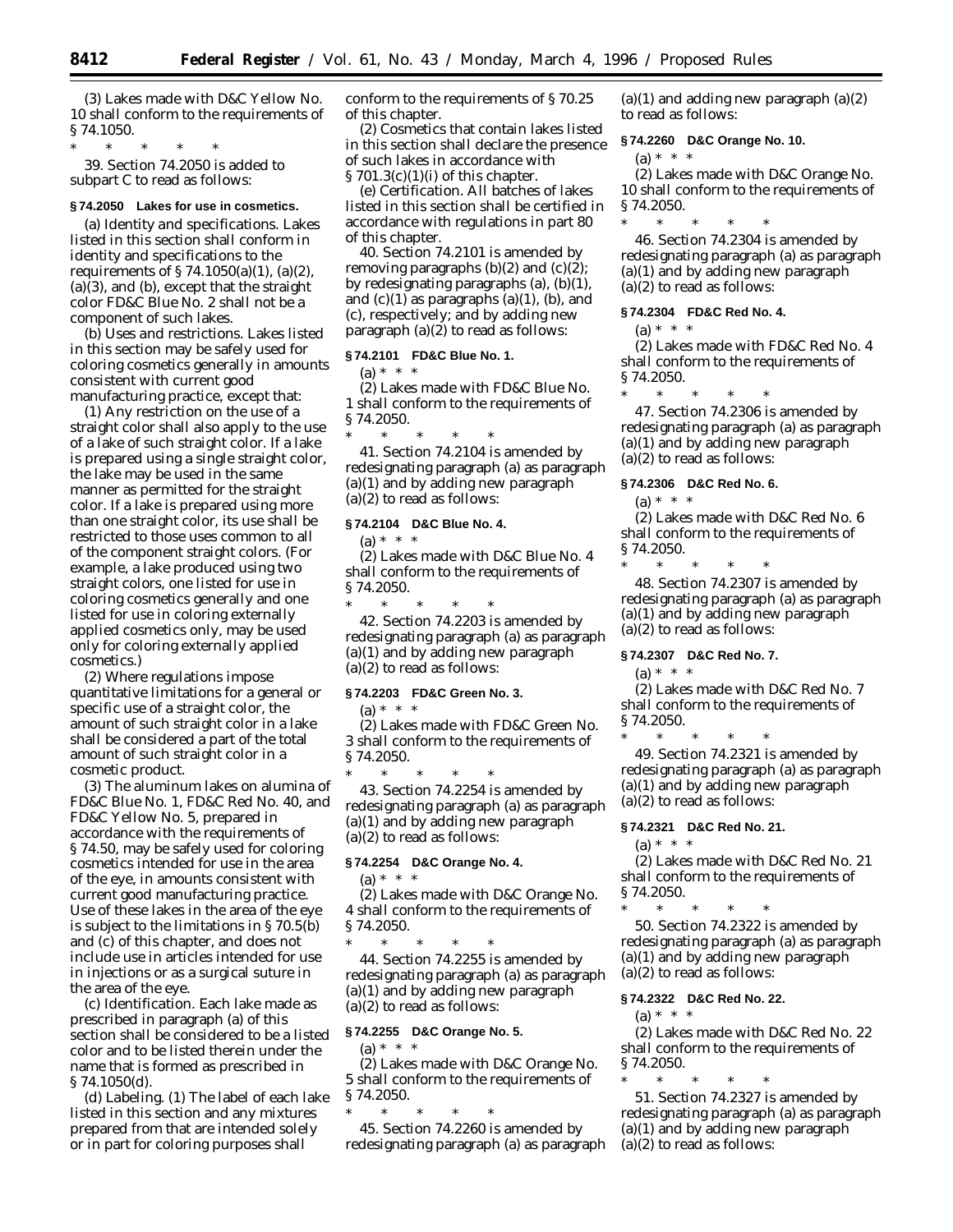(3) Lakes made with D&C Yellow No. 10 shall conform to the requirements of § 74.1050.

\* \* \* \* \*

39. Section 74.2050 is added to subpart C to read as follows:

**§ 74.2050 Lakes for use in cosmetics.**

(a) *Identity and specifications.* Lakes listed in this section shall conform in identity and specifications to the requirements of § 74.1050(a)(1), (a)(2), (a)(3), and (b), except that the straight color FD&C Blue No. 2 shall not be a component of such lakes.

(b) *Uses and restrictions.* Lakes listed in this section may be safely used for coloring cosmetics generally in amounts consistent with current good manufacturing practice, except that:

(1) Any restriction on the use of a straight color shall also apply to the use of a lake of such straight color. If a lake is prepared using a single straight color, the lake may be used in the same manner as permitted for the straight color. If a lake is prepared using more than one straight color, its use shall be restricted to those uses common to all of the component straight colors. (For example, a lake produced using two straight colors, one listed for use in coloring cosmetics generally and one listed for use in coloring externally applied cosmetics only, may be used only for coloring externally applied cosmetics.)

(2) Where regulations impose quantitative limitations for a general or specific use of a straight color, the amount of such straight color in a lake shall be considered a part of the total amount of such straight color in a cosmetic product.

(3) The aluminum lakes on alumina of FD&C Blue No. 1, FD&C Red No. 40, and FD&C Yellow No. 5, prepared in accordance with the requirements of § 74.50, may be safely used for coloring cosmetics intended for use in the area of the eye, in amounts consistent with current good manufacturing practice. Use of these lakes in the area of the eye is subject to the limitations in § 70.5(b) and (c) of this chapter, and does not include use in articles intended for use in injections or as a surgical suture in the area of the eye.

(c) *Identification.* Each lake made as prescribed in paragraph (a) of this section shall be considered to be a listed color and to be listed therein under the name that is formed as prescribed in § 74.1050(d).

(d) *Labeling.* (1) The label of each lake listed in this section and any mixtures prepared from that are intended solely or in part for coloring purposes shall conform to the requirements of § 70.25 of this chapter.

(2) Cosmetics that contain lakes listed in this section shall declare the presence of such lakes in accordance with § 701.3(c)(1)(i) of this chapter.

(e) *Certification.* All batches of lakes listed in this section shall be certified in accordance with regulations in part 80 of this chapter.

40. Section 74.2101 is amended by removing paragraphs (b)(2) and (c)(2); by redesignating paragraphs (a), (b)(1), and (c)(1) as paragraphs (a)(1), (b), and (c), respectively; and by adding new paragraph (a)(2) to read as follows:

**§ 74.2101 FD&C Blue No. 1.**

(a) \* \* \*

(2) Lakes made with FD&C Blue No. 1 shall conform to the requirements of § 74.2050.

\* \* \* \* \*

41. Section 74.2104 is amended by redesignating paragraph (a) as paragraph (a)(1) and by adding new paragraph (a)(2) to read as follows:

**§ 74.2104 D&C Blue No. 4.**

(a) \* \* \*

(2) Lakes made with D&C Blue No. 4 shall conform to the requirements of § 74.2050.

\* \* \* \* \*

42. Section 74.2203 is amended by redesignating paragraph (a) as paragraph (a)(1) and by adding new paragraph (a)(2) to read as follows:

**§ 74.2203 FD&C Green No. 3.**

(a) \* \* \*

(2) Lakes made with FD&C Green No. 3 shall conform to the requirements of § 74.2050.

\* \* \* \* \*

43. Section 74.2254 is amended by redesignating paragraph (a) as paragraph (a)(1) and by adding new paragraph (a)(2) to read as follows:

**§ 74.2254 D&C Orange No. 4.**

(a) \* \* \*

(2) Lakes made with D&C Orange No. 4 shall conform to the requirements of § 74.2050.

\* \* \* \* \*

44. Section 74.2255 is amended by redesignating paragraph (a) as paragraph (a)(1) and by adding new paragraph (a)(2) to read as follows:

**§ 74.2255 D&C Orange No. 5.**

(a) \* \* \*

(2) Lakes made with D&C Orange No. 5 shall conform to the requirements of § 74.2050.

\* \* \* \* \*

45. Section 74.2260 is amended by redesignating paragraph (a) as paragraph (a)(1) and adding new paragraph (a)(2) to read as follows:

**§ 74.2260 D&C Orange No. 10.**

(a) \* \* \*

(2) Lakes made with D&C Orange No. 10 shall conform to the requirements of § 74.2050.

\* \* \* \* \*

46. Section 74.2304 is amended by redesignating paragraph (a) as paragraph (a)(1) and by adding new paragraph (a)(2) to read as follows:

**§ 74.2304 FD&C Red No. 4.**

(a) \* \* \*

(2) Lakes made with FD&C Red No. 4 shall conform to the requirements of § 74.2050.

\* \* \* \* \*

47. Section 74.2306 is amended by redesignating paragraph (a) as paragraph (a)(1) and by adding new paragraph (a)(2) to read as follows:

**§ 74.2306 D&C Red No. 6.**

(a) \* \* \*

(2) Lakes made with D&C Red No. 6 shall conform to the requirements of § 74.2050.

\* \* \* \* \*

48. Section 74.2307 is amended by redesignating paragraph (a) as paragraph (a)(1) and by adding new paragraph (a)(2) to read as follows:

**§ 74.2307 D&C Red No. 7.**

(a) \* \* \*

(2) Lakes made with D&C Red No. 7 shall conform to the requirements of § 74.2050.

\* \* \* \* \*

49. Section 74.2321 is amended by redesignating paragraph (a) as paragraph (a)(1) and by adding new paragraph (a)(2) to read as follows:

**§ 74.2321 D&C Red No. 21.**

(a) \* \* \*

(2) Lakes made with D&C Red No. 21 shall conform to the requirements of § 74.2050.

\* \* \* \* \*

50. Section 74.2322 is amended by redesignating paragraph (a) as paragraph (a)(1) and by adding new paragraph (a)(2) to read as follows:

**§ 74.2322 D&C Red No. 22.**

(a) \* \* \*

(2) Lakes made with D&C Red No. 22 shall conform to the requirements of § 74.2050.

\* \* \* \* \*

51. Section 74.2327 is amended by redesignating paragraph (a) as paragraph (a)(1) and by adding new paragraph (a)(2) to read as follows: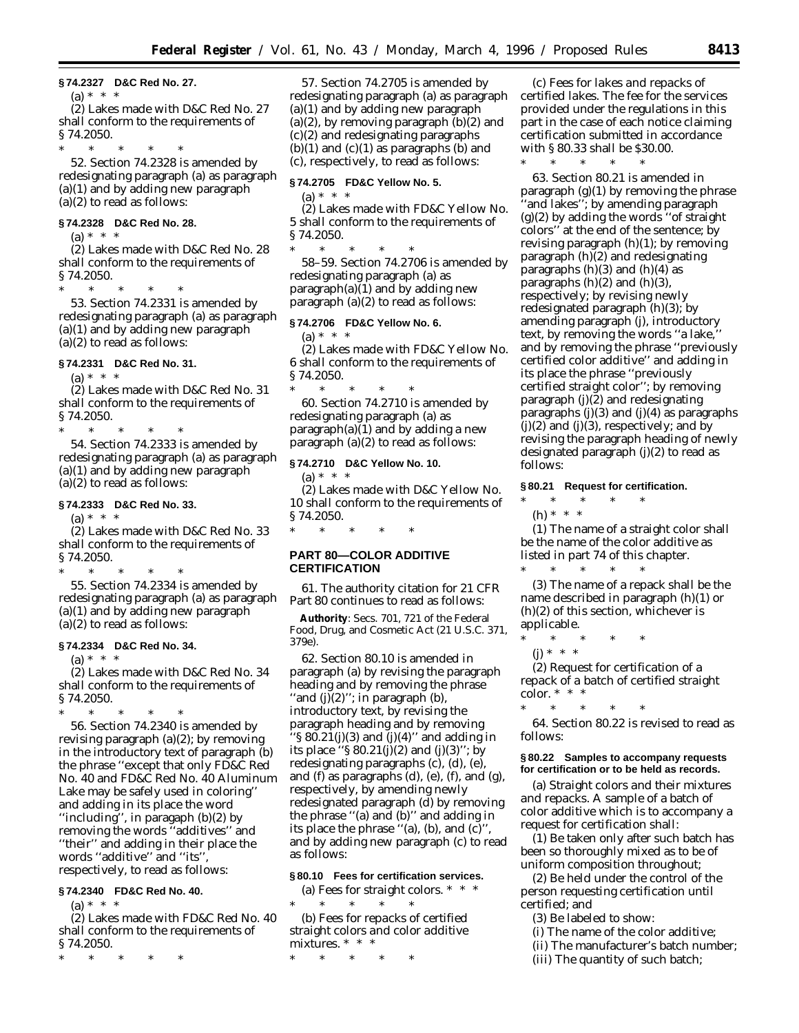**§ 74.2327 D&C Red No. 27.**

(a) * * *

(2) Lakes made with D&C Red No. 27 shall conform to the requirements of § 74.2050.

\* \* \* \* \*

52. Section 74.2328 is amended by redesignating paragraph (a) as paragraph (a)(1) and by adding new paragraph (a)(2) to read as follows:

**§ 74.2328 D&C Red No. 28.**

(a) * * *

(2) Lakes made with D&C Red No. 28 shall conform to the requirements of § 74.2050.

\* \* \* \* \*

53. Section 74.2331 is amended by redesignating paragraph (a) as paragraph (a)(1) and by adding new paragraph (a)(2) to read as follows:

**§ 74.2331 D&C Red No. 31.**

(a) * * *

(2) Lakes made with D&C Red No. 31 shall conform to the requirements of § 74.2050.

\* \* \* \* \*

54. Section 74.2333 is amended by redesignating paragraph (a) as paragraph (a)(1) and by adding new paragraph (a)(2) to read as follows:

**§ 74.2333 D&C Red No. 33.**

(a) * * *

(2) Lakes made with D&C Red No. 33 shall conform to the requirements of § 74.2050.

\* \* \* \* \*

55. Section 74.2334 is amended by redesignating paragraph (a) as paragraph (a)(1) and by adding new paragraph (a)(2) to read as follows:

**§ 74.2334 D&C Red No. 34.**

(a) * * *

(2) Lakes made with D&C Red No. 34 shall conform to the requirements of § 74.2050.

\* \* \* \* \*

56. Section 74.2340 is amended by revising paragraph (a)(2); by removing in the introductory text of paragraph (b) the phrase ''except that only FD&C Red No. 40 and FD&C Red No. 40 Aluminum Lake may be safely used in coloring'' and adding in its place the word ''including'', in paragaph (b)(2) by removing the words ''additives'' and ''their'' and adding in their place the words ''additive'' and ''its'', respectively, to read as follows:

**§ 74.2340 FD&C Red No. 40.**

(a) * * *

(2) Lakes made with FD&C Red No. 40 shall conform to the requirements of § 74.2050.

\* \* \* \* \*

57. Section 74.2705 is amended by redesignating paragraph (a) as paragraph (a)(1) and by adding new paragraph (a)(2), by removing paragraph (b)(2) and (c)(2) and redesignating paragraphs (b)(1) and (c)(1) as paragraphs (b) and (c), respectively, to read as follows:

**§ 74.2705 FD&C Yellow No. 5.**

(a) * * *

(2) Lakes made with FD&C Yellow No. 5 shall conform to the requirements of § 74.2050.

\* \* \* \* \*

58–59. Section 74.2706 is amended by redesignating paragraph (a) as paragraph(a)(1) and by adding new paragraph (a)(2) to read as follows:

**§ 74.2706 FD&C Yellow No. 6.**

(a) * * *

(2) Lakes made with FD&C Yellow No. 6 shall conform to the requirements of § 74.2050.

\* \* \* \* \*

60. Section 74.2710 is amended by redesignating paragraph (a) as paragraph(a)(1) and by adding a new paragraph (a)(2) to read as follows:

**§ 74.2710 D&C Yellow No. 10.**

(a) * * *

(2) Lakes made with D&C Yellow No. 10 shall conform to the requirements of § 74.2050.

\* \* \* \* \*

## PART 80—COLOR ADDITIVE CERTIFICATION

61. The authority citation for 21 CFR Part 80 continues to read as follows:

**Authority**: Secs. 701, 721 of the Federal Food, Drug, and Cosmetic Act (21 U.S.C. 371, 379e).

62. Section 80.10 is amended in paragraph (a) by revising the paragraph heading and by removing the phrase ''and (j)(2)''; in paragraph (b), introductory text, by revising the paragraph heading and by removing ''§ 80.21(j)(3) and (j)(4)'' and adding in its place ''§ 80.21(j)(2) and (j)(3)''; by redesignating paragraphs (c), (d), (e), and (f) as paragraphs (d), (e), (f), and (g), respectively, by amending newly redesignated paragraph (d) by removing the phrase ''(a) and (b)'' and adding in its place the phrase ''(a), (b), and (c)'', and by adding new paragraph (c) to read as follows:

**§ 80.10 Fees for certification services.**

(a) *Fees for straight colors.* * * *

\* \* \* \* \*

(b) *Fees for repacks of certified straight colors and color additive mixtures.* * * *

\* \* \* \* \*

(c) *Fees for lakes and repacks of certified lakes.* The fee for the services provided under the regulations in this part in the case of each notice claiming certification submitted in accordance with § 80.33 shall be $30.00.

\* \* \* \* \*

63. Section 80.21 is amended in paragraph (g)(1) by removing the phrase ''and lakes''; by amending paragraph (g)(2) by adding the words ''of straight colors'' at the end of the sentence; by revising paragraph (h)(1); by removing paragraph (h)(2) and redesignating paragraphs (h)(3) and (h)(4) as paragraphs (h)(2) and (h)(3), respectively; by revising newly redesignated paragraph (h)(3); by amending paragraph (j), introductory text, by removing the words ''a lake,'' and by removing the phrase ''previously certified color additive'' and adding in its place the phrase ''previously certified straight color''; by removing paragraph (j)(2) and redesignating paragraphs (j)(3) and (j)(4) as paragraphs (j)(2) and (j)(3), respectively; and by revising the paragraph heading of newly designated paragraph (j)(2) to read as follows:

**§ 80.21 Request for certification.**

\* \* \* \* \*

(h) * * *

(1) The name of a straight color shall be the name of the color additive as listed in part 74 of this chapter.

\* \* \* \* \*

(3) The name of a repack shall be the name described in paragraph (h)(1) or (h)(2) of this section, whichever is applicable.

\* \* \* \* \*

(j) * * *

(2) *Request for certification of a repack of a batch of certified straight color.* * * *

\* \* \* \* \*

64. Section 80.22 is revised to read as follows:

**§ 80.22 Samples to accompany requests for certification or to be held as records.**

(a) *Straight colors and their mixtures and repacks.* A sample of a batch of color additive which is to accompany a request for certification shall:

(1) Be taken only after such batch has been so thoroughly mixed as to be of uniform composition throughout;

(2) Be held under the control of the person requesting certification until certified; and

(3) Be labeled to show:

(i) The name of the color additive;

(ii) The manufacturer's batch number;

(iii) The quantity of such batch;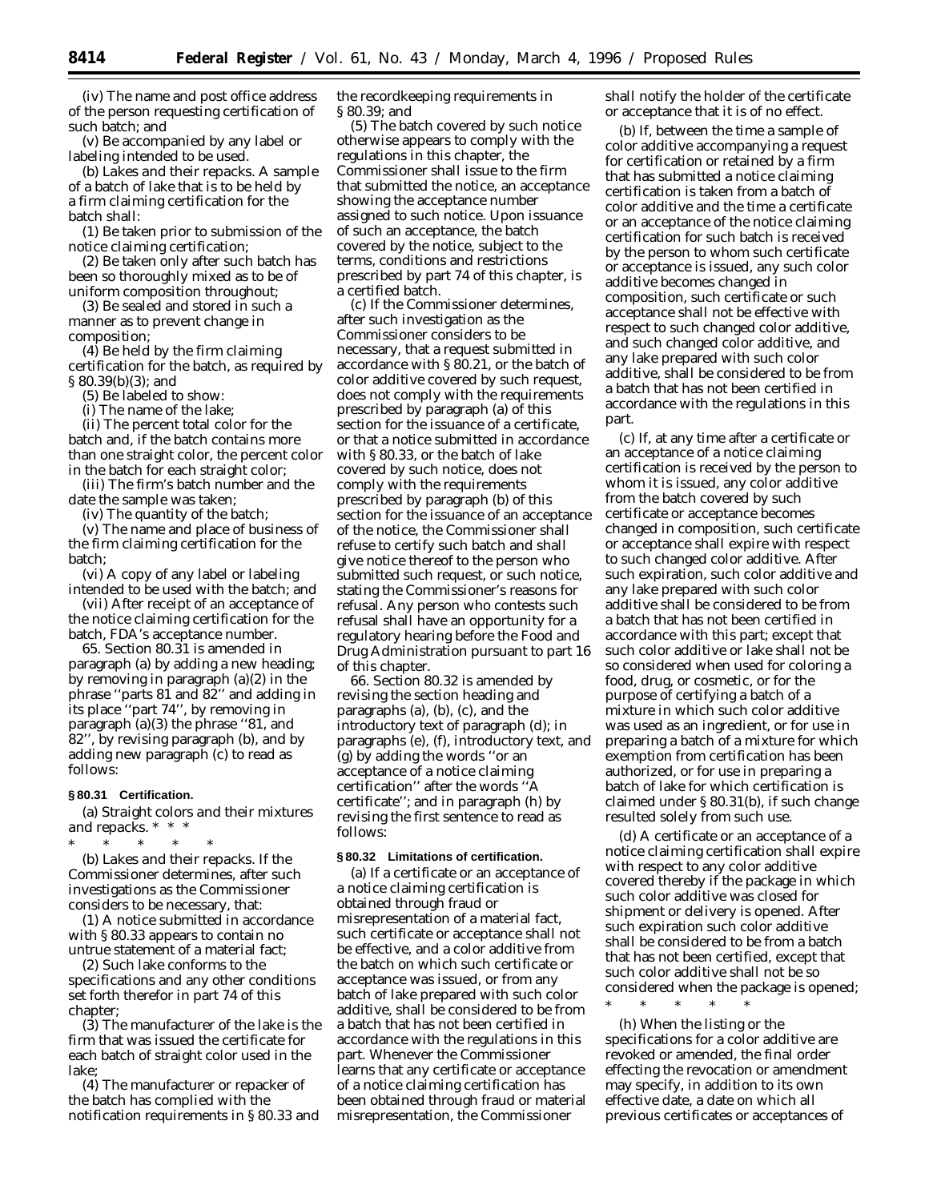(iv) The name and post office address of the person requesting certification of such batch; and

(v) Be accompanied by any label or labeling intended to be used.

(b) *Lakes and their repacks.* A sample of a batch of lake that is to be held by a firm claiming certification for the batch shall:

(1) Be taken prior to submission of the notice claiming certification;

(2) Be taken only after such batch has been so thoroughly mixed as to be of uniform composition throughout;

(3) Be sealed and stored in such a manner as to prevent change in composition;

(4) Be held by the firm claiming certification for the batch, as required by § 80.39(b)(3); and

(5) Be labeled to show:

(i) The name of the lake;

(ii) The percent total color for the batch and, if the batch contains more than one straight color, the percent color in the batch for each straight color;

(iii) The firm's batch number and the date the sample was taken;

(iv) The quantity of the batch;

(v) The name and place of business of the firm claiming certification for the batch;

(vi) A copy of any label or labeling intended to be used with the batch; and

(vii) After receipt of an acceptance of the notice claiming certification for the batch, FDA's acceptance number.

65. Section 80.31 is amended in paragraph (a) by adding a new heading; by removing in paragraph (a)(2) in the phrase "parts 81 and 82" and adding in its place "part 74", by removing in paragraph (a)(3) the phrase "81, and 82", by revising paragraph (b), and by adding new paragraph (c) to read as follows:

**§ 80.31 Certification.**

(a) *Straight colors and their mixtures and repacks.* * * *

\* \* \* \* \*

(b) *Lakes and their repacks.* If the Commissioner determines, after such investigations as the Commissioner considers to be necessary, that:

(1) A notice submitted in accordance with § 80.33 appears to contain no untrue statement of a material fact;

(2) Such lake conforms to the specifications and any other conditions set forth therefor in part 74 of this chapter;

(3) The manufacturer of the lake is the firm that was issued the certificate for each batch of straight color used in the lake;

(4) The manufacturer or repacker of the batch has complied with the notification requirements in § 80.33 and the recordkeeping requirements in § 80.39; and

(5) The batch covered by such notice otherwise appears to comply with the regulations in this chapter, the Commissioner shall issue to the firm that submitted the notice, an acceptance showing the acceptance number assigned to such notice. Upon issuance of such an acceptance, the batch covered by the notice, subject to the terms, conditions and restrictions prescribed by part 74 of this chapter, is a certified batch.

(c) If the Commissioner determines, after such investigation as the Commissioner considers to be necessary, that a request submitted in accordance with § 80.21, or the batch of color additive covered by such request, does not comply with the requirements prescribed by paragraph (a) of this section for the issuance of a certificate, or that a notice submitted in accordance with § 80.33, or the batch of lake covered by such notice, does not comply with the requirements prescribed by paragraph (b) of this section for the issuance of an acceptance of the notice, the Commissioner shall refuse to certify such batch and shall give notice thereof to the person who submitted such request, or such notice, stating the Commissioner's reasons for refusal. Any person who contests such refusal shall have an opportunity for a regulatory hearing before the Food and Drug Administration pursuant to part 16 of this chapter.

66. Section 80.32 is amended by revising the section heading and paragraphs (a), (b), (c), and the introductory text of paragraph (d); in paragraphs (e), (f), introductory text, and (g) by adding the words "or an acceptance of a notice claiming certification" after the words "A certificate"; and in paragraph (h) by revising the first sentence to read as follows:

**§ 80.32 Limitations of certification.**

(a) If a certificate or an acceptance of a notice claiming certification is obtained through fraud or misrepresentation of a material fact, such certificate or acceptance shall not be effective, and a color additive from the batch on which such certificate or acceptance was issued, or from any batch of lake prepared with such color additive, shall be considered to be from a batch that has not been certified in accordance with the regulations in this part. Whenever the Commissioner learns that any certificate or acceptance of a notice claiming certification has been obtained through fraud or material misrepresentation, the Commissioner shall notify the holder of the certificate or acceptance that it is of no effect.

(b) If, between the time a sample of color additive accompanying a request for certification or retained by a firm that has submitted a notice claiming certification is taken from a batch of color additive and the time a certificate or an acceptance of the notice claiming certification for such batch is received by the person to whom such certificate or acceptance is issued, any such color additive becomes changed in composition, such certificate or such acceptance shall not be effective with respect to such changed color additive, and such changed color additive, and any lake prepared with such color additive, shall be considered to be from a batch that has not been certified in accordance with the regulations in this part.

(c) If, at any time after a certificate or an acceptance of a notice claiming certification is received by the person to whom it is issued, any color additive from the batch covered by such certificate or acceptance becomes changed in composition, such certificate or acceptance shall expire with respect to such changed color additive. After such expiration, such color additive and any lake prepared with such color additive shall be considered to be from a batch that has not been certified in accordance with this part; except that such color additive or lake shall not be so considered when used for coloring a food, drug, or cosmetic, or for the purpose of certifying a batch of a mixture in which such color additive was used as an ingredient, or for use in preparing a batch of a mixture for which exemption from certification has been authorized, or for use in preparing a batch of lake for which certification is claimed under § 80.31(b), if such change resulted solely from such use.

(d) A certificate or an acceptance of a notice claiming certification shall expire with respect to any color additive covered thereby if the package in which such color additive was closed for shipment or delivery is opened. After such expiration such color additive shall be considered to be from a batch that has not been certified, except that such color additive shall not be so considered when the package is opened;

\* \* \* \* \*

(h) When the listing or the specifications for a color additive are revoked or amended, the final order effecting the revocation or amendment may specify, in addition to its own effective date, a date on which all previous certificates or acceptances of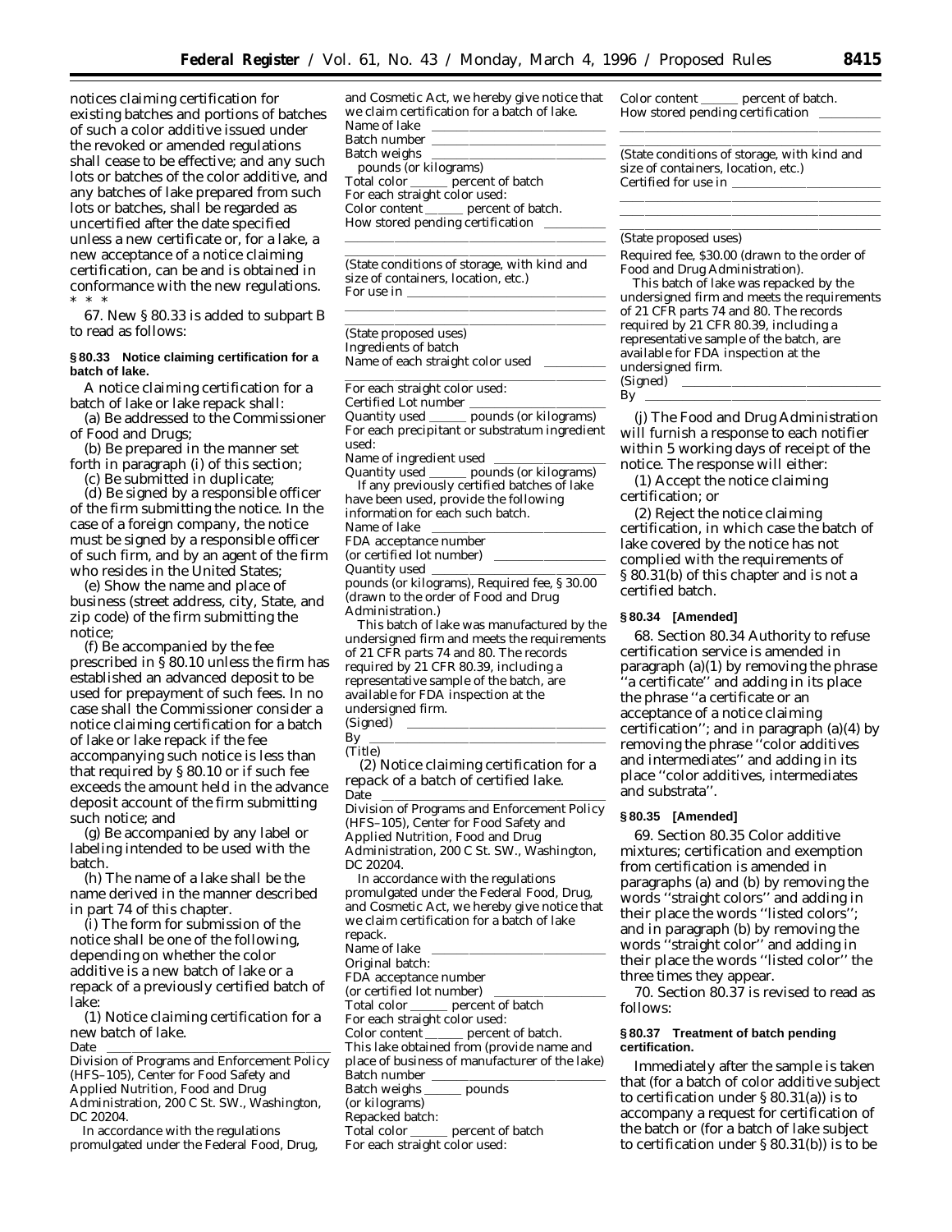notices claiming certification for existing batches and portions of batches of such a color additive issued under the revoked or amended regulations shall cease to be effective; and any such lots or batches of the color additive, and any batches of lake prepared from such lots or batches, shall be regarded as uncertified after the date specified unless a new certificate or, for a lake, a new acceptance of a notice claiming certification, can be and is obtained in conformance with the new regulations.

\* \* \*

67. New § 80.33 is added to subpart B to read as follows:

**§ 80.33 Notice claiming certification for a batch of lake.**

A notice claiming certification for a batch of lake or lake repack shall:

(a) Be addressed to the Commissioner of Food and Drugs;

(b) Be prepared in the manner set forth in paragraph (i) of this section;

(c) Be submitted in duplicate;

(d) Be signed by a responsible officer of the firm submitting the notice. In the case of a foreign company, the notice must be signed by a responsible officer of such firm, and by an agent of the firm who resides in the United States;

(e) Show the name and place of business (street address, city, State, and zip code) of the firm submitting the notice;

(f) Be accompanied by the fee prescribed in § 80.10 unless the firm has established an advanced deposit to be used for prepayment of such fees. In no case shall the Commissioner consider a notice claiming certification for a batch of lake or lake repack if the fee accompanying such notice is less than that required by § 80.10 or if such fee exceeds the amount held in the advance deposit account of the firm submitting such notice; and

(g) Be accompanied by any label or labeling intended to be used with the batch.

(h) The name of a lake shall be the name derived in the manner described in part 74 of this chapter.

(i) The form for submission of the notice shall be one of the following, depending on whether the color additive is a new batch of lake or a repack of a previously certified batch of lake:

(1) Notice claiming certification for a new batch of lake.

Date \_\_\_\_\_\_\_\_\_\_\_\_\_\_\_\_\_\_\_\_\_\_\_\_\_\_\_\_\_\_

Division of Programs and Enforcement Policy (HFS–105), Center for Food Safety and Applied Nutrition, Food and Drug Administration, 200 C St. SW., Washington, DC 20204.

In accordance with the regulations promulgated under the Federal Food, Drug, and Cosmetic Act, we hereby give notice that we claim certification for a batch of lake.

Name of lake \_\_\_\_\_\_\_\_\_\_\_\_\_\_\_\_\_\_\_\_\_\_\_\_

Batch number \_\_\_\_\_\_\_\_\_\_\_\_\_\_\_\_\_\_\_\_\_\_\_\_

Batch weighs \_\_\_\_\_\_\_\_\_\_\_\_\_\_\_\_\_\_\_\_\_\_\_\_ pounds (or kilograms)

Total color \_\_\_\_\_\_ percent of batch

For each straight color used:

Color content \_\_\_\_\_\_ percent of batch.

How stored pending certification \_\_\_\_\_\_\_\_\_

\_\_\_\_\_\_\_\_\_\_\_\_\_\_\_\_\_\_\_\_\_\_\_\_\_\_\_\_\_\_\_\_\_\_\_\_

(State conditions of storage, with kind and size of containers, location, etc.)

For use in \_\_\_\_\_\_\_\_\_\_\_\_\_\_\_\_\_\_\_\_\_\_\_\_\_\_

\_\_\_\_\_\_\_\_\_\_\_\_\_\_\_\_\_\_\_\_\_\_\_\_\_\_\_\_\_\_\_\_\_\_\_\_

(State proposed uses)

Ingredients of batch

Name of each straight color used \_\_\_\_\_\_\_\_\_

\_\_\_\_\_\_\_\_\_\_\_\_\_\_\_\_\_\_\_\_\_\_\_\_\_\_\_\_\_\_\_\_\_\_\_\_

For each straight color used:

Certified Lot number \_\_\_\_\_\_\_\_\_\_\_\_\_\_\_\_\_\_

Quantity used \_\_\_\_\_\_ pounds (or kilograms)

For each precipitant or substratum ingredient used:

Name of ingredient used \_\_\_\_\_\_\_\_\_\_\_\_\_\_\_

Quantity used \_\_\_\_\_\_ pounds (or kilograms)

If any previously certified batches of lake have been used, provide the following information for each such batch.

Name of lake \_\_\_\_\_\_\_\_\_\_\_\_\_\_\_\_\_\_\_\_\_\_\_\_

FDA acceptance number (or certified lot number) \_\_\_\_\_\_\_\_\_\_\_\_\_\_\_

Quantity used \_\_\_\_\_\_\_\_\_\_\_\_\_\_\_\_\_\_\_\_\_\_\_ pounds (or kilograms), Required fee, § 30.00 (drawn to the order of Food and Drug Administration.)

This batch of lake was manufactured by the undersigned firm and meets the requirements of 21 CFR parts 74 and 80. The records required by 21 CFR 80.39, including a representative sample of the batch, are available for FDA inspection at the undersigned firm.

(Signed) \_\_\_\_\_\_\_\_\_\_\_\_\_\_\_\_\_\_\_\_\_\_\_\_\_\_\_\_

By \_\_\_\_\_\_\_\_\_\_\_\_\_\_\_\_\_\_\_\_\_\_\_\_\_\_\_\_\_\_\_\_\_

(Title)

(2) Notice claiming certification for a repack of a batch of certified lake.

Date \_\_\_\_\_\_\_\_\_\_\_\_\_\_\_\_\_\_\_\_\_\_\_\_\_\_\_\_\_\_

Division of Programs and Enforcement Policy (HFS–105), Center for Food Safety and Applied Nutrition, Food and Drug Administration, 200 C St. SW., Washington, DC 20204.

In accordance with the regulations promulgated under the Federal Food, Drug, and Cosmetic Act, we hereby give notice that we claim certification for a batch of lake repack.

Name of lake \_\_\_\_\_\_\_\_\_\_\_\_\_\_\_\_\_\_\_\_\_\_\_\_

Original batch:

FDA acceptance number (or certified lot number) \_\_\_\_\_\_\_\_\_\_\_\_\_\_\_

Total color \_\_\_\_\_\_ percent of batch

For each straight color used:

Color content \_\_\_\_\_\_ percent of batch.

This lake obtained from (provide name and place of business of manufacturer of the lake)

Batch number \_\_\_\_\_\_\_\_\_\_\_\_\_\_\_\_\_\_\_\_\_\_\_\_

Batch weighs \_\_\_\_\_\_ pounds (or kilograms)

Repacked batch:

Total color \_\_\_\_\_\_ percent of batch

For each straight color used:

Color content \_\_\_\_\_\_ percent of batch.

How stored pending certification \_\_\_\_\_\_\_\_\_

\_\_\_\_\_\_\_\_\_\_\_\_\_\_\_\_\_\_\_\_\_\_\_\_\_\_\_\_\_\_\_\_\_\_\_\_

(State conditions of storage, with kind and size of containers, location, etc.)

Certified for use in \_\_\_\_\_\_\_\_\_\_\_\_\_\_\_\_\_\_\_\_

\_\_\_\_\_\_\_\_\_\_\_\_\_\_\_\_\_\_\_\_\_\_\_\_\_\_\_\_\_\_\_\_\_\_\_\_

(State proposed uses)

Required fee, $30.00 (drawn to the order of Food and Drug Administration).

This batch of lake was repacked by the undersigned firm and meets the requirements of 21 CFR parts 74 and 80. The records required by 21 CFR 80.39, including a representative sample of the batch, are available for FDA inspection at the undersigned firm.

(Signed) \_\_\_\_\_\_\_\_\_\_\_\_\_\_\_\_\_\_\_\_\_\_\_\_\_\_\_\_

By \_\_\_\_\_\_\_\_\_\_\_\_\_\_\_\_\_\_\_\_\_\_\_\_\_\_\_\_\_\_\_\_\_

(j) The Food and Drug Administration will furnish a response to each notifier within 5 working days of receipt of the notice. The response will either:

(1) Accept the notice claiming certification; or

(2) Reject the notice claiming certification, in which case the batch of lake covered by the notice has not complied with the requirements of § 80.31(b) of this chapter and is not a certified batch.

**§ 80.34 [Amended]**

68. Section 80.34 Authority to refuse certification service is amended in paragraph (a)(1) by removing the phrase "a certificate" and adding in its place the phrase "a certificate or an acceptance of a notice claiming certification"; and in paragraph (a)(4) by removing the phrase "color additives and intermediates" and adding in its place "color additives, intermediates and substrata".

**§ 80.35 [Amended]**

69. Section 80.35 Color additive mixtures; certification and exemption from certification is amended in paragraphs (a) and (b) by removing the words "straight colors" and adding in their place the words "listed colors"; and in paragraph (b) by removing the words "straight color" and adding in their place the words "listed color" the three times they appear.

70. Section 80.37 is revised to read as follows:

**§ 80.37 Treatment of batch pending certification.**

Immediately after the sample is taken that (for a batch of color additive subject to certification under § 80.31(a)) is to accompany a request for certification of the batch or (for a batch of lake subject to certification under § 80.31(b)) is to be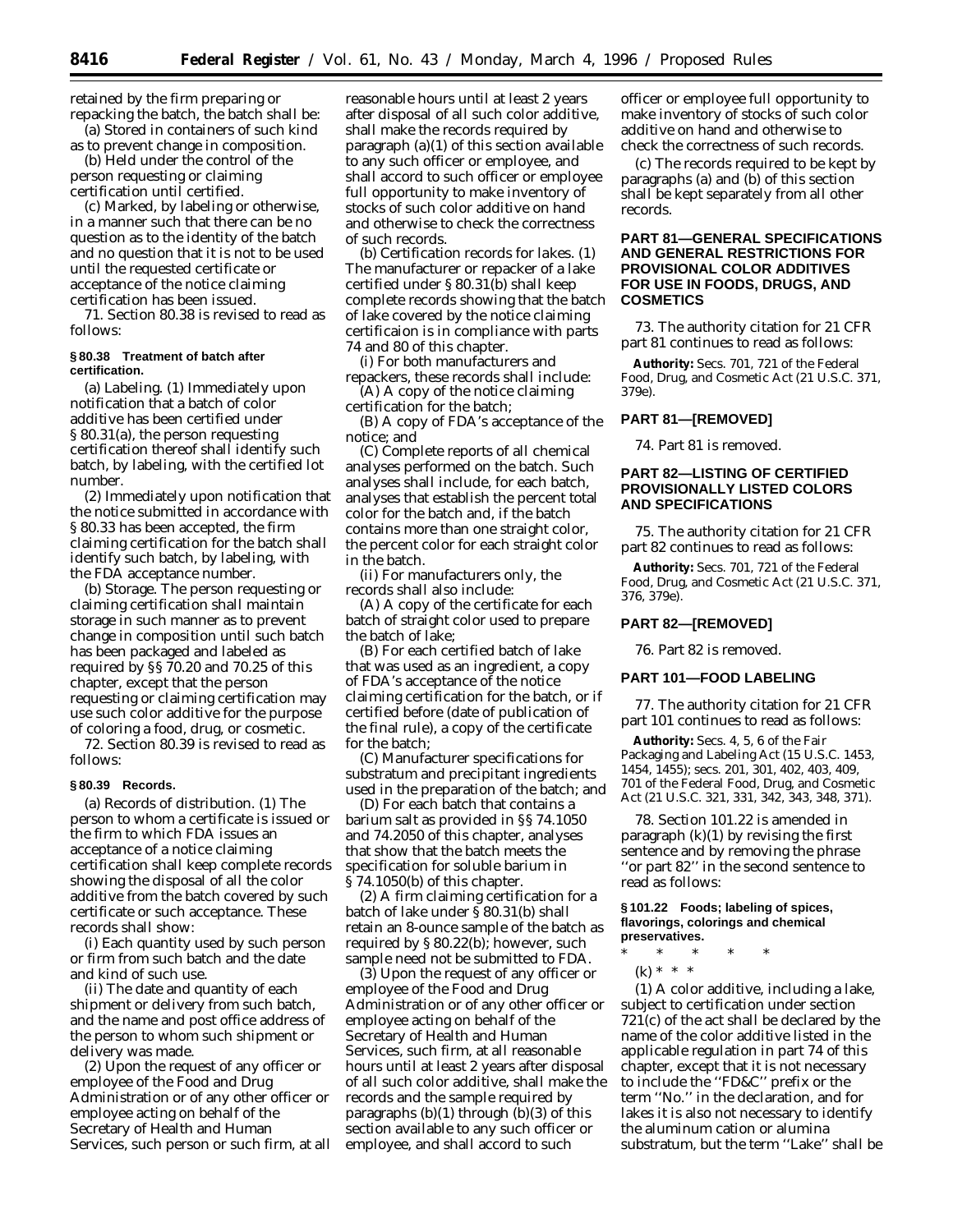retained by the firm preparing or repacking the batch, the batch shall be:

(a) Stored in containers of such kind as to prevent change in composition.

(b) Held under the control of the person requesting or claiming certification until certified.

(c) Marked, by labeling or otherwise, in a manner such that there can be no question as to the identity of the batch and no question that it is not to be used until the requested certificate or acceptance of the notice claiming certification has been issued.

71. Section 80.38 is revised to read as follows:

**§ 80.38 Treatment of batch after certification.**

(a) *Labeling.* (1) Immediately upon notification that a batch of color additive has been certified under § 80.31(a), the person requesting certification thereof shall identify such batch, by labeling, with the certified lot number.

(2) Immediately upon notification that the notice submitted in accordance with § 80.33 has been accepted, the firm claiming certification for the batch shall identify such batch, by labeling, with the FDA acceptance number.

(b) *Storage.* The person requesting or claiming certification shall maintain storage in such manner as to prevent change in composition until such batch has been packaged and labeled as required by §§ 70.20 and 70.25 of this chapter, except that the person requesting or claiming certification may use such color additive for the purpose of coloring a food, drug, or cosmetic.

72. Section 80.39 is revised to read as follows:

**§ 80.39 Records.**

(a) *Records of distribution.* (1) The person to whom a certificate is issued or the firm to which FDA issues an acceptance of a notice claiming certification shall keep complete records showing the disposal of all the color additive from the batch covered by such certificate or such acceptance. These records shall show:

(i) Each quantity used by such person or firm from such batch and the date and kind of such use.

(ii) The date and quantity of each shipment or delivery from such batch, and the name and post office address of the person to whom such shipment or delivery was made.

(2) Upon the request of any officer or employee of the Food and Drug Administration or of any other officer or employee acting on behalf of the Secretary of Health and Human Services, such person or such firm, at all reasonable hours until at least 2 years after disposal of all such color additive, shall make the records required by paragraph (a)(1) of this section available to any such officer or employee, and shall accord to such officer or employee full opportunity to make inventory of stocks of such color additive on hand and otherwise to check the correctness of such records.

(b) *Certification records for lakes.* (1) The manufacturer or repacker of a lake certified under § 80.31(b) shall keep complete records showing that the batch of lake covered by the notice claiming certificaion is in compliance with parts 74 and 80 of this chapter.

(i) For both manufacturers and repackers, these records shall include:

(A) A copy of the notice claiming certification for the batch;

(B) A copy of FDA's acceptance of the notice; and

(C) Complete reports of all chemical analyses performed on the batch. Such analyses shall include, for each batch, analyses that establish the percent total color for the batch and, if the batch contains more than one straight color, the percent color for each straight color in the batch.

(ii) For manufacturers only, the records shall also include:

(A) A copy of the certificate for each batch of straight color used to prepare the batch of lake;

(B) For each certified batch of lake that was used as an ingredient, a copy of FDA's acceptance of the notice claiming certification for the batch, or if certified before (date of publication of the final rule), a copy of the certificate for the batch;

(C) Manufacturer specifications for substratum and precipitant ingredients used in the preparation of the batch; and

(D) For each batch that contains a barium salt as provided in §§ 74.1050 and 74.2050 of this chapter, analyses that show that the batch meets the specification for soluble barium in § 74.1050(b) of this chapter.

(2) A firm claiming certification for a batch of lake under § 80.31(b) shall retain an 8-ounce sample of the batch as required by § 80.22(b); however, such sample need not be submitted to FDA.

(3) Upon the request of any officer or employee of the Food and Drug Administration or of any other officer or employee acting on behalf of the Secretary of Health and Human Services, such firm, at all reasonable hours until at least 2 years after disposal of all such color additive, shall make the records and the sample required by paragraphs (b)(1) through (b)(3) of this section available to any such officer or employee, and shall accord to such officer or employee full opportunity to make inventory of stocks of such color additive on hand and otherwise to check the correctness of such records.

(c) The records required to be kept by paragraphs (a) and (b) of this section shall be kept separately from all other records.

## PART 81—GENERAL SPECIFICATIONS AND GENERAL RESTRICTIONS FOR PROVISIONAL COLOR ADDITIVES FOR USE IN FOODS, DRUGS, AND COSMETICS

73. The authority citation for 21 CFR part 81 continues to read as follows:

**Authority:** Secs. 701, 721 of the Federal Food, Drug, and Cosmetic Act (21 U.S.C. 371, 379e).

## PART 81—[REMOVED]

74. Part 81 is removed.

## PART 82—LISTING OF CERTIFIED PROVISIONALLY LISTED COLORS AND SPECIFICATIONS

75. The authority citation for 21 CFR part 82 continues to read as follows:

**Authority:** Secs. 701, 721 of the Federal Food, Drug, and Cosmetic Act (21 U.S.C. 371, 376, 379e).

## PART 82—[REMOVED]

76. Part 82 is removed.

## PART 101—FOOD LABELING

77. The authority citation for 21 CFR part 101 continues to read as follows:

**Authority:** Secs. 4, 5, 6 of the Fair Packaging and Labeling Act (15 U.S.C. 1453, 1454, 1455); secs. 201, 301, 402, 403, 409, 701 of the Federal Food, Drug, and Cosmetic Act (21 U.S.C. 321, 331, 342, 343, 348, 371).

78. Section 101.22 is amended in paragraph (k)(1) by revising the first sentence and by removing the phrase "or part 82" in the second sentence to read as follows:

**§ 101.22 Foods; labeling of spices, flavorings, colorings and chemical preservatives.**

\* \* \* \* \*

(k) \* \* \*

(1) A color additive, including a lake, subject to certification under section 721(c) of the act shall be declared by the name of the color additive listed in the applicable regulation in part 74 of this chapter, except that it is not necessary to include the "FD&C" prefix or the term "No." in the declaration, and for lakes it is also not necessary to identify the aluminum cation or alumina substratum, but the term "Lake" shall be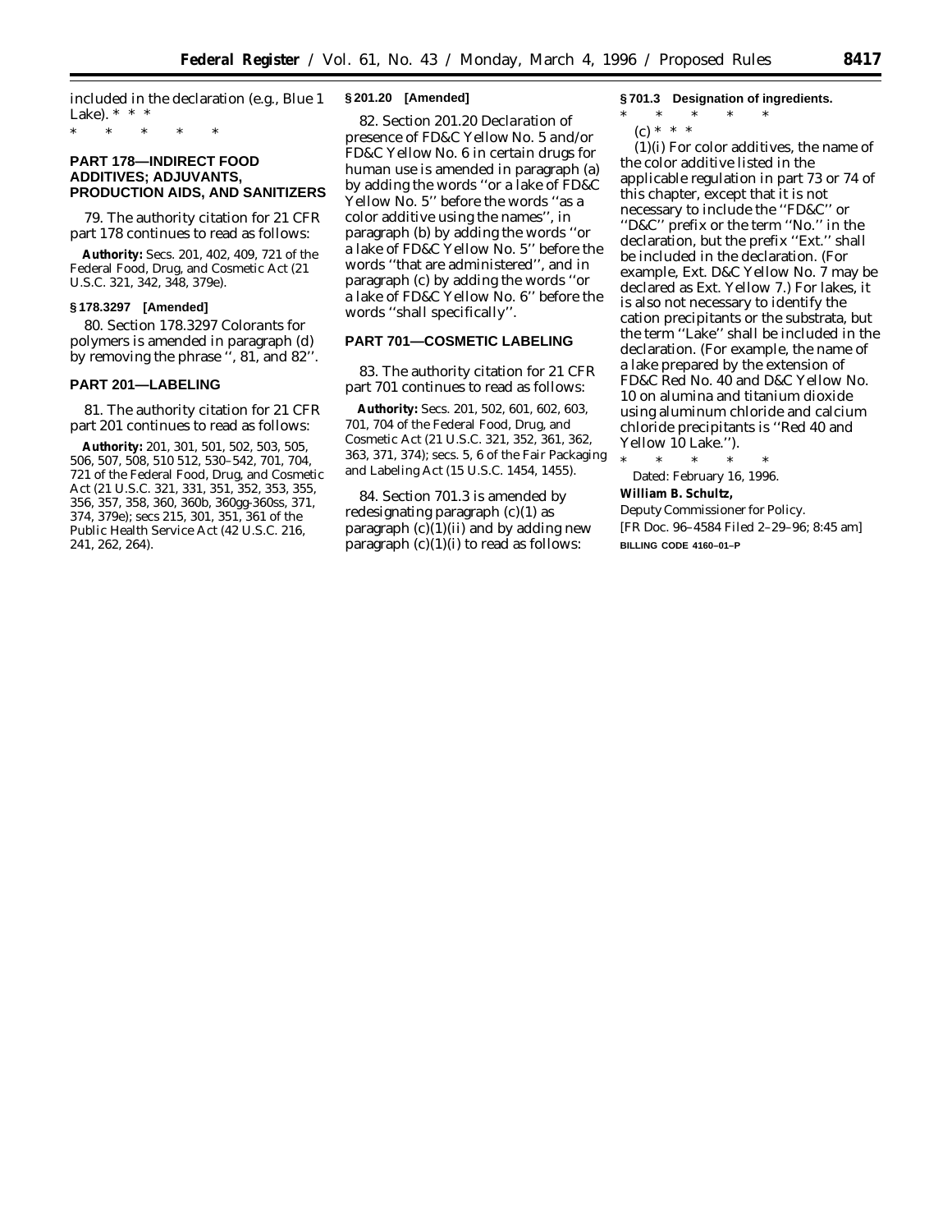included in the declaration (e.g., Blue 1 Lake). * * *

\* \* \* \* \*

## PART 178—INDIRECT FOOD ADDITIVES; ADJUVANTS, PRODUCTION AIDS, AND SANITIZERS

79. The authority citation for 21 CFR part 178 continues to read as follows:

**Authority:** Secs. 201, 402, 409, 721 of the Federal Food, Drug, and Cosmetic Act (21 U.S.C. 321, 342, 348, 379e).

### § 178.3297 [Amended]

80. Section 178.3297 Colorants for polymers is amended in paragraph (d) by removing the phrase '', 81, and 82''.

## PART 201—LABELING

81. The authority citation for 21 CFR part 201 continues to read as follows:

**Authority:** 201, 301, 501, 502, 503, 505, 506, 507, 508, 510 512, 530–542, 701, 704, 721 of the Federal Food, Drug, and Cosmetic Act (21 U.S.C. 321, 331, 351, 352, 353, 355, 356, 357, 358, 360, 360b, 360gg-360ss, 371, 374, 379e); secs 215, 301, 351, 361 of the Public Health Service Act (42 U.S.C. 216, 241, 262, 264).

### § 201.20 [Amended]

82. Section 201.20 Declaration of presence of FD&C Yellow No. 5 and/or FD&C Yellow No. 6 in certain drugs for human use is amended in paragraph (a) by adding the words ''or a lake of FD&C Yellow No. 5'' before the words ''as a color additive using the names'', in paragraph (b) by adding the words ''or a lake of FD&C Yellow No. 5'' before the words ''that are administered'', and in paragraph (c) by adding the words ''or a lake of FD&C Yellow No. 6'' before the words ''shall specifically''.

## PART 701—COSMETIC LABELING

83. The authority citation for 21 CFR part 701 continues to read as follows:

**Authority:** Secs. 201, 502, 601, 602, 603, 701, 704 of the Federal Food, Drug, and Cosmetic Act (21 U.S.C. 321, 352, 361, 362, 363, 371, 374); secs. 5, 6 of the Fair Packaging and Labeling Act (15 U.S.C. 1454, 1455).

84. Section 701.3 is amended by redesignating paragraph (c)(1) as paragraph (c)(1)(ii) and by adding new paragraph (c)(1)(i) to read as follows:

### § 701.3 Designation of ingredients.

\* \* \* \* \*

(c) * * *

(1)(i) For color additives, the name of the color additive listed in the applicable regulation in part 73 or 74 of this chapter, except that it is not necessary to include the ''FD&C'' or ''D&C'' prefix or the term ''No.'' in the declaration, but the prefix ''Ext.'' shall be included in the declaration. (For example, Ext. D&C Yellow No. 7 may be declared as Ext. Yellow 7.) For lakes, it is also not necessary to identify the cation precipitants or the substrata, but the term ''Lake'' shall be included in the declaration. (For example, the name of a lake prepared by the extension of FD&C Red No. 40 and D&C Yellow No. 10 on alumina and titanium dioxide using aluminum chloride and calcium chloride precipitants is ''Red 40 and Yellow 10 Lake.'').

\* \* \* \* \*

Dated: February 16, 1996.

**William B. Schultz,**

*Deputy Commissioner for Policy.*

[FR Doc. 96–4584 Filed 2–29–96; 8:45 am]

BILLING CODE 4160–01–P